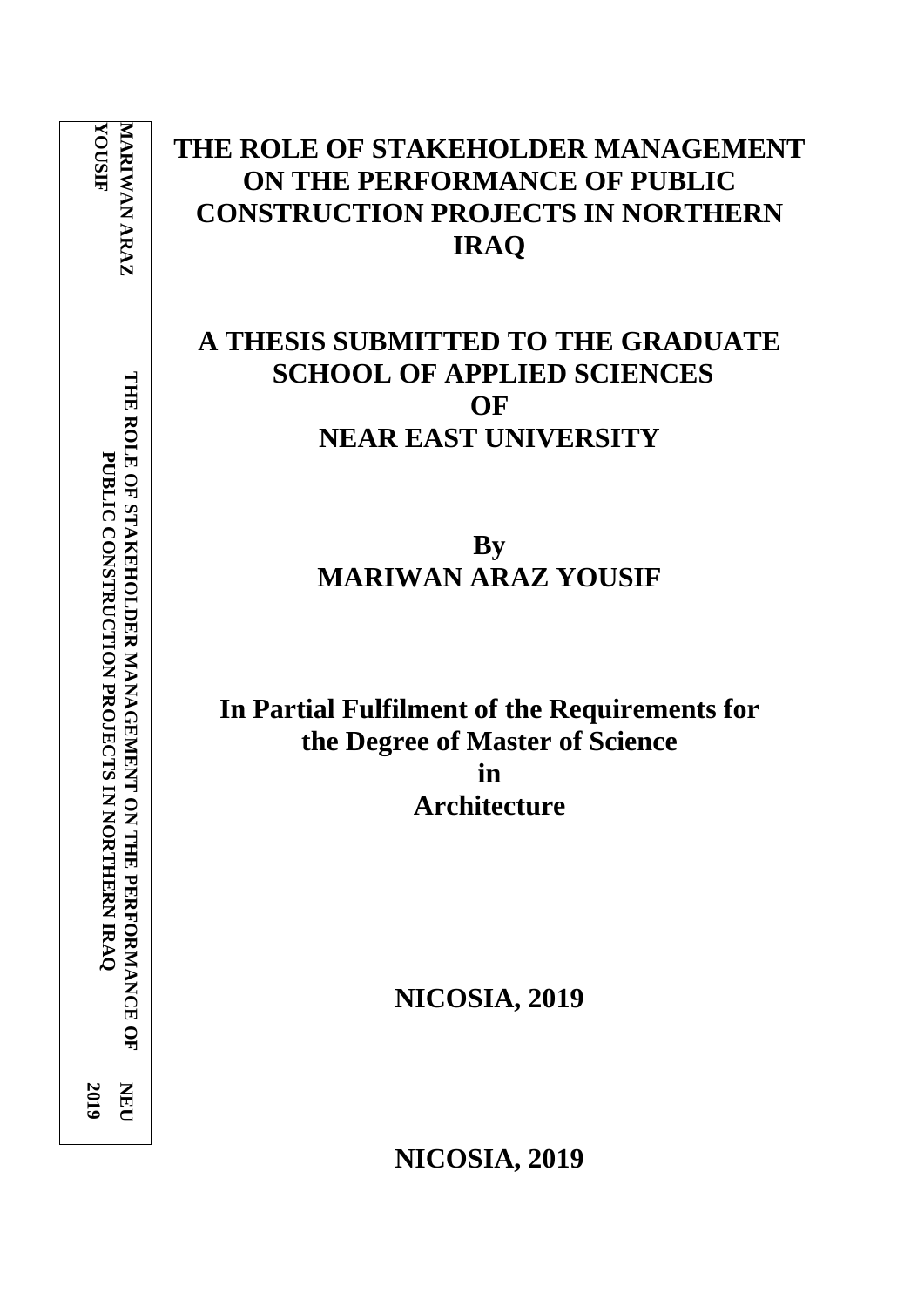# THE ROLE OF STAKEHOLDER MANAGEMENT ON THE PERFORMANCE OF PUBLIC CONSTRUCTION PROJECTS IN NORTHERN IRAQ

**A THESIS SUBMITTED TO THE GRADUATE SCHOOL OF APPLIED SCIENCES OF NEAR EAST UNIVERSITY**

**By**
**MARIWAN ARAZ YOUSIF**

**In Partial Fulfilment of the Requirements for the Degree of Master of Science in Architecture**

**NICOSIA, 2019**

**NICOSIA, 2019**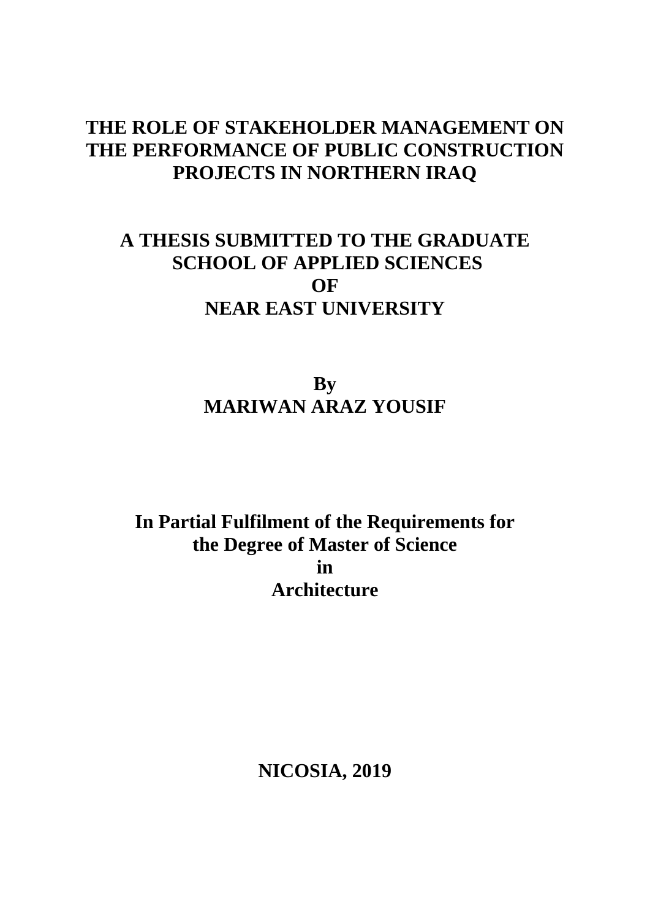# THE ROLE OF STAKEHOLDER MANAGEMENT ON THE PERFORMANCE OF PUBLIC CONSTRUCTION PROJECTS IN NORTHERN IRAQ

**A THESIS SUBMITTED TO THE GRADUATE SCHOOL OF APPLIED SCIENCES OF NEAR EAST UNIVERSITY**

**By**
**MARIWAN ARAZ YOUSIF**

**In Partial Fulfilment of the Requirements for the Degree of Master of Science in Architecture**

**NICOSIA, 2019**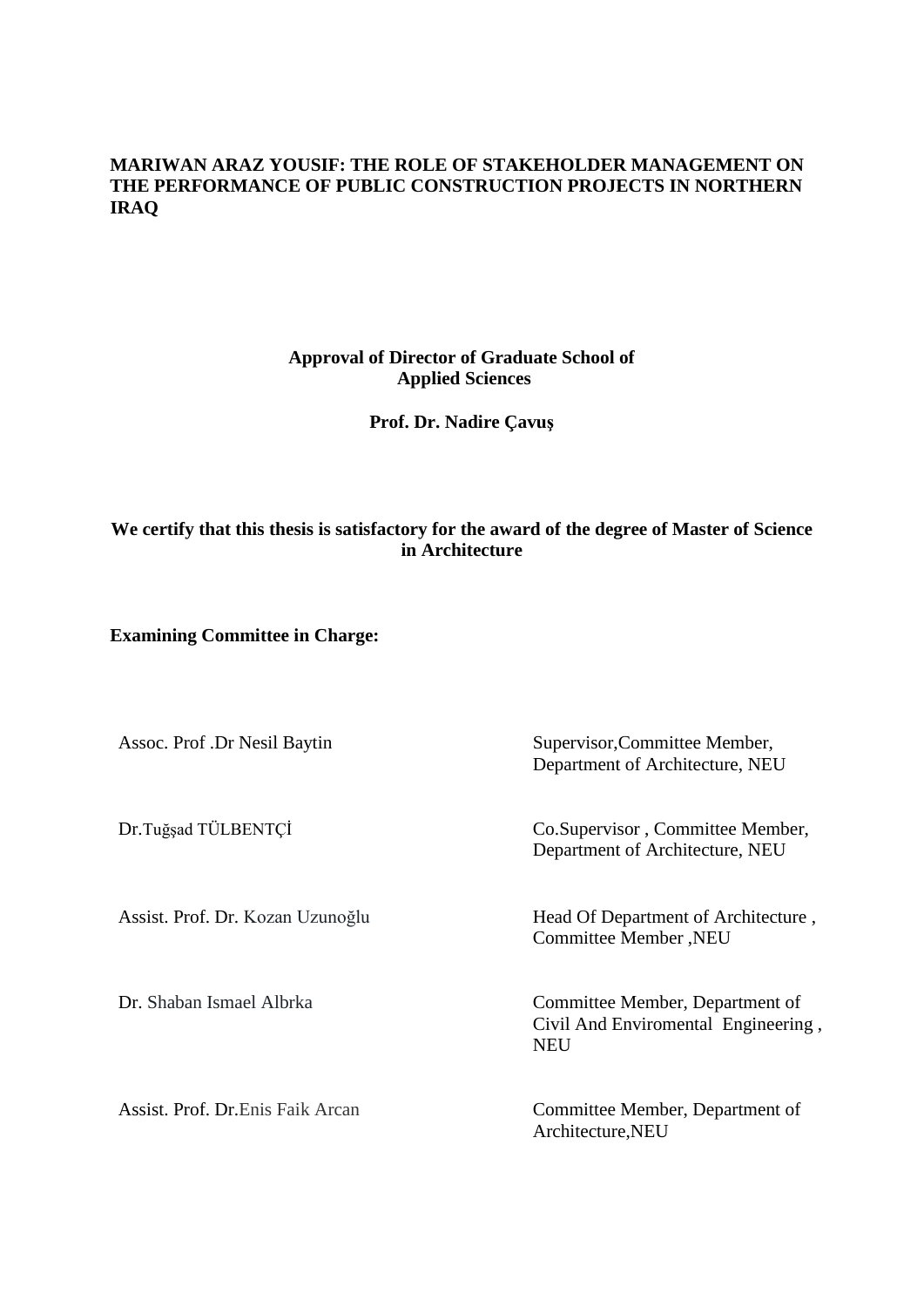**MARIWAN ARAZ YOUSIF: THE ROLE OF STAKEHOLDER MANAGEMENT ON THE PERFORMANCE OF PUBLIC CONSTRUCTION PROJECTS IN NORTHERN IRAQ**

**Approval of Director of Graduate School of Applied Sciences**

**Prof. Dr. Nadire Çavuş**

**We certify that this thesis is satisfactory for the award of the degree of Master of Science in Architecture**

**Examining Committee in Charge:**

| | |
|---|---|
| Assoc. Prof .Dr Nesil Baytin | Supervisor,Committee Member, Department of Architecture, NEU |
| Dr.Tuğşad TÜLBENTÇİ | Co.Supervisor , Committee Member, Department of Architecture, NEU |
| Assist. Prof. Dr. Kozan Uzunoğlu | Head Of Department of Architecture , Committee Member ,NEU |
| Dr. Shaban Ismael Albrka | Committee Member, Department of Civil And Enviromental Engineering , NEU |
| Assist. Prof. Dr.Enis Faik Arcan | Committee Member, Department of Architecture,NEU |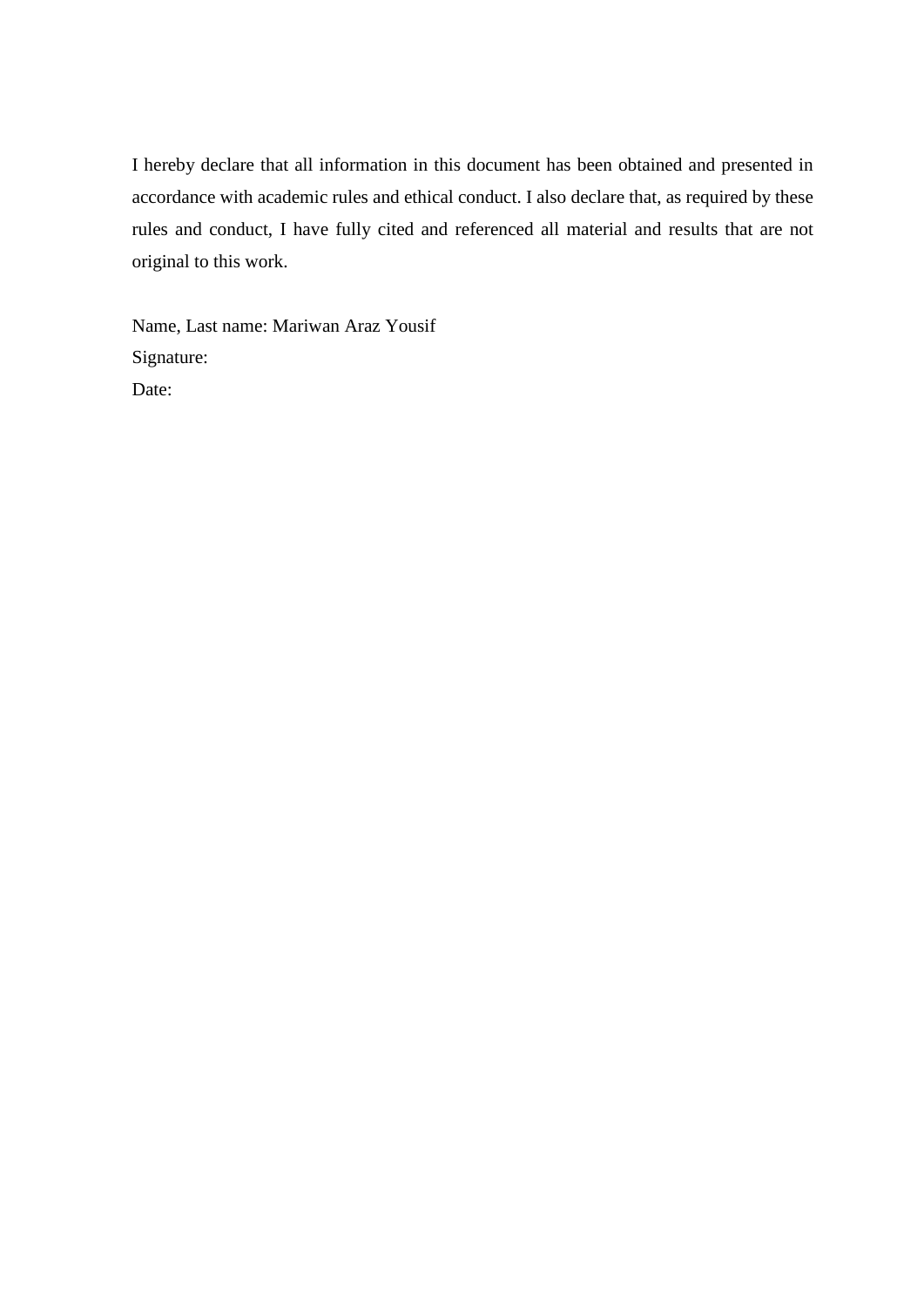I hereby declare that all information in this document has been obtained and presented in accordance with academic rules and ethical conduct. I also declare that, as required by these rules and conduct, I have fully cited and referenced all material and results that are not original to this work.

Name, Last name: Mariwan Araz Yousif

Signature:

Date: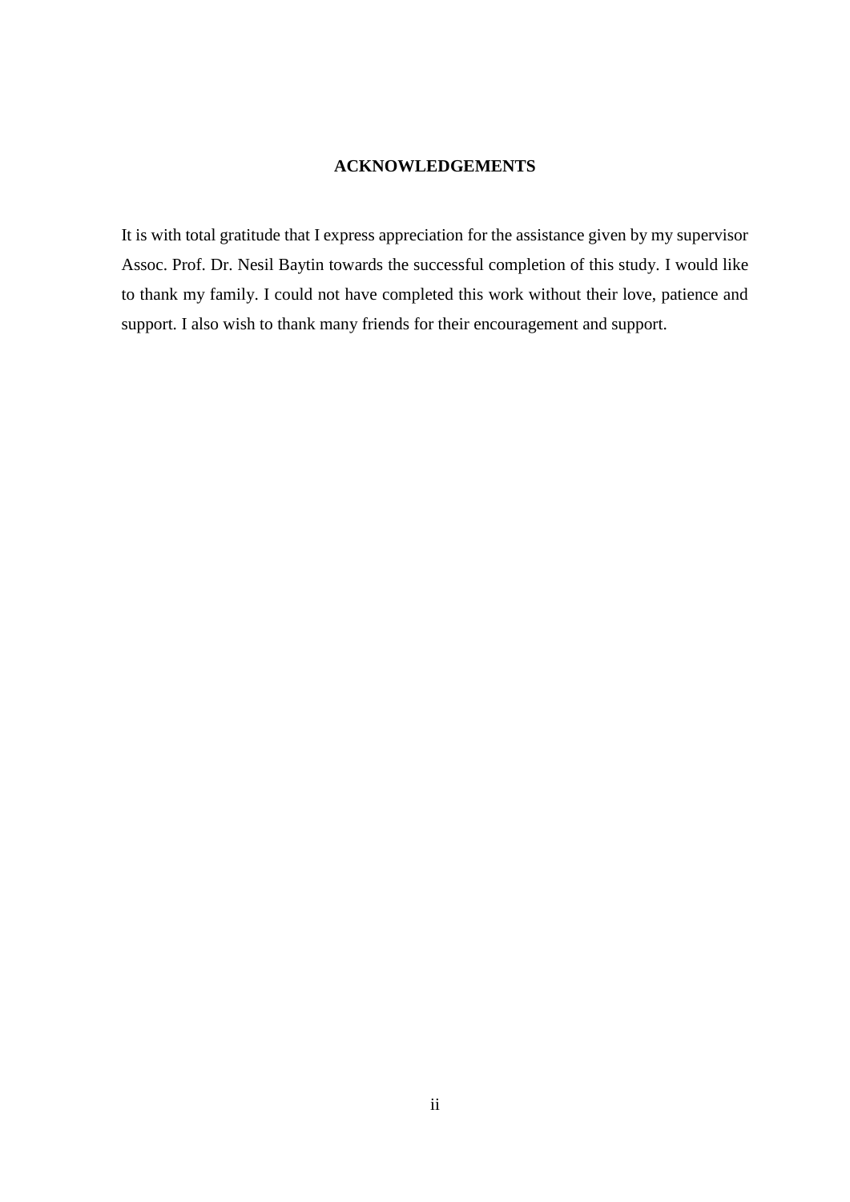# ACKNOWLEDGEMENTS

It is with total gratitude that I express appreciation for the assistance given by my supervisor Assoc. Prof. Dr. Nesil Baytin towards the successful completion of this study. I would like to thank my family. I could not have completed this work without their love, patience and support. I also wish to thank many friends for their encouragement and support.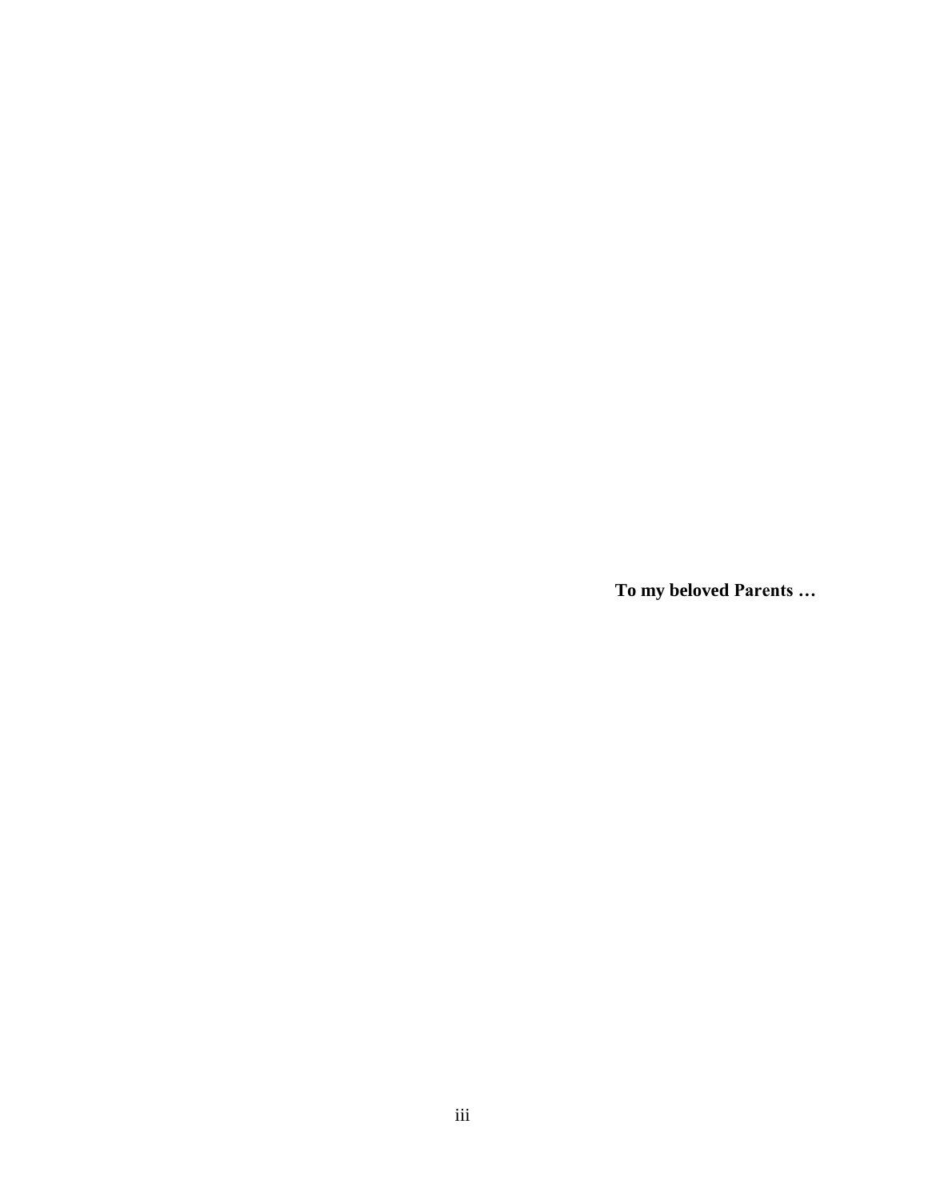**To my beloved Parents …**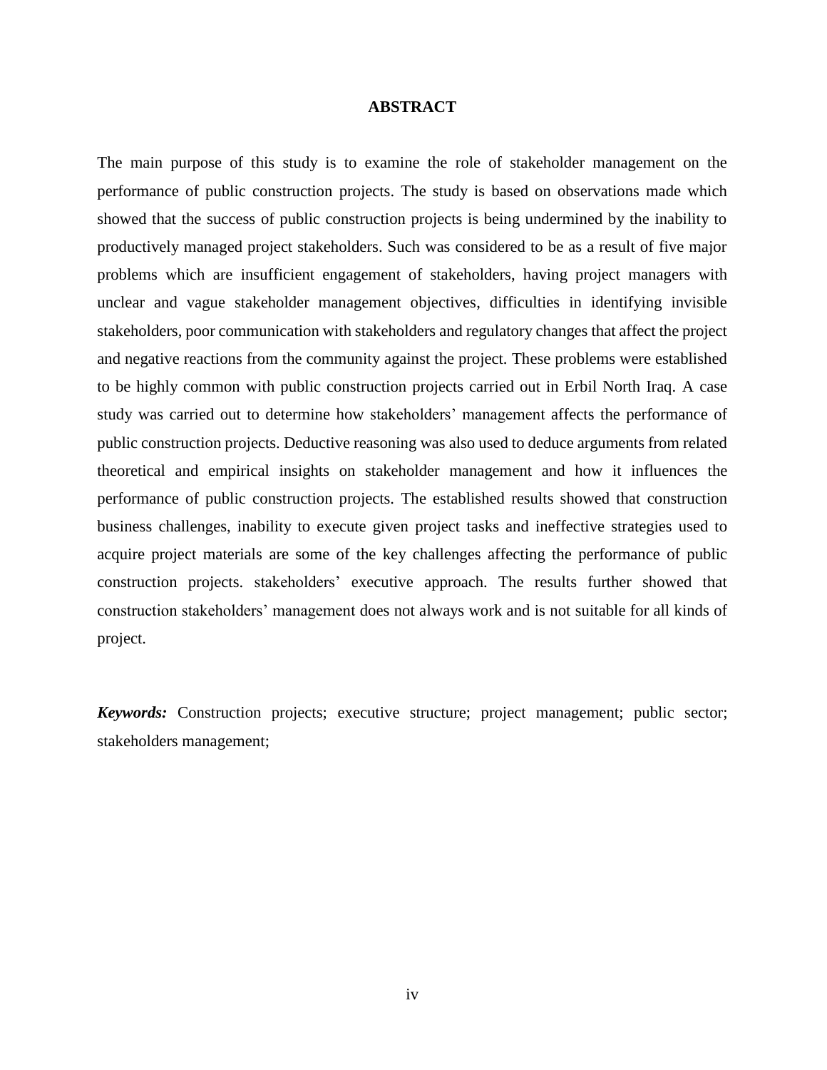# ABSTRACT

The main purpose of this study is to examine the role of stakeholder management on the performance of public construction projects. The study is based on observations made which showed that the success of public construction projects is being undermined by the inability to productively managed project stakeholders. Such was considered to be as a result of five major problems which are insufficient engagement of stakeholders, having project managers with unclear and vague stakeholder management objectives, difficulties in identifying invisible stakeholders, poor communication with stakeholders and regulatory changes that affect the project and negative reactions from the community against the project. These problems were established to be highly common with public construction projects carried out in Erbil North Iraq. A case study was carried out to determine how stakeholders' management affects the performance of public construction projects. Deductive reasoning was also used to deduce arguments from related theoretical and empirical insights on stakeholder management and how it influences the performance of public construction projects. The established results showed that construction business challenges, inability to execute given project tasks and ineffective strategies used to acquire project materials are some of the key challenges affecting the performance of public construction projects. stakeholders' executive approach. The results further showed that construction stakeholders' management does not always work and is not suitable for all kinds of project.

***Keywords:*** Construction projects; executive structure; project management; public sector; stakeholders management;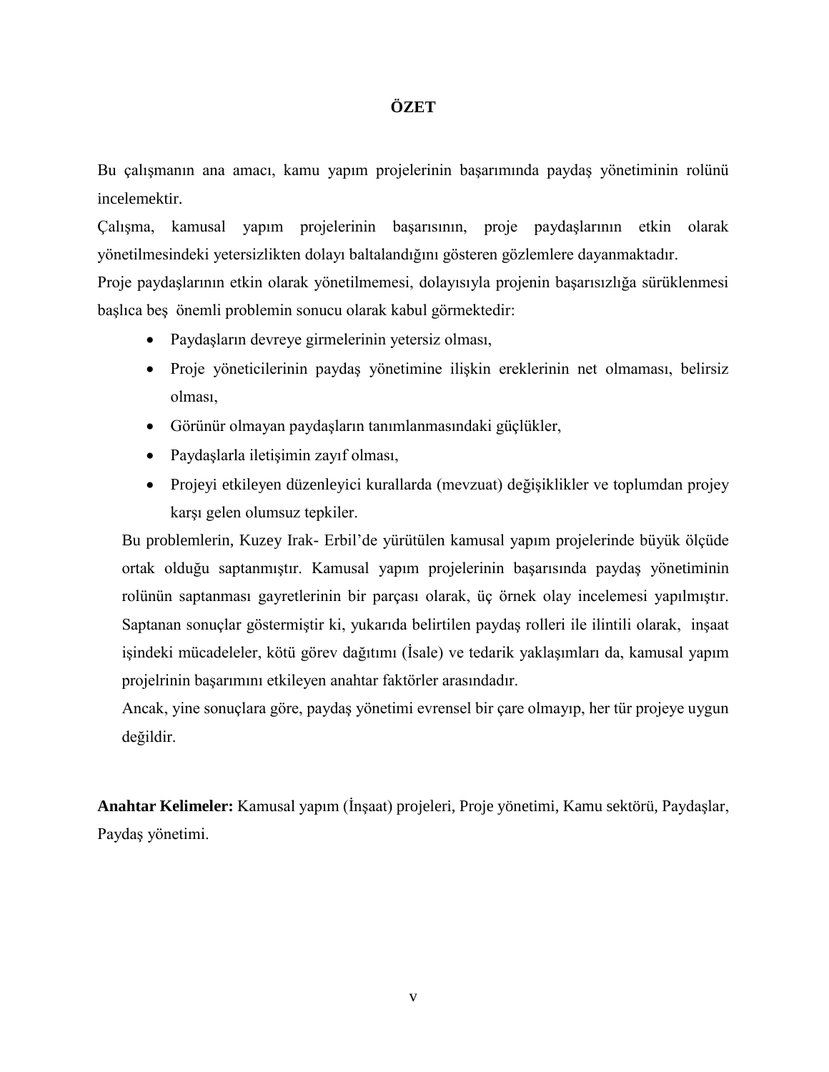# ÖZET

Bu çalışmanın ana amacı, kamu yapım projelerinin başarımında paydaş yönetiminin rolünü incelemektir.

Çalışma, kamusal yapım projelerinin başarısının, proje paydaşlarının etkin olarak yönetilmesindeki yetersizlikten dolayı baltalandığını gösteren gözlemlere dayanmaktadır.

Proje paydaşlarının etkin olarak yönetilmemesi, dolayısıyla projenin başarısızlığa sürüklenmesi başlıca beş önemli problemin sonucu olarak kabul görmektedir:

- Paydaşların devreye girmelerinin yetersiz olması,
- Proje yöneticilerinin paydaş yönetimine ilişkin ereklerinin net olmaması, belirsiz olması,
- Görünür olmayan paydaşların tanımlanmasındaki güçlükler,
- Paydaşlarla iletişimin zayıf olması,
- Projeyi etkileyen düzenleyici kurallarda (mevzuat) değişiklikler ve toplumdan projey karşı gelen olumsuz tepkiler.

Bu problemlerin, Kuzey Irak- Erbil'de yürütülen kamusal yapım projelerinde büyük ölçüde ortak olduğu saptanmıştır. Kamusal yapım projelerinin başarısında paydaş yönetiminin rolünün saptanması gayretlerinin bir parçası olarak, üç örnek olay incelemesi yapılmıştır. Saptanan sonuçlar göstermiştir ki, yukarıda belirtilen paydaş rolleri ile ilintili olarak, inşaat işindeki mücadeleler, kötü görev dağıtımı (İsale) ve tedarik yaklaşımları da, kamusal yapım projelrinin başarımını etkileyen anahtar faktörler arasındadır.

Ancak, yine sonuçlara göre, paydaş yönetimi evrensel bir çare olmayıp, her tür projeye uygun değildir.

**Anahtar Kelimeler:** Kamusal yapım (İnşaat) projeleri, Proje yönetimi, Kamu sektörü, Paydaşlar, Paydaş yönetimi.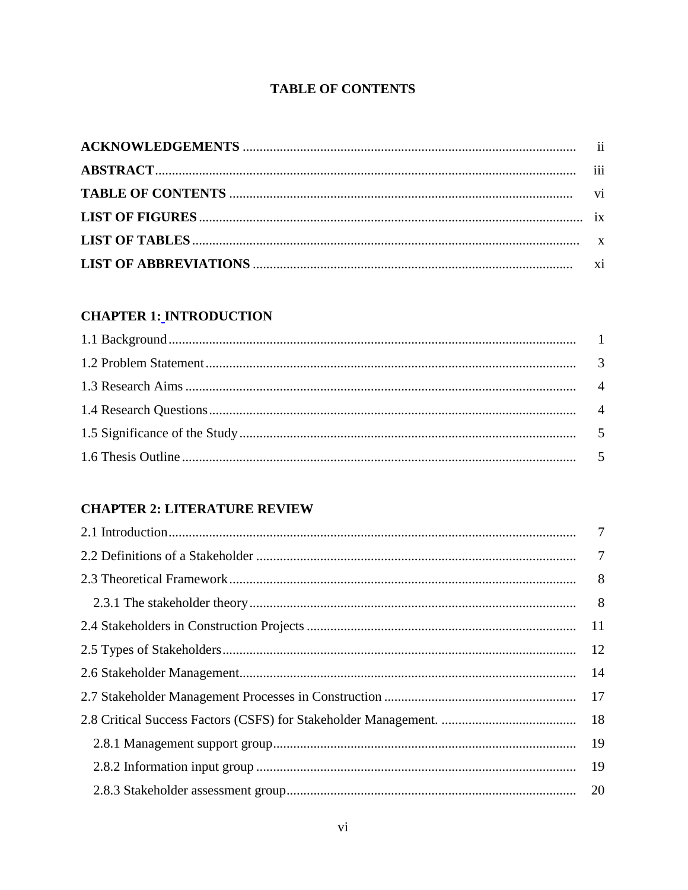## TABLE OF CONTENTS

**ACKNOWLEDGEMENTS** ........ ii
**ABSTRACT** ........ iii
**TABLE OF CONTENTS** ........ vi
**LIST OF FIGURES** ........ ix
**LIST OF TABLES** ........ x
**LIST OF ABBREVIATIONS** ........ xi

**CHAPTER 1: INTRODUCTION**

1.1 Background ........ 1
1.2 Problem Statement ........ 3
1.3 Research Aims ........ 4
1.4 Research Questions ........ 4
1.5 Significance of the Study ........ 5
1.6 Thesis Outline ........ 5

**CHAPTER 2: LITERATURE REVIEW**

2.1 Introduction ........ 7
2.2 Definitions of a Stakeholder ........ 7
2.3 Theoretical Framework ........ 8
  2.3.1 The stakeholder theory ........ 8
2.4 Stakeholders in Construction Projects ........ 11
2.5 Types of Stakeholders ........ 12
2.6 Stakeholder Management ........ 14
2.7 Stakeholder Management Processes in Construction ........ 17
2.8 Critical Success Factors (CSFS) for Stakeholder Management. ........ 18
  2.8.1 Management support group ........ 19
  2.8.2 Information input group ........ 19
  2.8.3 Stakeholder assessment group ........ 20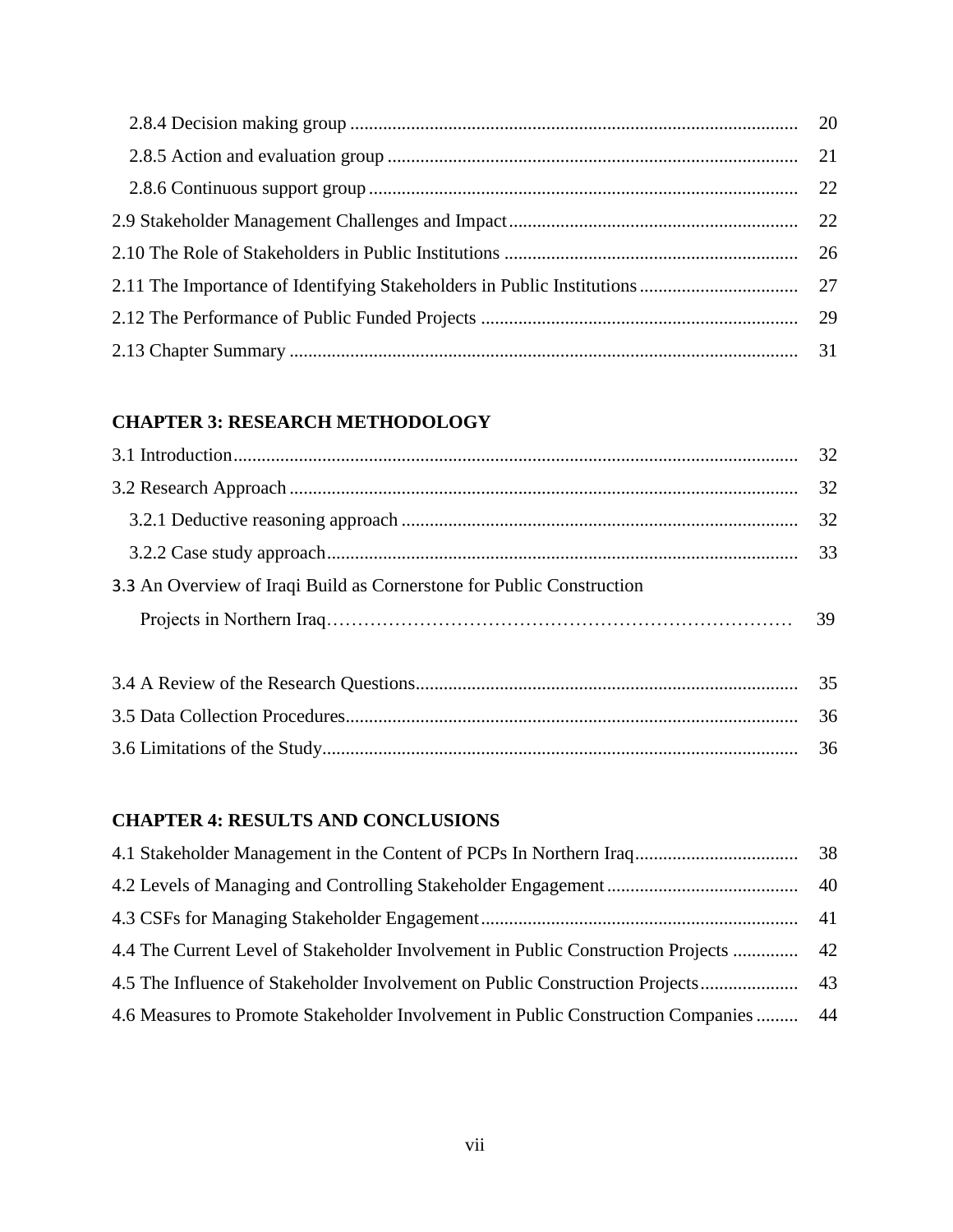2.8.4 Decision making group ........................................................................................ 20

2.8.5 Action and evaluation group ................................................................................ 21

2.8.6 Continuous support group ................................................................................... 22

2.9 Stakeholder Management Challenges and Impact ..................................................... 22

2.10 The Role of Stakeholders in Public Institutions ....................................................... 26

2.11 The Importance of Identifying Stakeholders in Public Institutions .......................... 27

2.12 The Performance of Public Funded Projects ............................................................ 29

2.13 Chapter Summary ..................................................................................................... 31

**CHAPTER 3: RESEARCH METHODOLOGY**

3.1 Introduction .................................................................................................................. 32

3.2 Research Approach ...................................................................................................... 32

3.2.1 Deductive reasoning approach ................................................................................ 32

3.2.2 Case study approach ................................................................................................ 33

3.3 An Overview of Iraqi Build as Cornerstone for Public Construction Projects in Northern Iraq……………………………………………………………… 39

3.4 A Review of the Research Questions ........................................................................... 35

3.5 Data Collection Procedures .......................................................................................... 36

3.6 Limitations of the Study ............................................................................................... 36

**CHAPTER 4: RESULTS AND CONCLUSIONS**

4.1 Stakeholder Management in the Content of PCPs In Northern Iraq ........................... 38

4.2 Levels of Managing and Controlling Stakeholder Engagement ................................... 40

4.3 CSFs for Managing Stakeholder Engagement .............................................................. 41

4.4 The Current Level of Stakeholder Involvement in Public Construction Projects .......... 42

4.5 The Influence of Stakeholder Involvement on Public Construction Projects ................ 43

4.6 Measures to Promote Stakeholder Involvement in Public Construction Companies ..... 44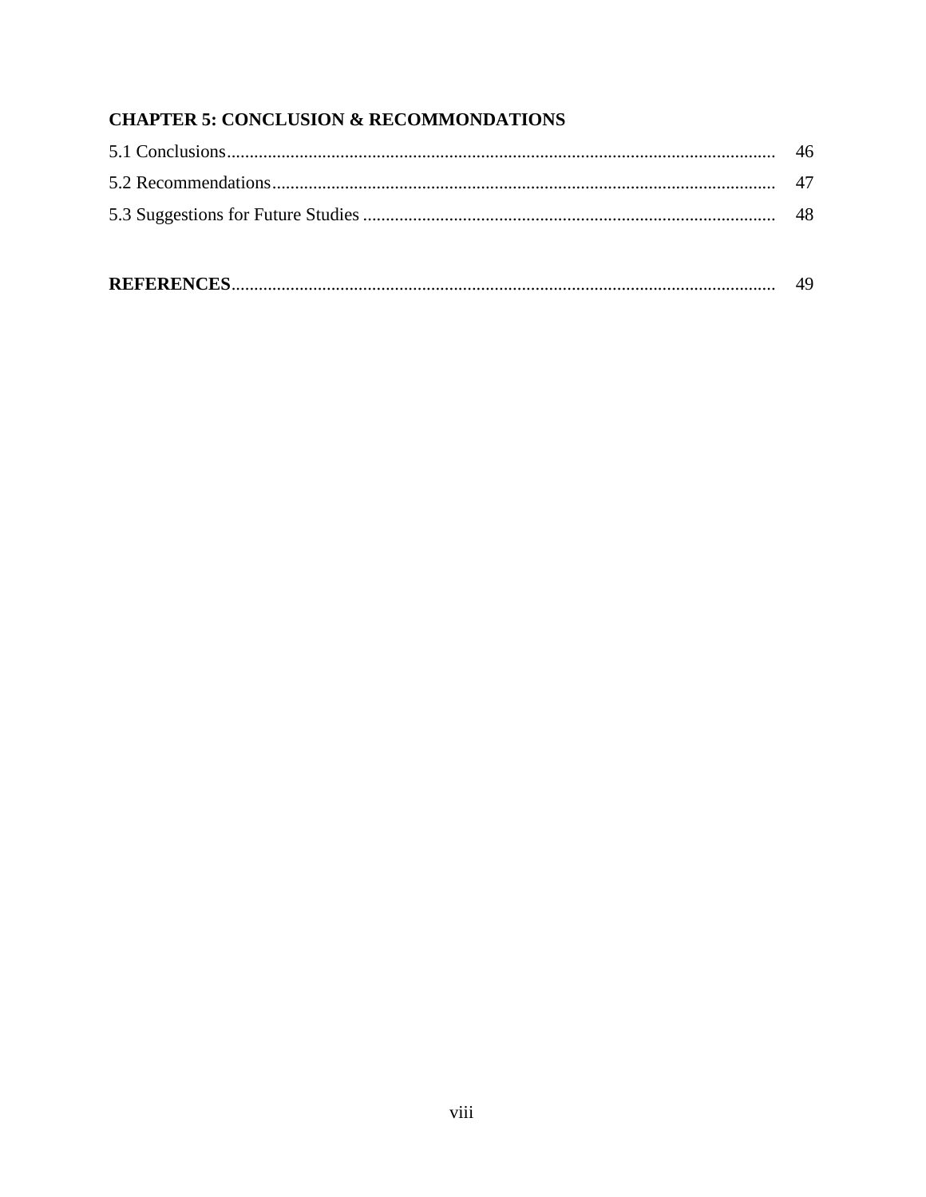**CHAPTER 5: CONCLUSION & RECOMMONDATIONS**

5.1 Conclusions........................................................................................................... 46

5.2 Recommendations................................................................................................. 47

5.3 Suggestions for Future Studies ............................................................................ 48

**REFERENCES**........................................................................................................ 49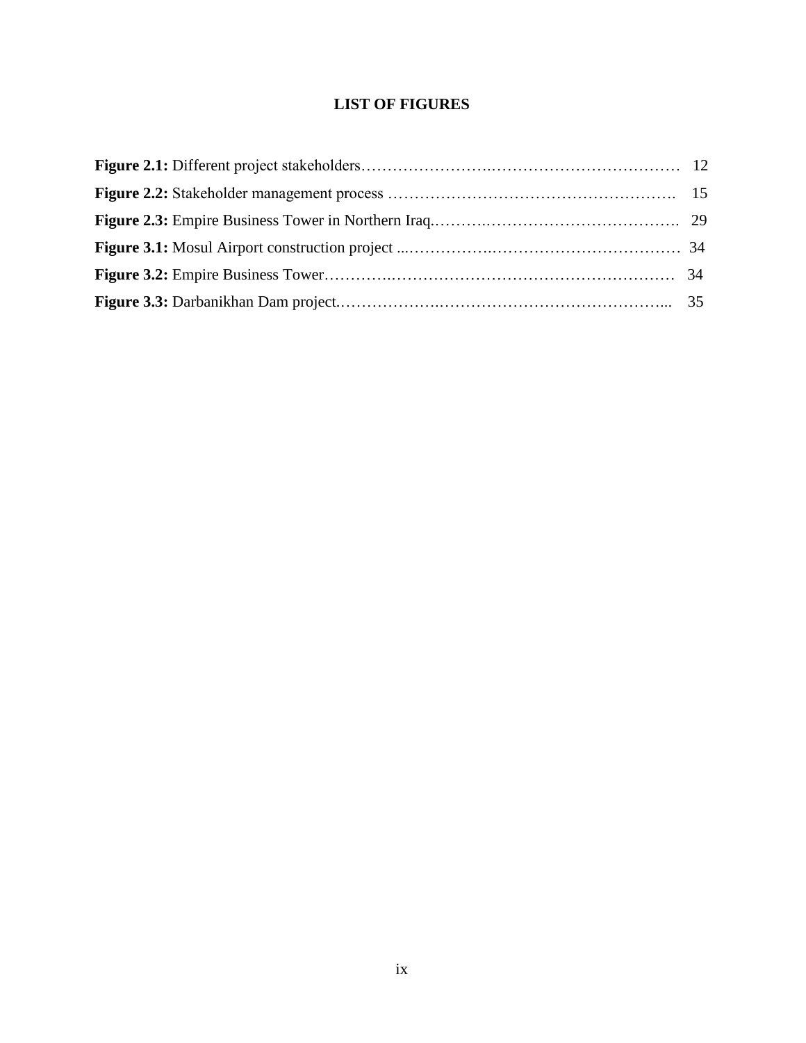# LIST OF FIGURES

**Figure 2.1:** Different project stakeholders……………………….……………………………… 12

**Figure 2.2:** Stakeholder management process ………………………………………………. 15

**Figure 2.3:** Empire Business Tower in Northern Iraq.……….………………………………. 29

**Figure 3.1:** Mosul Airport construction project ...…………….……………………………… 34

**Figure 3.2:** Empire Business Tower…………..……………….……………………………… 34

**Figure 3.3:** Darbanikhan Dam project.……………….……………………………………... 35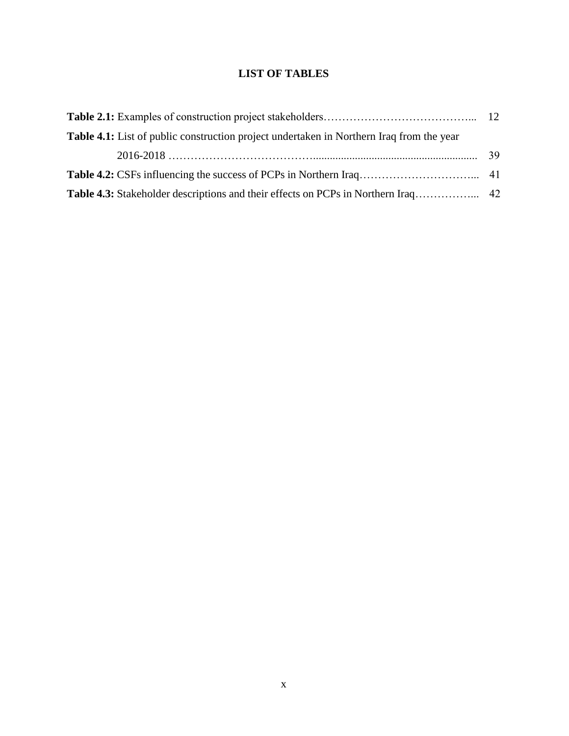# LIST OF TABLES

**Table 2.1:** Examples of construction project stakeholders…………………………………... 12

**Table 4.1:** List of public construction project undertaken in Northern Iraq from the year 2016-2018 ……………………………….......................................................... 39

**Table 4.2:** CSFs influencing the success of PCPs in Northern Iraq…………………………... 41

**Table 4.3:** Stakeholder descriptions and their effects on PCPs in Northern Iraq……………... 42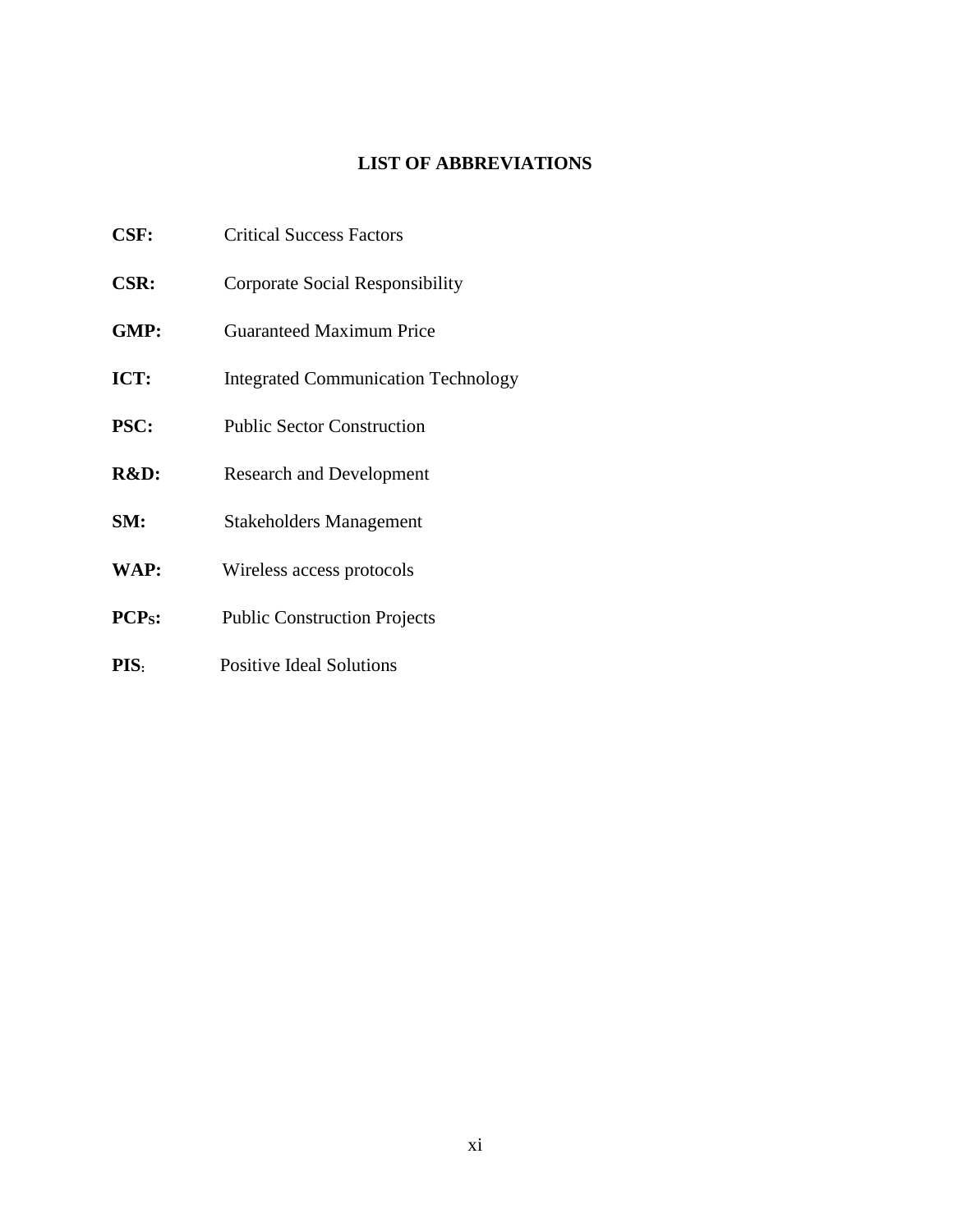## LIST OF ABBREVIATIONS

**CSF:** Critical Success Factors

**CSR:** Corporate Social Responsibility

**GMP:** Guaranteed Maximum Price

**ICT:** Integrated Communication Technology

**PSC:** Public Sector Construction

**R&D:** Research and Development

**SM:** Stakeholders Management

**WAP:** Wireless access protocols

**PCPS:** Public Construction Projects

**PIS:** Positive Ideal Solutions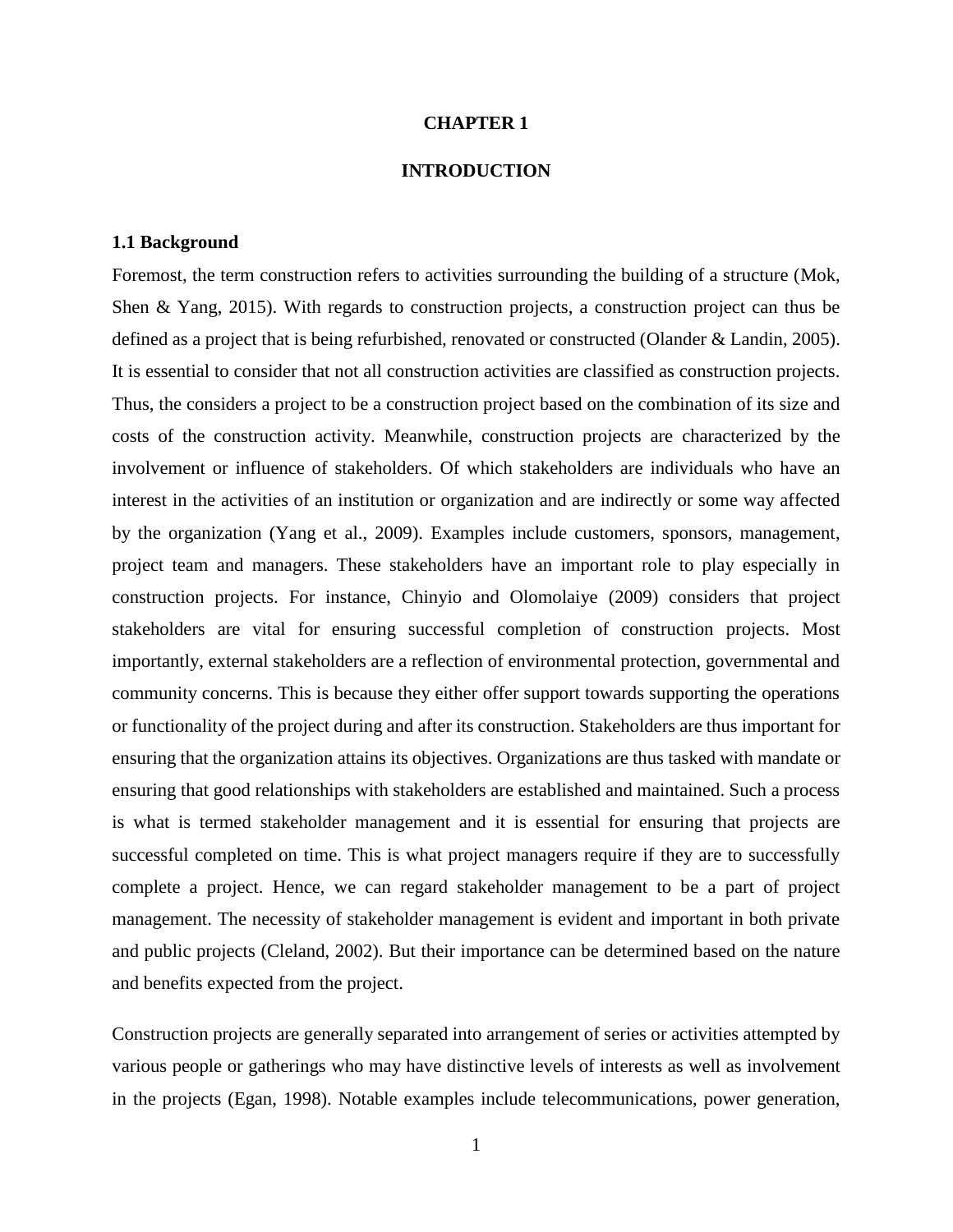# CHAPTER 1

# INTRODUCTION

## 1.1 Background

Foremost, the term construction refers to activities surrounding the building of a structure (Mok, Shen & Yang, 2015). With regards to construction projects, a construction project can thus be defined as a project that is being refurbished, renovated or constructed (Olander & Landin, 2005). It is essential to consider that not all construction activities are classified as construction projects. Thus, the considers a project to be a construction project based on the combination of its size and costs of the construction activity. Meanwhile, construction projects are characterized by the involvement or influence of stakeholders. Of which stakeholders are individuals who have an interest in the activities of an institution or organization and are indirectly or some way affected by the organization (Yang et al., 2009). Examples include customers, sponsors, management, project team and managers. These stakeholders have an important role to play especially in construction projects. For instance, Chinyio and Olomolaiye (2009) considers that project stakeholders are vital for ensuring successful completion of construction projects. Most importantly, external stakeholders are a reflection of environmental protection, governmental and community concerns. This is because they either offer support towards supporting the operations or functionality of the project during and after its construction. Stakeholders are thus important for ensuring that the organization attains its objectives. Organizations are thus tasked with mandate or ensuring that good relationships with stakeholders are established and maintained. Such a process is what is termed stakeholder management and it is essential for ensuring that projects are successful completed on time. This is what project managers require if they are to successfully complete a project. Hence, we can regard stakeholder management to be a part of project management. The necessity of stakeholder management is evident and important in both private and public projects (Cleland, 2002). But their importance can be determined based on the nature and benefits expected from the project.

Construction projects are generally separated into arrangement of series or activities attempted by various people or gatherings who may have distinctive levels of interests as well as involvement in the projects (Egan, 1998). Notable examples include telecommunications, power generation,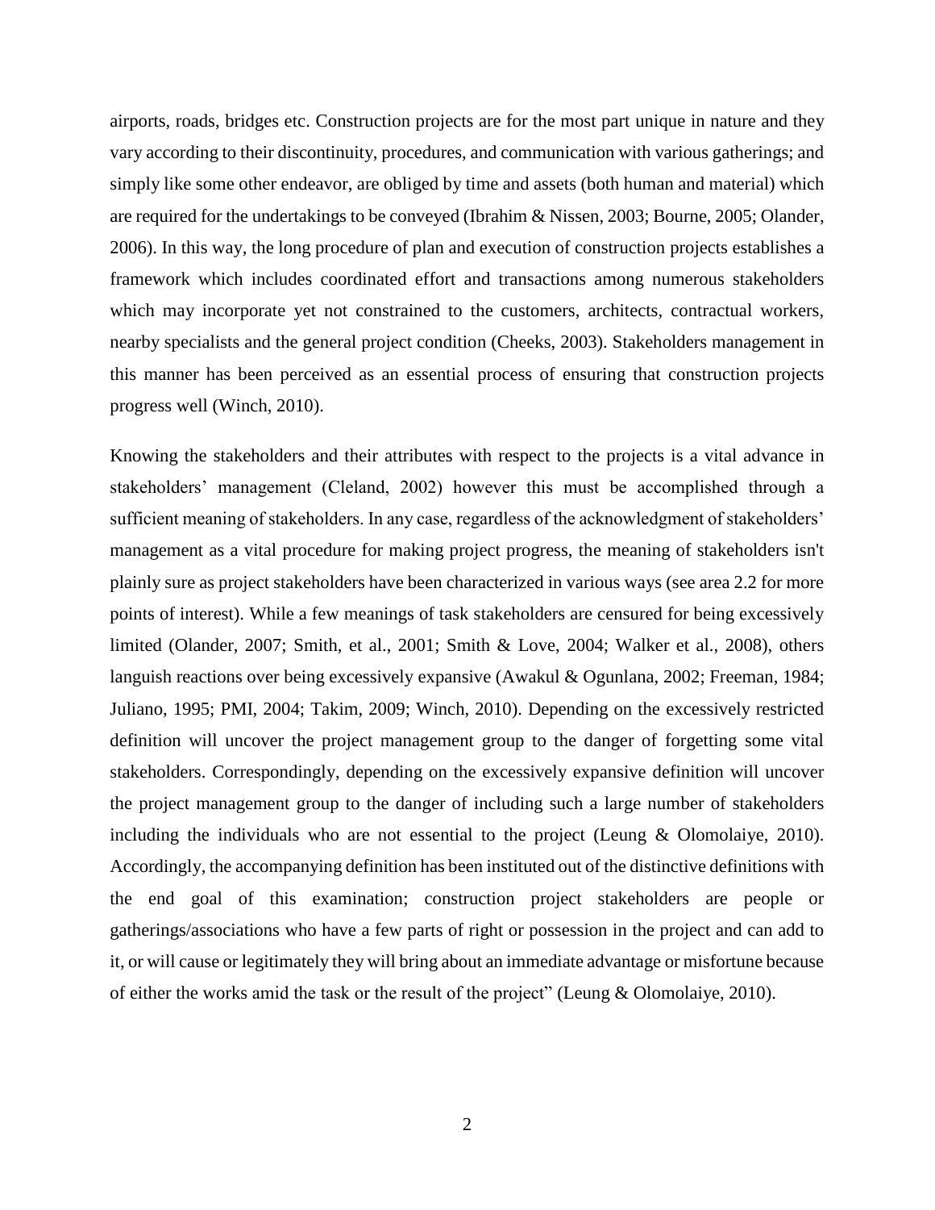airports, roads, bridges etc. Construction projects are for the most part unique in nature and they vary according to their discontinuity, procedures, and communication with various gatherings; and simply like some other endeavor, are obliged by time and assets (both human and material) which are required for the undertakings to be conveyed (Ibrahim & Nissen, 2003; Bourne, 2005; Olander, 2006). In this way, the long procedure of plan and execution of construction projects establishes a framework which includes coordinated effort and transactions among numerous stakeholders which may incorporate yet not constrained to the customers, architects, contractual workers, nearby specialists and the general project condition (Cheeks, 2003). Stakeholders management in this manner has been perceived as an essential process of ensuring that construction projects progress well (Winch, 2010).

Knowing the stakeholders and their attributes with respect to the projects is a vital advance in stakeholders' management (Cleland, 2002) however this must be accomplished through a sufficient meaning of stakeholders. In any case, regardless of the acknowledgment of stakeholders' management as a vital procedure for making project progress, the meaning of stakeholders isn't plainly sure as project stakeholders have been characterized in various ways (see area 2.2 for more points of interest). While a few meanings of task stakeholders are censured for being excessively limited (Olander, 2007; Smith, et al., 2001; Smith & Love, 2004; Walker et al., 2008), others languish reactions over being excessively expansive (Awakul & Ogunlana, 2002; Freeman, 1984; Juliano, 1995; PMI, 2004; Takim, 2009; Winch, 2010). Depending on the excessively restricted definition will uncover the project management group to the danger of forgetting some vital stakeholders. Correspondingly, depending on the excessively expansive definition will uncover the project management group to the danger of including such a large number of stakeholders including the individuals who are not essential to the project (Leung & Olomolaiye, 2010). Accordingly, the accompanying definition has been instituted out of the distinctive definitions with the end goal of this examination; construction project stakeholders are people or gatherings/associations who have a few parts of right or possession in the project and can add to it, or will cause or legitimately they will bring about an immediate advantage or misfortune because of either the works amid the task or the result of the project" (Leung & Olomolaiye, 2010).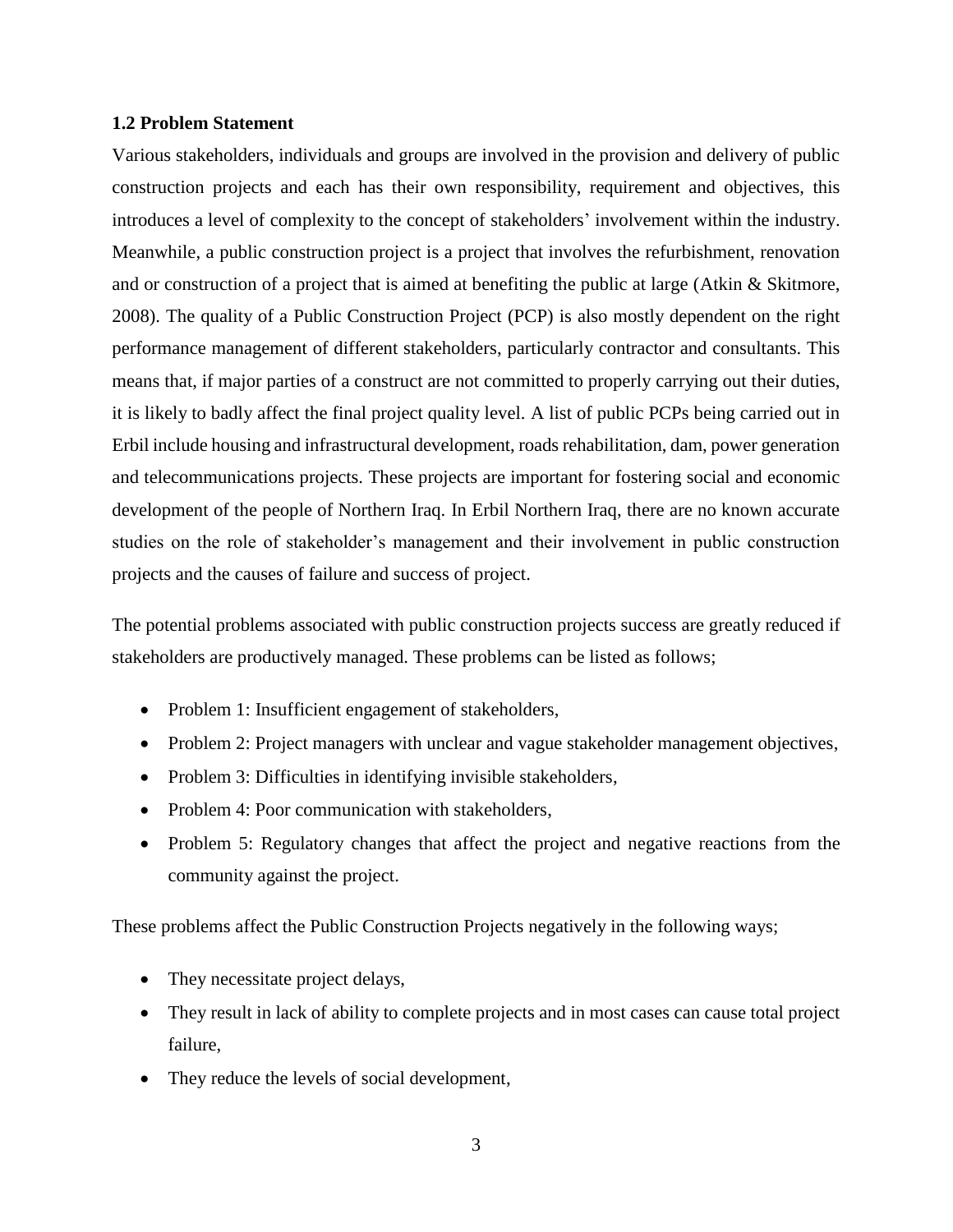### 1.2 Problem Statement

Various stakeholders, individuals and groups are involved in the provision and delivery of public construction projects and each has their own responsibility, requirement and objectives, this introduces a level of complexity to the concept of stakeholders' involvement within the industry. Meanwhile, a public construction project is a project that involves the refurbishment, renovation and or construction of a project that is aimed at benefiting the public at large (Atkin & Skitmore, 2008). The quality of a Public Construction Project (PCP) is also mostly dependent on the right performance management of different stakeholders, particularly contractor and consultants. This means that, if major parties of a construct are not committed to properly carrying out their duties, it is likely to badly affect the final project quality level. A list of public PCPs being carried out in Erbil include housing and infrastructural development, roads rehabilitation, dam, power generation and telecommunications projects. These projects are important for fostering social and economic development of the people of Northern Iraq. In Erbil Northern Iraq, there are no known accurate studies on the role of stakeholder's management and their involvement in public construction projects and the causes of failure and success of project.

The potential problems associated with public construction projects success are greatly reduced if stakeholders are productively managed. These problems can be listed as follows;

- Problem 1: Insufficient engagement of stakeholders,
- Problem 2: Project managers with unclear and vague stakeholder management objectives,
- Problem 3: Difficulties in identifying invisible stakeholders,
- Problem 4: Poor communication with stakeholders,
- Problem 5: Regulatory changes that affect the project and negative reactions from the community against the project.

These problems affect the Public Construction Projects negatively in the following ways;

- They necessitate project delays,
- They result in lack of ability to complete projects and in most cases can cause total project failure,
- They reduce the levels of social development,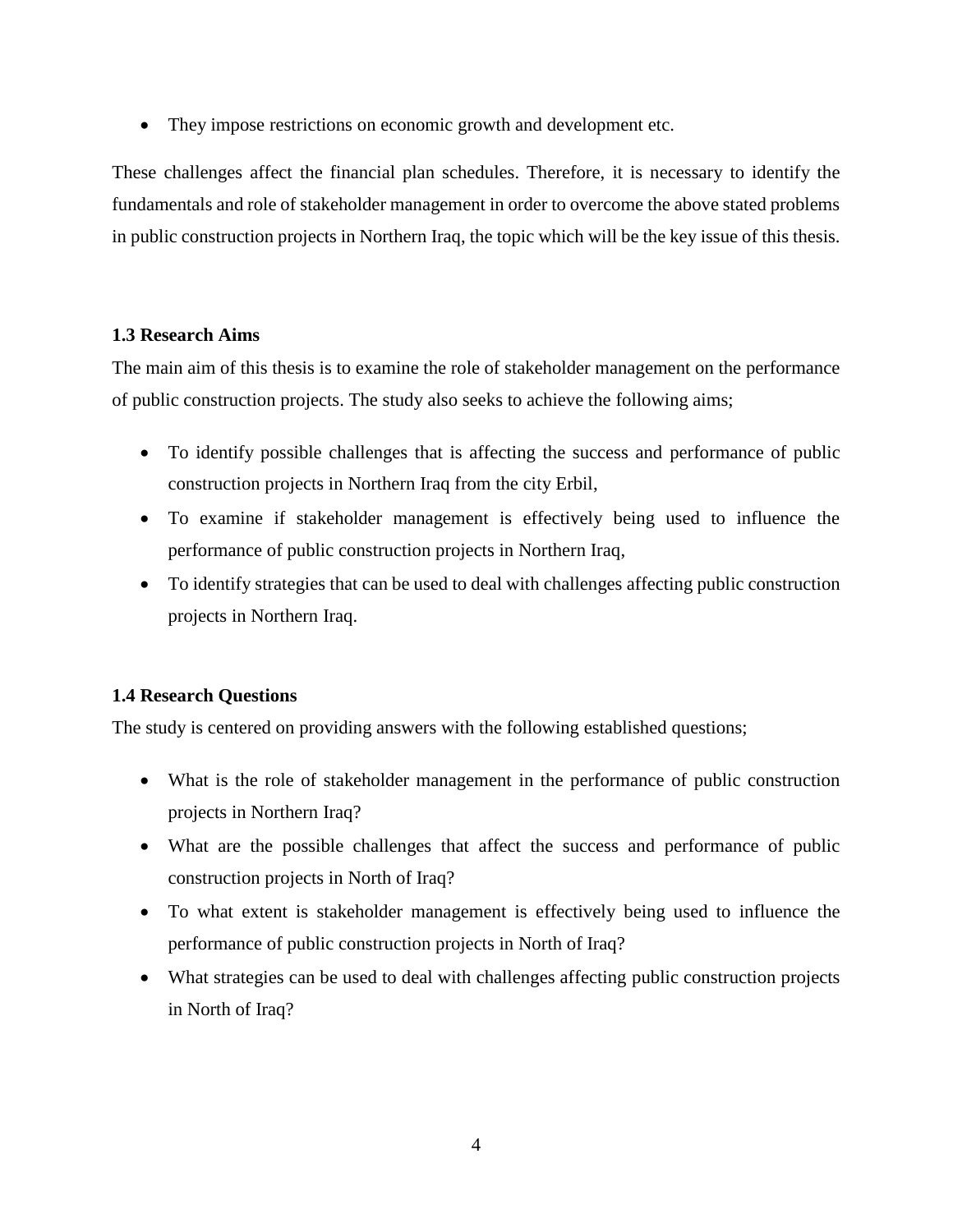- They impose restrictions on economic growth and development etc.

These challenges affect the financial plan schedules. Therefore, it is necessary to identify the fundamentals and role of stakeholder management in order to overcome the above stated problems in public construction projects in Northern Iraq, the topic which will be the key issue of this thesis.

### 1.3 Research Aims

The main aim of this thesis is to examine the role of stakeholder management on the performance of public construction projects. The study also seeks to achieve the following aims;

- To identify possible challenges that is affecting the success and performance of public construction projects in Northern Iraq from the city Erbil,
- To examine if stakeholder management is effectively being used to influence the performance of public construction projects in Northern Iraq,
- To identify strategies that can be used to deal with challenges affecting public construction projects in Northern Iraq.

### 1.4 Research Questions

The study is centered on providing answers with the following established questions;

- What is the role of stakeholder management in the performance of public construction projects in Northern Iraq?
- What are the possible challenges that affect the success and performance of public construction projects in North of Iraq?
- To what extent is stakeholder management is effectively being used to influence the performance of public construction projects in North of Iraq?
- What strategies can be used to deal with challenges affecting public construction projects in North of Iraq?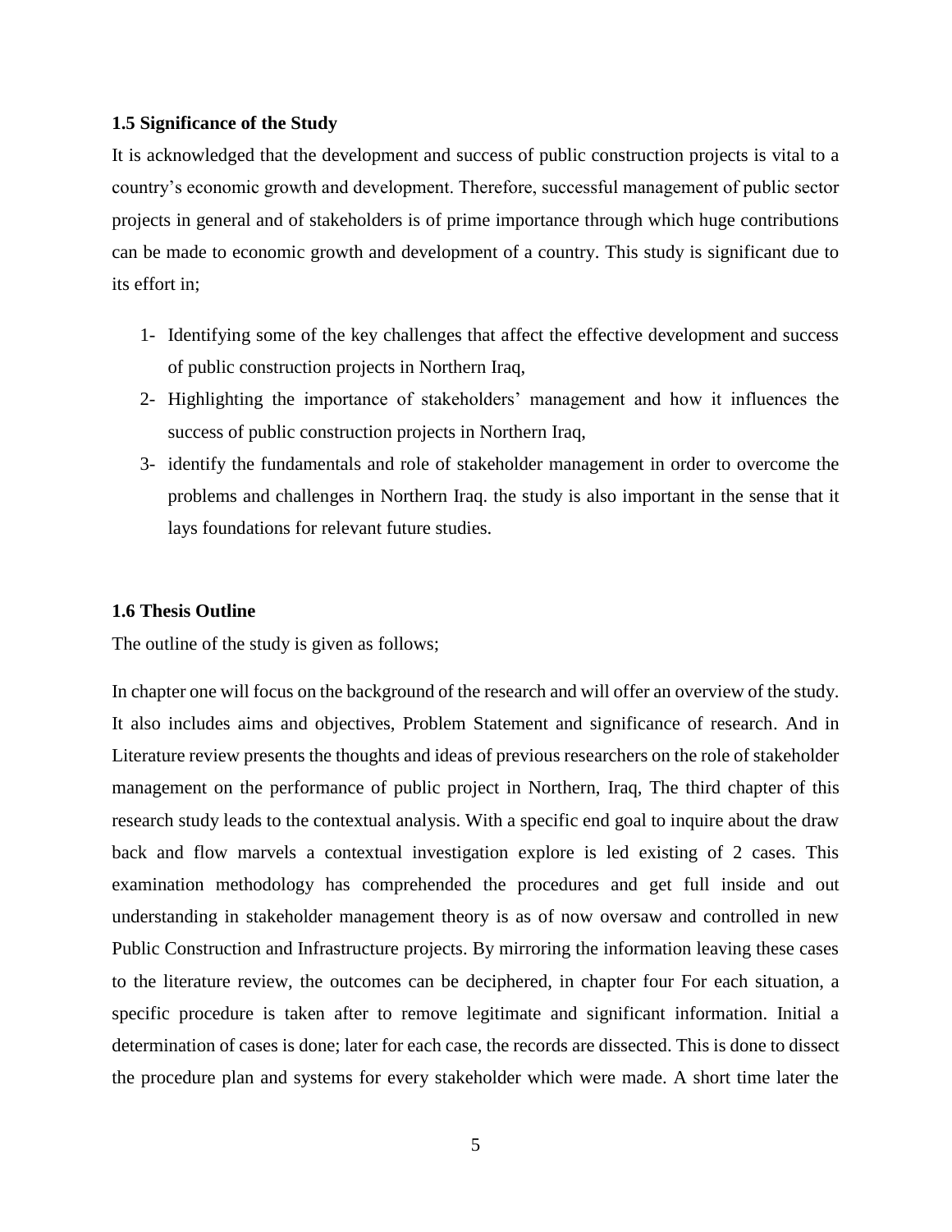### 1.5 Significance of the Study

It is acknowledged that the development and success of public construction projects is vital to a country's economic growth and development. Therefore, successful management of public sector projects in general and of stakeholders is of prime importance through which huge contributions can be made to economic growth and development of a country. This study is significant due to its effort in;

1- Identifying some of the key challenges that affect the effective development and success of public construction projects in Northern Iraq,
2- Highlighting the importance of stakeholders' management and how it influences the success of public construction projects in Northern Iraq,
3- identify the fundamentals and role of stakeholder management in order to overcome the problems and challenges in Northern Iraq. the study is also important in the sense that it lays foundations for relevant future studies.

### 1.6 Thesis Outline

The outline of the study is given as follows;

In chapter one will focus on the background of the research and will offer an overview of the study. It also includes aims and objectives, Problem Statement and significance of research. And in Literature review presents the thoughts and ideas of previous researchers on the role of stakeholder management on the performance of public project in Northern, Iraq, The third chapter of this research study leads to the contextual analysis. With a specific end goal to inquire about the draw back and flow marvels a contextual investigation explore is led existing of 2 cases. This examination methodology has comprehended the procedures and get full inside and out understanding in stakeholder management theory is as of now oversaw and controlled in new Public Construction and Infrastructure projects. By mirroring the information leaving these cases to the literature review, the outcomes can be deciphered, in chapter four For each situation, a specific procedure is taken after to remove legitimate and significant information. Initial a determination of cases is done; later for each case, the records are dissected. This is done to dissect the procedure plan and systems for every stakeholder which were made. A short time later the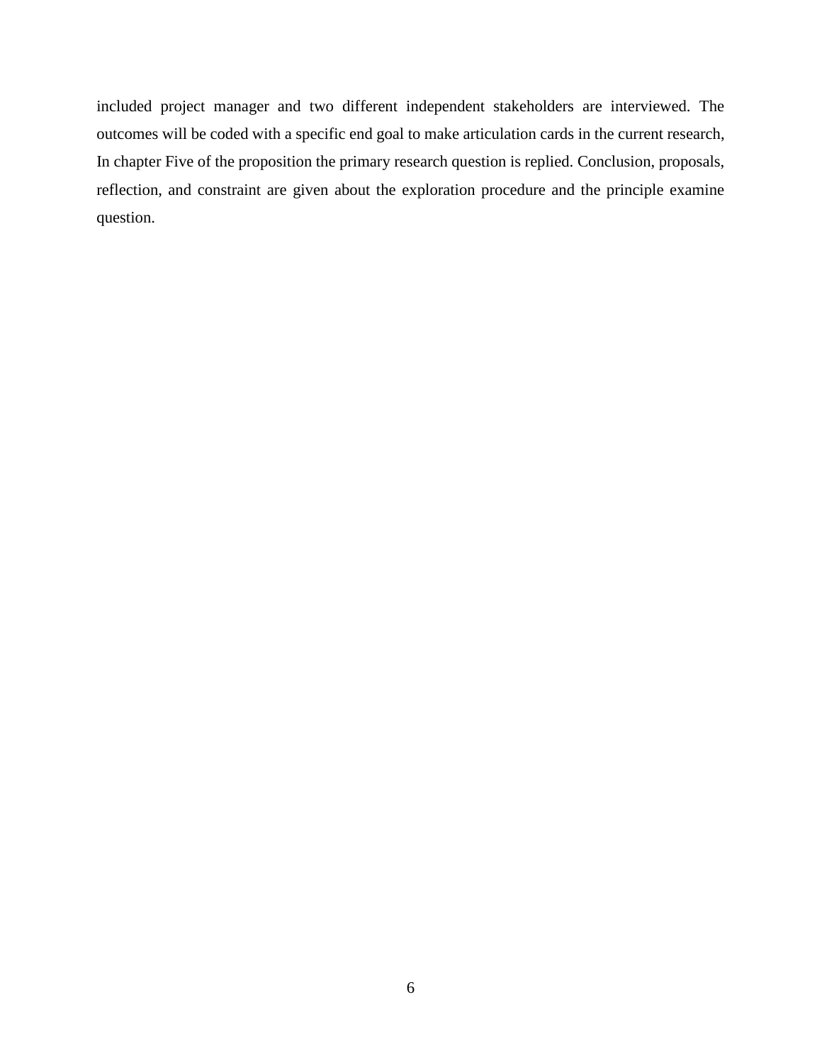included project manager and two different independent stakeholders are interviewed. The outcomes will be coded with a specific end goal to make articulation cards in the current research, In chapter Five of the proposition the primary research question is replied. Conclusion, proposals, reflection, and constraint are given about the exploration procedure and the principle examine question.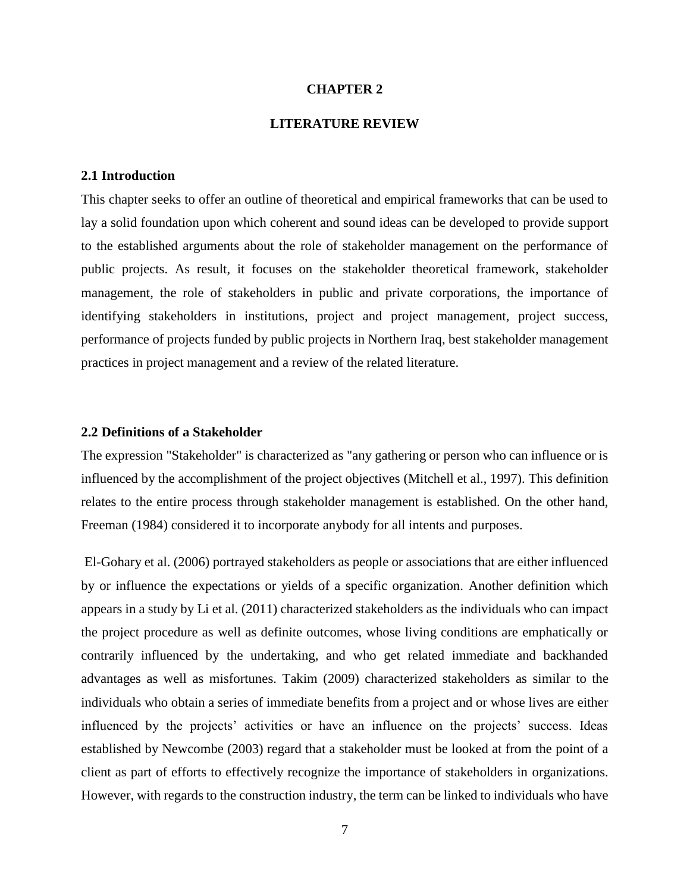# CHAPTER 2

# LITERATURE REVIEW

## 2.1 Introduction

This chapter seeks to offer an outline of theoretical and empirical frameworks that can be used to lay a solid foundation upon which coherent and sound ideas can be developed to provide support to the established arguments about the role of stakeholder management on the performance of public projects. As result, it focuses on the stakeholder theoretical framework, stakeholder management, the role of stakeholders in public and private corporations, the importance of identifying stakeholders in institutions, project and project management, project success, performance of projects funded by public projects in Northern Iraq, best stakeholder management practices in project management and a review of the related literature.

## 2.2 Definitions of a Stakeholder

The expression "Stakeholder" is characterized as "any gathering or person who can influence or is influenced by the accomplishment of the project objectives (Mitchell et al., 1997). This definition relates to the entire process through stakeholder management is established. On the other hand, Freeman (1984) considered it to incorporate anybody for all intents and purposes.

El-Gohary et al. (2006) portrayed stakeholders as people or associations that are either influenced by or influence the expectations or yields of a specific organization. Another definition which appears in a study by Li et al. (2011) characterized stakeholders as the individuals who can impact the project procedure as well as definite outcomes, whose living conditions are emphatically or contrarily influenced by the undertaking, and who get related immediate and backhanded advantages as well as misfortunes. Takim (2009) characterized stakeholders as similar to the individuals who obtain a series of immediate benefits from a project and or whose lives are either influenced by the projects' activities or have an influence on the projects' success. Ideas established by Newcombe (2003) regard that a stakeholder must be looked at from the point of a client as part of efforts to effectively recognize the importance of stakeholders in organizations. However, with regards to the construction industry, the term can be linked to individuals who have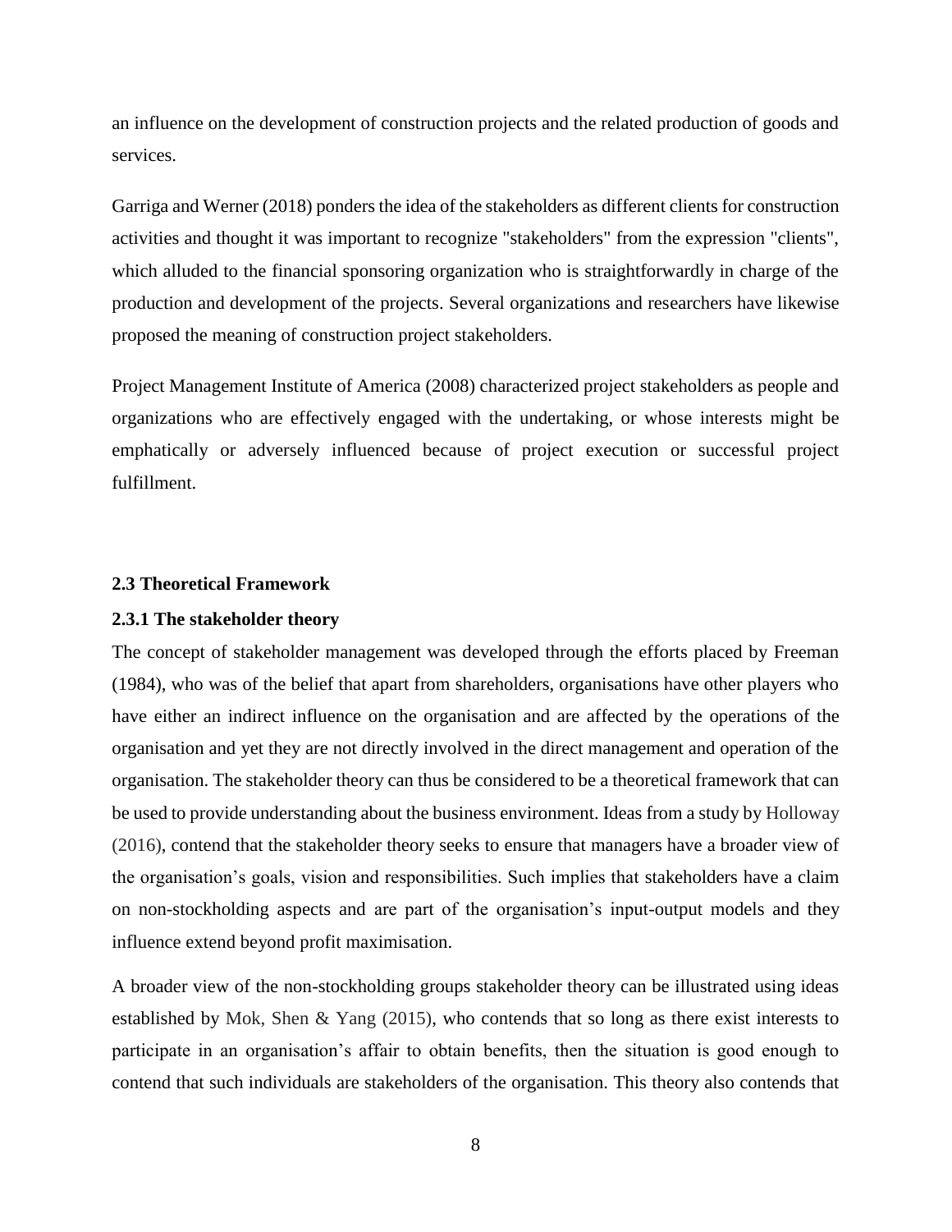an influence on the development of construction projects and the related production of goods and services.

Garriga and Werner (2018) ponders the idea of the stakeholders as different clients for construction activities and thought it was important to recognize "stakeholders" from the expression "clients", which alluded to the financial sponsoring organization who is straightforwardly in charge of the production and development of the projects. Several organizations and researchers have likewise proposed the meaning of construction project stakeholders.

Project Management Institute of America (2008) characterized project stakeholders as people and organizations who are effectively engaged with the undertaking, or whose interests might be emphatically or adversely influenced because of project execution or successful project fulfillment.

### 2.3 Theoretical Framework

#### 2.3.1 The stakeholder theory

The concept of stakeholder management was developed through the efforts placed by Freeman (1984), who was of the belief that apart from shareholders, organisations have other players who have either an indirect influence on the organisation and are affected by the operations of the organisation and yet they are not directly involved in the direct management and operation of the organisation. The stakeholder theory can thus be considered to be a theoretical framework that can be used to provide understanding about the business environment. Ideas from a study by Holloway (2016), contend that the stakeholder theory seeks to ensure that managers have a broader view of the organisation's goals, vision and responsibilities. Such implies that stakeholders have a claim on non-stockholding aspects and are part of the organisation's input-output models and they influence extend beyond profit maximisation.

A broader view of the non-stockholding groups stakeholder theory can be illustrated using ideas established by Mok, Shen & Yang (2015), who contends that so long as there exist interests to participate in an organisation's affair to obtain benefits, then the situation is good enough to contend that such individuals are stakeholders of the organisation. This theory also contends that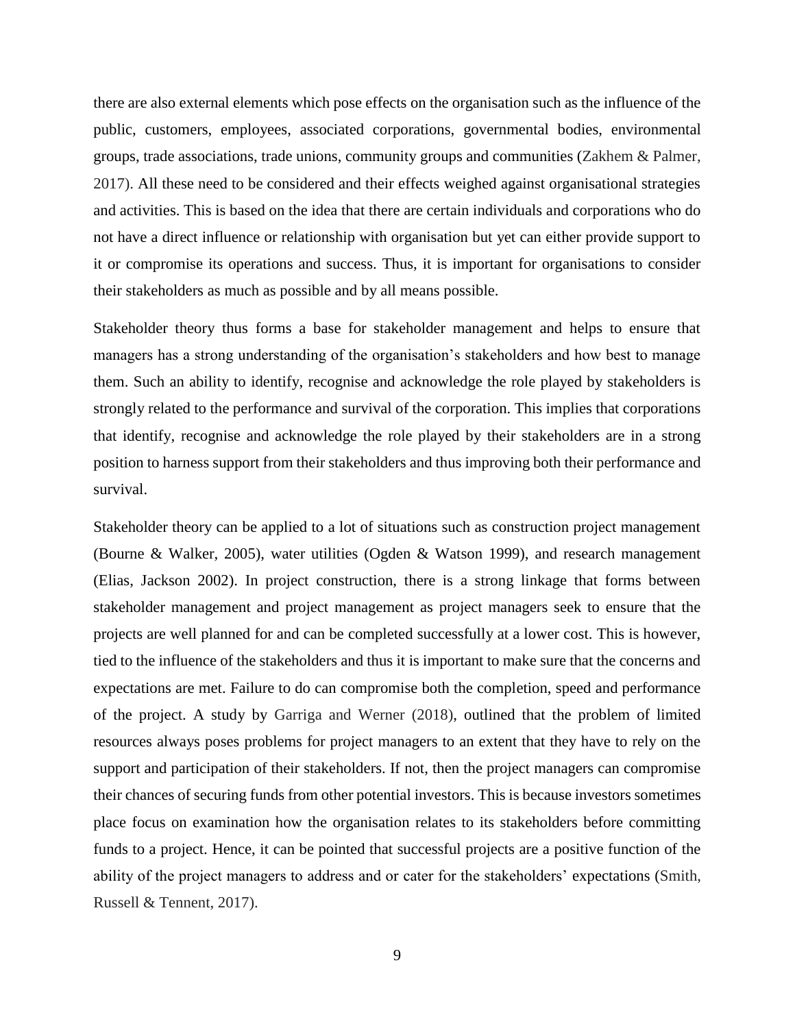there are also external elements which pose effects on the organisation such as the influence of the public, customers, employees, associated corporations, governmental bodies, environmental groups, trade associations, trade unions, community groups and communities (Zakhem & Palmer, 2017). All these need to be considered and their effects weighed against organisational strategies and activities. This is based on the idea that there are certain individuals and corporations who do not have a direct influence or relationship with organisation but yet can either provide support to it or compromise its operations and success. Thus, it is important for organisations to consider their stakeholders as much as possible and by all means possible.

Stakeholder theory thus forms a base for stakeholder management and helps to ensure that managers has a strong understanding of the organisation's stakeholders and how best to manage them. Such an ability to identify, recognise and acknowledge the role played by stakeholders is strongly related to the performance and survival of the corporation. This implies that corporations that identify, recognise and acknowledge the role played by their stakeholders are in a strong position to harness support from their stakeholders and thus improving both their performance and survival.

Stakeholder theory can be applied to a lot of situations such as construction project management (Bourne & Walker, 2005), water utilities (Ogden & Watson 1999), and research management (Elias, Jackson 2002). In project construction, there is a strong linkage that forms between stakeholder management and project management as project managers seek to ensure that the projects are well planned for and can be completed successfully at a lower cost. This is however, tied to the influence of the stakeholders and thus it is important to make sure that the concerns and expectations are met. Failure to do can compromise both the completion, speed and performance of the project. A study by Garriga and Werner (2018), outlined that the problem of limited resources always poses problems for project managers to an extent that they have to rely on the support and participation of their stakeholders. If not, then the project managers can compromise their chances of securing funds from other potential investors. This is because investors sometimes place focus on examination how the organisation relates to its stakeholders before committing funds to a project. Hence, it can be pointed that successful projects are a positive function of the ability of the project managers to address and or cater for the stakeholders' expectations (Smith, Russell & Tennent, 2017).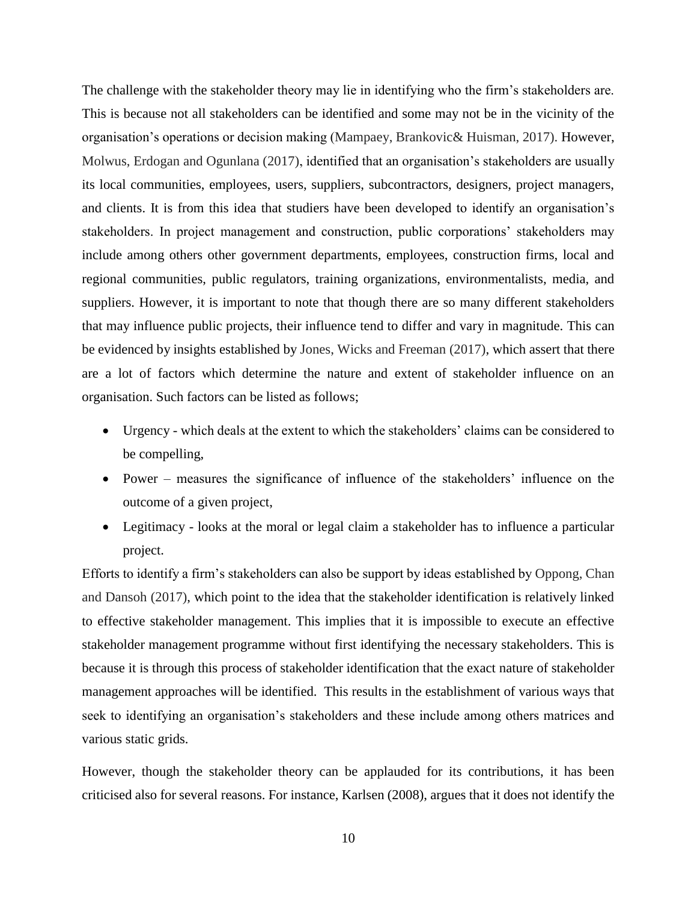The challenge with the stakeholder theory may lie in identifying who the firm's stakeholders are. This is because not all stakeholders can be identified and some may not be in the vicinity of the organisation's operations or decision making (Mampaey, Brankovic& Huisman, 2017). However, Molwus, Erdogan and Ogunlana (2017), identified that an organisation's stakeholders are usually its local communities, employees, users, suppliers, subcontractors, designers, project managers, and clients. It is from this idea that studiers have been developed to identify an organisation's stakeholders. In project management and construction, public corporations' stakeholders may include among others other government departments, employees, construction firms, local and regional communities, public regulators, training organizations, environmentalists, media, and suppliers. However, it is important to note that though there are so many different stakeholders that may influence public projects, their influence tend to differ and vary in magnitude. This can be evidenced by insights established by Jones, Wicks and Freeman (2017), which assert that there are a lot of factors which determine the nature and extent of stakeholder influence on an organisation. Such factors can be listed as follows;

- Urgency - which deals at the extent to which the stakeholders' claims can be considered to be compelling,
- Power – measures the significance of influence of the stakeholders' influence on the outcome of a given project,
- Legitimacy - looks at the moral or legal claim a stakeholder has to influence a particular project.

Efforts to identify a firm's stakeholders can also be support by ideas established by Oppong, Chan and Dansoh (2017), which point to the idea that the stakeholder identification is relatively linked to effective stakeholder management. This implies that it is impossible to execute an effective stakeholder management programme without first identifying the necessary stakeholders. This is because it is through this process of stakeholder identification that the exact nature of stakeholder management approaches will be identified. This results in the establishment of various ways that seek to identifying an organisation's stakeholders and these include among others matrices and various static grids.

However, though the stakeholder theory can be applauded for its contributions, it has been criticised also for several reasons. For instance, Karlsen (2008), argues that it does not identify the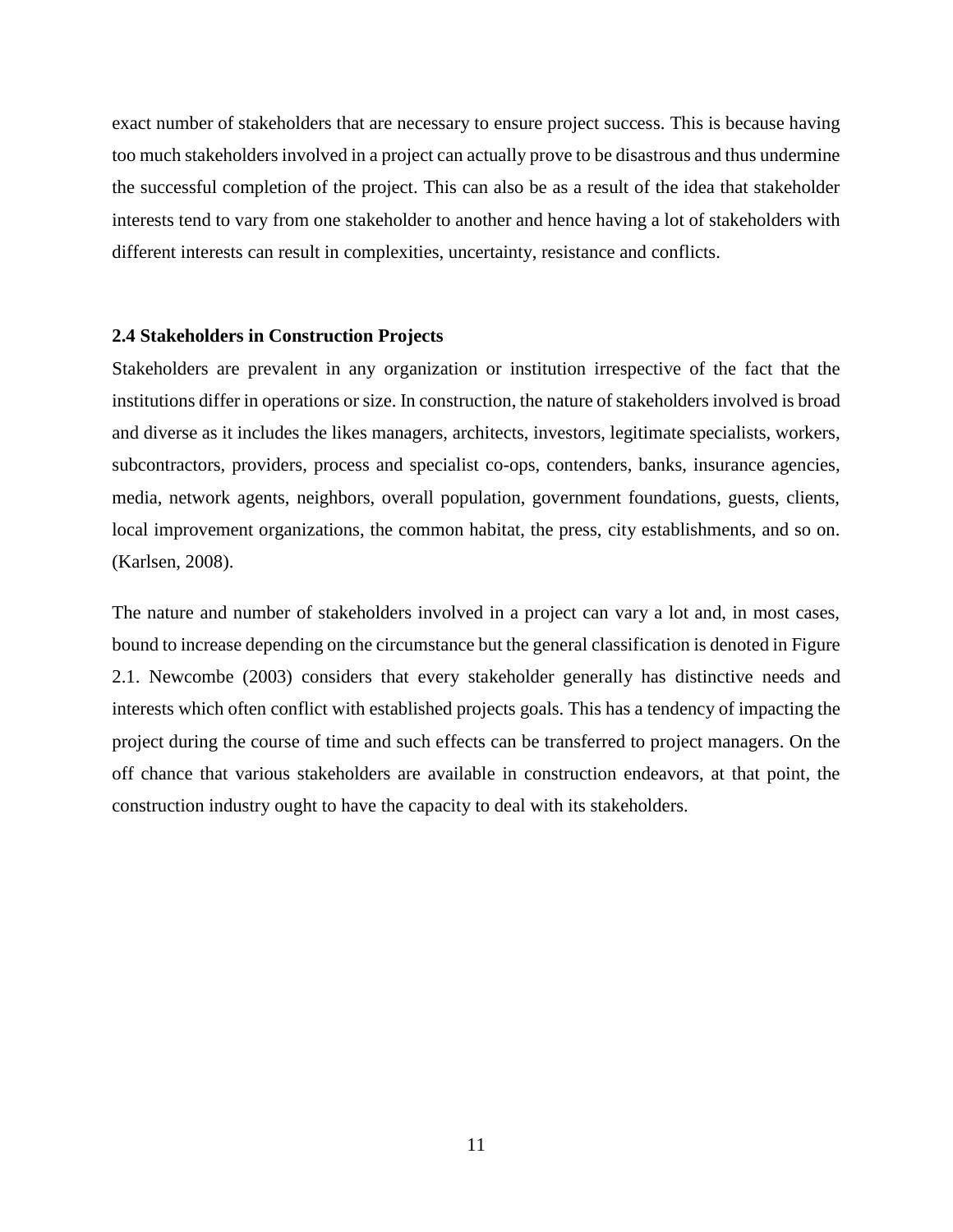exact number of stakeholders that are necessary to ensure project success. This is because having too much stakeholders involved in a project can actually prove to be disastrous and thus undermine the successful completion of the project. This can also be as a result of the idea that stakeholder interests tend to vary from one stakeholder to another and hence having a lot of stakeholders with different interests can result in complexities, uncertainty, resistance and conflicts.

### 2.4 Stakeholders in Construction Projects

Stakeholders are prevalent in any organization or institution irrespective of the fact that the institutions differ in operations or size. In construction, the nature of stakeholders involved is broad and diverse as it includes the likes managers, architects, investors, legitimate specialists, workers, subcontractors, providers, process and specialist co-ops, contenders, banks, insurance agencies, media, network agents, neighbors, overall population, government foundations, guests, clients, local improvement organizations, the common habitat, the press, city establishments, and so on. (Karlsen, 2008).

The nature and number of stakeholders involved in a project can vary a lot and, in most cases, bound to increase depending on the circumstance but the general classification is denoted in Figure 2.1. Newcombe (2003) considers that every stakeholder generally has distinctive needs and interests which often conflict with established projects goals. This has a tendency of impacting the project during the course of time and such effects can be transferred to project managers. On the off chance that various stakeholders are available in construction endeavors, at that point, the construction industry ought to have the capacity to deal with its stakeholders.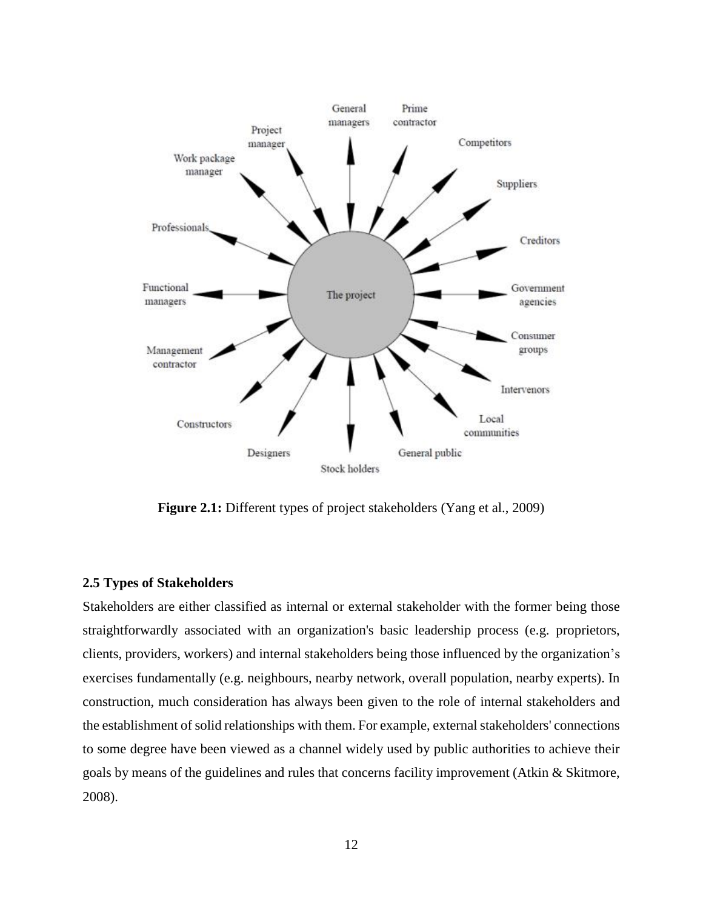**Figure 2.1:** Different types of project stakeholders (Yang et al., 2009)

### 2.5 Types of Stakeholders

Stakeholders are either classified as internal or external stakeholder with the former being those straightforwardly associated with an organization's basic leadership process (e.g. proprietors, clients, providers, workers) and internal stakeholders being those influenced by the organization's exercises fundamentally (e.g. neighbours, nearby network, overall population, nearby experts). In construction, much consideration has always been given to the role of internal stakeholders and the establishment of solid relationships with them. For example, external stakeholders' connections to some degree have been viewed as a channel widely used by public authorities to achieve their goals by means of the guidelines and rules that concerns facility improvement (Atkin & Skitmore, 2008).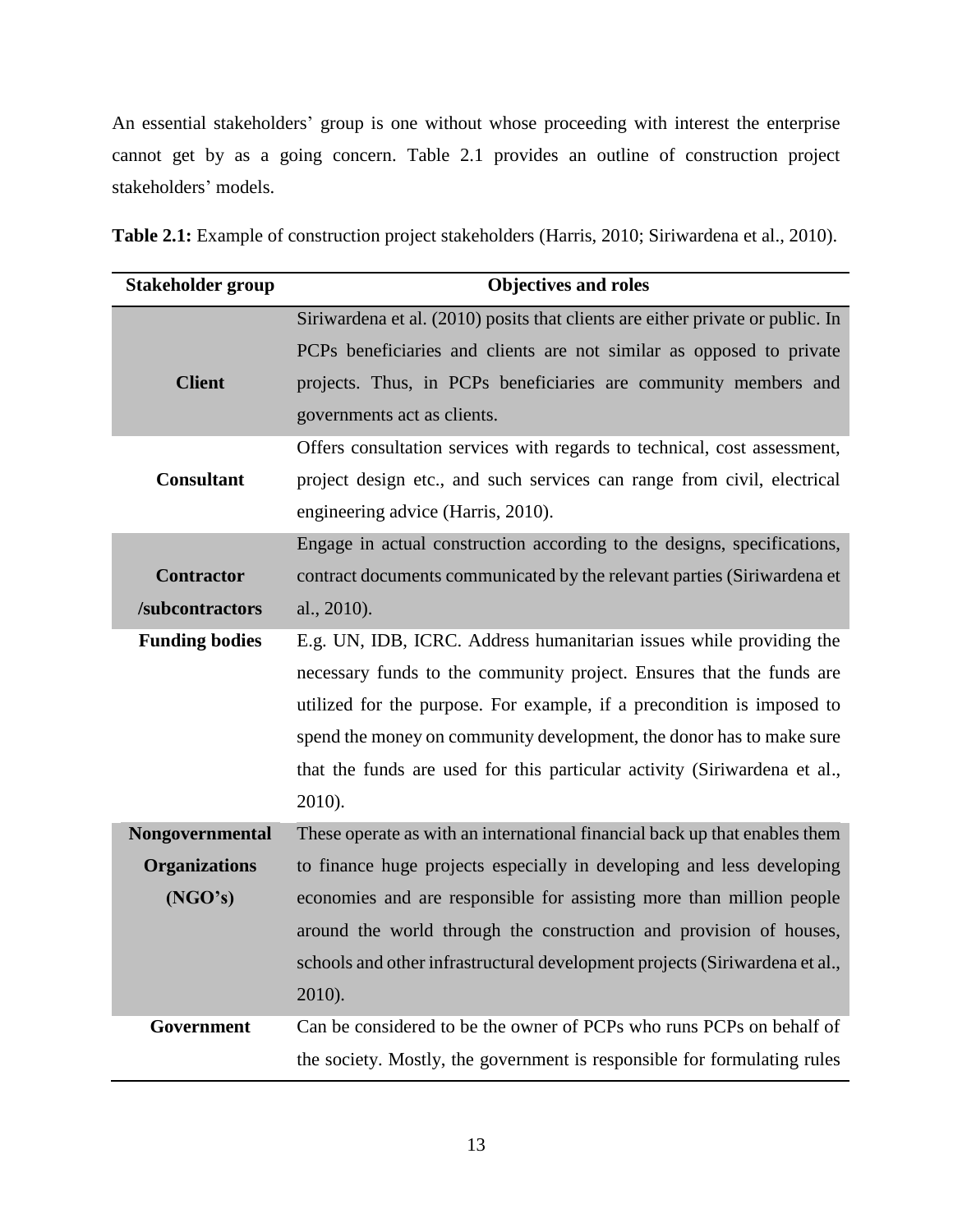An essential stakeholders' group is one without whose proceeding with interest the enterprise cannot get by as a going concern. Table 2.1 provides an outline of construction project stakeholders' models.

**Table 2.1:** Example of construction project stakeholders (Harris, 2010; Siriwardena et al., 2010).

| Stakeholder group | Objectives and roles |
|---|---|
| **Client** | Siriwardena et al. (2010) posits that clients are either private or public. In PCPs beneficiaries and clients are not similar as opposed to private projects. Thus, in PCPs beneficiaries are community members and governments act as clients. |
| **Consultant** | Offers consultation services with regards to technical, cost assessment, project design etc., and such services can range from civil, electrical engineering advice (Harris, 2010). |
| **Contractor /subcontractors** | Engage in actual construction according to the designs, specifications, contract documents communicated by the relevant parties (Siriwardena et al., 2010). |
| **Funding bodies** | E.g. UN, IDB, ICRC. Address humanitarian issues while providing the necessary funds to the community project. Ensures that the funds are utilized for the purpose. For example, if a precondition is imposed to spend the money on community development, the donor has to make sure that the funds are used for this particular activity (Siriwardena et al., 2010). |
| **Nongovernmental Organizations (NGO's)** | These operate as with an international financial back up that enables them to finance huge projects especially in developing and less developing economies and are responsible for assisting more than million people around the world through the construction and provision of houses, schools and other infrastructural development projects (Siriwardena et al., 2010). |
| **Government** | Can be considered to be the owner of PCPs who runs PCPs on behalf of the society. Mostly, the government is responsible for formulating rules |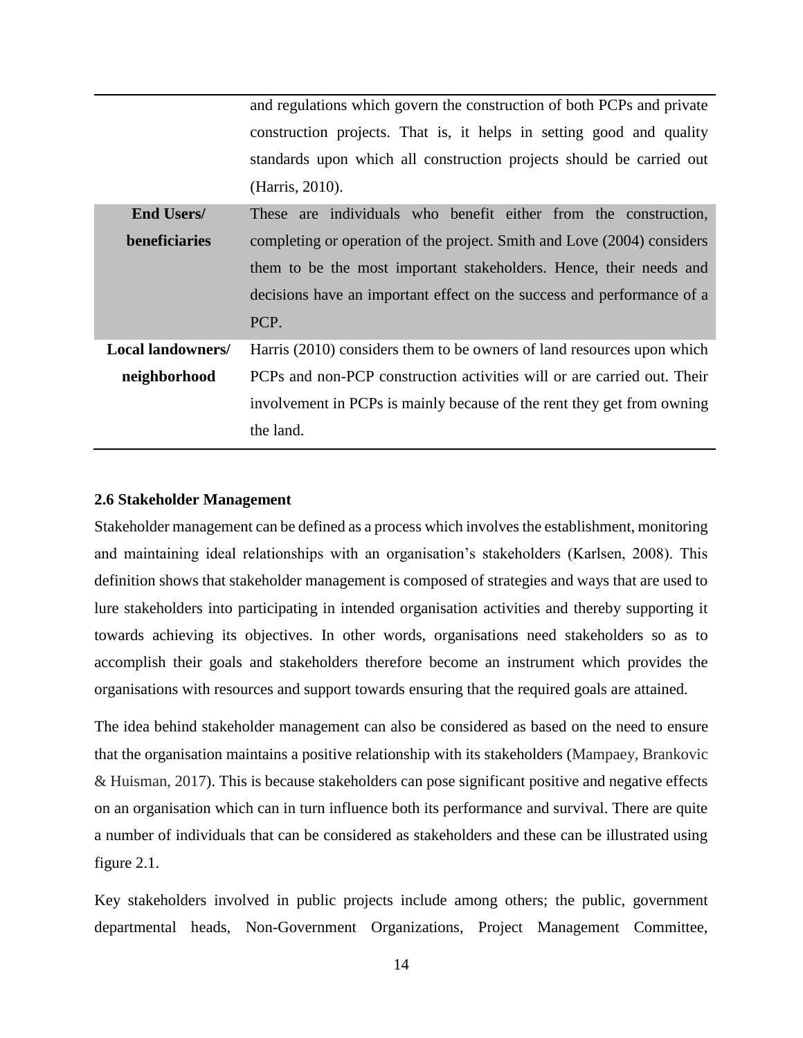|  |  |
| --- | --- |
|  | and regulations which govern the construction of both PCPs and private construction projects. That is, it helps in setting good and quality standards upon which all construction projects should be carried out (Harris, 2010). |
| **End Users/ beneficiaries** | These are individuals who benefit either from the construction, completing or operation of the project. Smith and Love (2004) considers them to be the most important stakeholders. Hence, their needs and decisions have an important effect on the success and performance of a PCP. |
| **Local landowners/ neighborhood** | Harris (2010) considers them to be owners of land resources upon which PCPs and non-PCP construction activities will or are carried out. Their involvement in PCPs is mainly because of the rent they get from owning the land. |

### 2.6 Stakeholder Management

Stakeholder management can be defined as a process which involves the establishment, monitoring and maintaining ideal relationships with an organisation's stakeholders (Karlsen, 2008). This definition shows that stakeholder management is composed of strategies and ways that are used to lure stakeholders into participating in intended organisation activities and thereby supporting it towards achieving its objectives. In other words, organisations need stakeholders so as to accomplish their goals and stakeholders therefore become an instrument which provides the organisations with resources and support towards ensuring that the required goals are attained.

The idea behind stakeholder management can also be considered as based on the need to ensure that the organisation maintains a positive relationship with its stakeholders (Mampaey, Brankovic & Huisman, 2017). This is because stakeholders can pose significant positive and negative effects on an organisation which can in turn influence both its performance and survival. There are quite a number of individuals that can be considered as stakeholders and these can be illustrated using figure 2.1.

Key stakeholders involved in public projects include among others; the public, government departmental heads, Non-Government Organizations, Project Management Committee,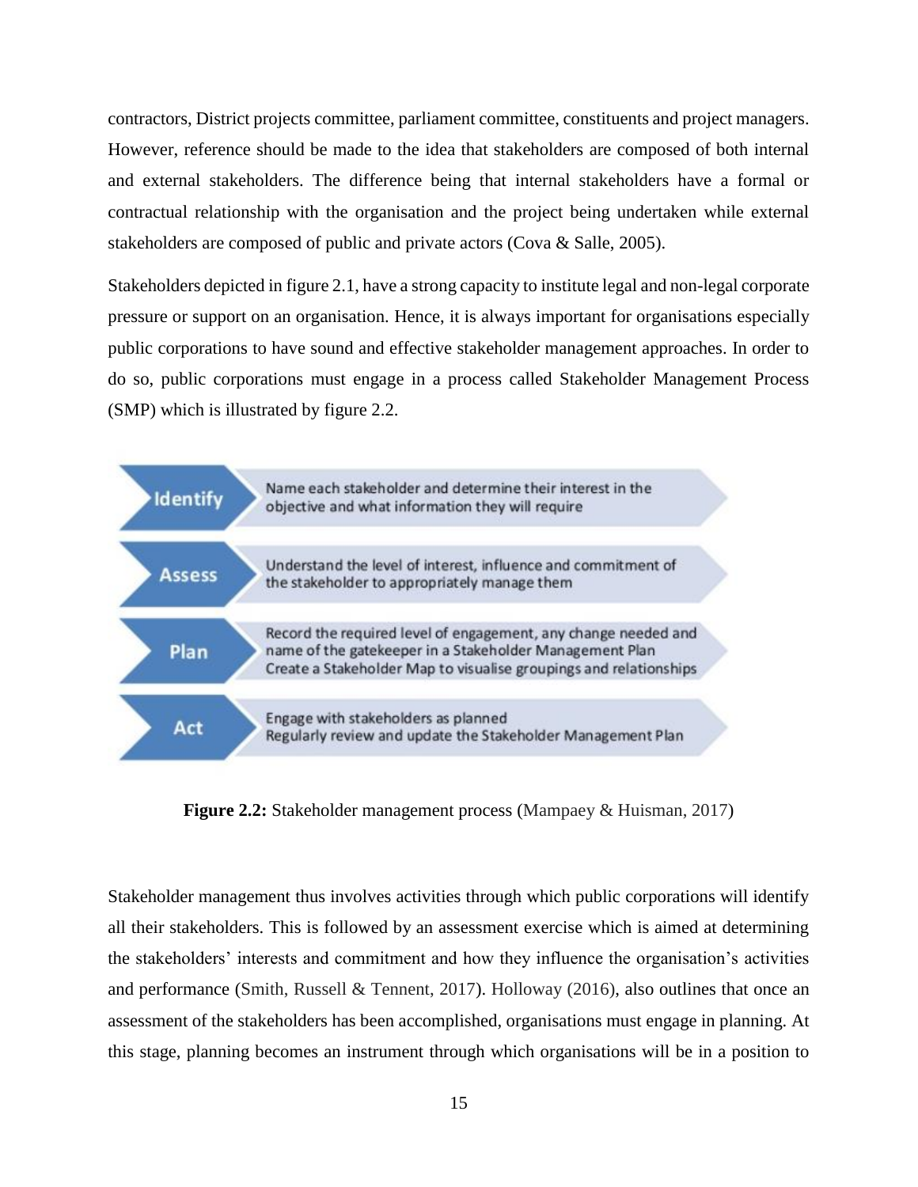contractors, District projects committee, parliament committee, constituents and project managers. However, reference should be made to the idea that stakeholders are composed of both internal and external stakeholders. The difference being that internal stakeholders have a formal or contractual relationship with the organisation and the project being undertaken while external stakeholders are composed of public and private actors (Cova & Salle, 2005).

Stakeholders depicted in figure 2.1, have a strong capacity to institute legal and non-legal corporate pressure or support on an organisation. Hence, it is always important for organisations especially public corporations to have sound and effective stakeholder management approaches. In order to do so, public corporations must engage in a process called Stakeholder Management Process (SMP) which is illustrated by figure 2.2.

| | |
|---|---|
| **Identify** | Name each stakeholder and determine their interest in the objective and what information they will require |
| **Assess** | Understand the level of interest, influence and commitment of the stakeholder to appropriately manage them |
| **Plan** | Record the required level of engagement, any change needed and name of the gatekeeper in a Stakeholder Management Plan. Create a Stakeholder Map to visualise groupings and relationships |
| **Act** | Engage with stakeholders as planned. Regularly review and update the Stakeholder Management Plan |

**Figure 2.2:** Stakeholder management process (Mampaey & Huisman, 2017)

Stakeholder management thus involves activities through which public corporations will identify all their stakeholders. This is followed by an assessment exercise which is aimed at determining the stakeholders' interests and commitment and how they influence the organisation's activities and performance (Smith, Russell & Tennent, 2017). Holloway (2016), also outlines that once an assessment of the stakeholders has been accomplished, organisations must engage in planning. At this stage, planning becomes an instrument through which organisations will be in a position to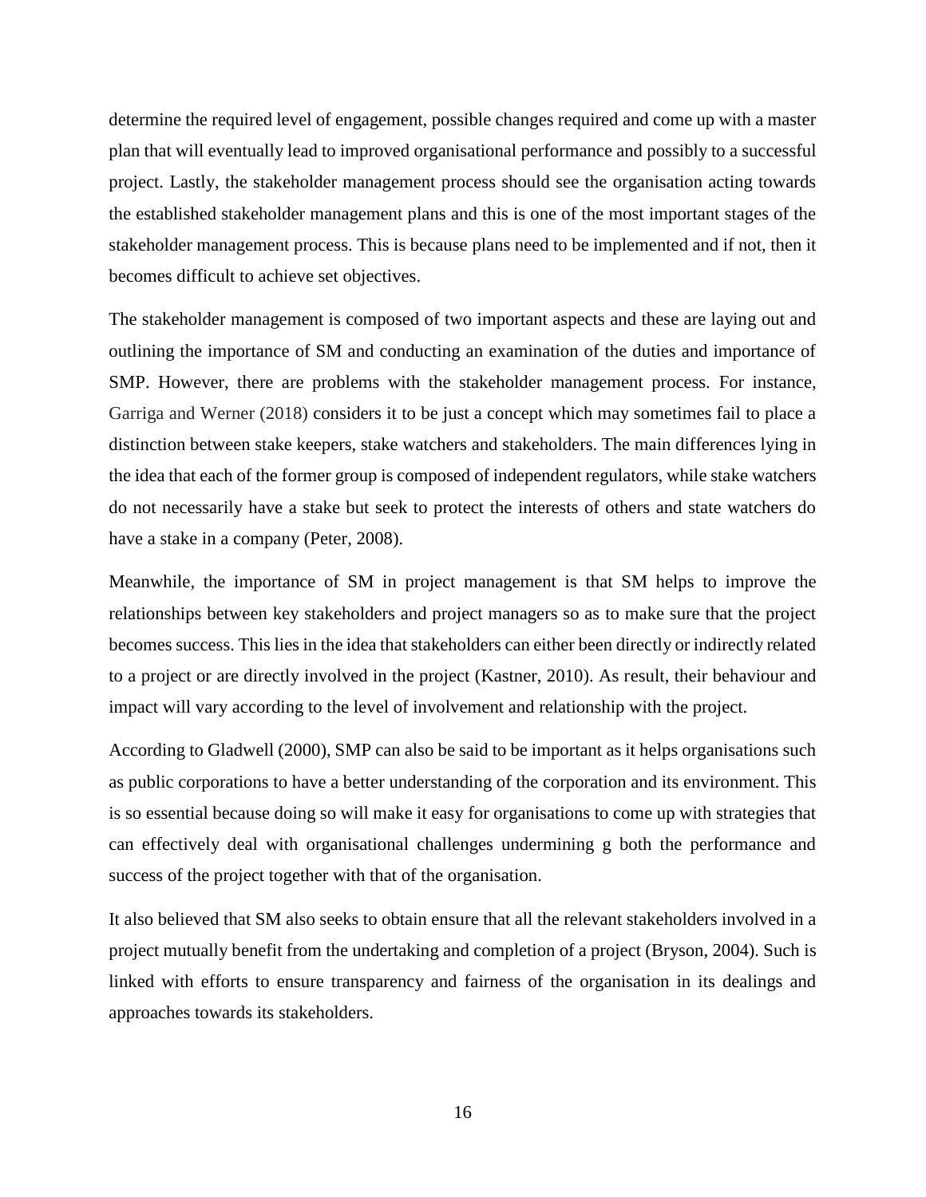determine the required level of engagement, possible changes required and come up with a master plan that will eventually lead to improved organisational performance and possibly to a successful project. Lastly, the stakeholder management process should see the organisation acting towards the established stakeholder management plans and this is one of the most important stages of the stakeholder management process. This is because plans need to be implemented and if not, then it becomes difficult to achieve set objectives.

The stakeholder management is composed of two important aspects and these are laying out and outlining the importance of SM and conducting an examination of the duties and importance of SMP. However, there are problems with the stakeholder management process. For instance, Garriga and Werner (2018) considers it to be just a concept which may sometimes fail to place a distinction between stake keepers, stake watchers and stakeholders. The main differences lying in the idea that each of the former group is composed of independent regulators, while stake watchers do not necessarily have a stake but seek to protect the interests of others and state watchers do have a stake in a company (Peter, 2008).

Meanwhile, the importance of SM in project management is that SM helps to improve the relationships between key stakeholders and project managers so as to make sure that the project becomes success. This lies in the idea that stakeholders can either been directly or indirectly related to a project or are directly involved in the project (Kastner, 2010). As result, their behaviour and impact will vary according to the level of involvement and relationship with the project.

According to Gladwell (2000), SMP can also be said to be important as it helps organisations such as public corporations to have a better understanding of the corporation and its environment. This is so essential because doing so will make it easy for organisations to come up with strategies that can effectively deal with organisational challenges undermining g both the performance and success of the project together with that of the organisation.

It also believed that SM also seeks to obtain ensure that all the relevant stakeholders involved in a project mutually benefit from the undertaking and completion of a project (Bryson, 2004). Such is linked with efforts to ensure transparency and fairness of the organisation in its dealings and approaches towards its stakeholders.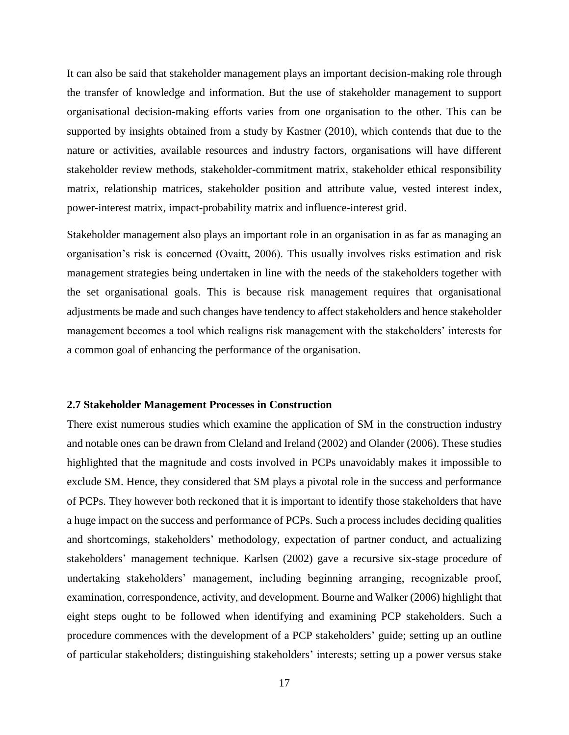It can also be said that stakeholder management plays an important decision-making role through the transfer of knowledge and information. But the use of stakeholder management to support organisational decision-making efforts varies from one organisation to the other. This can be supported by insights obtained from a study by Kastner (2010), which contends that due to the nature or activities, available resources and industry factors, organisations will have different stakeholder review methods, stakeholder-commitment matrix, stakeholder ethical responsibility matrix, relationship matrices, stakeholder position and attribute value, vested interest index, power-interest matrix, impact-probability matrix and influence-interest grid.

Stakeholder management also plays an important role in an organisation in as far as managing an organisation's risk is concerned (Ovaitt, 2006). This usually involves risks estimation and risk management strategies being undertaken in line with the needs of the stakeholders together with the set organisational goals. This is because risk management requires that organisational adjustments be made and such changes have tendency to affect stakeholders and hence stakeholder management becomes a tool which realigns risk management with the stakeholders' interests for a common goal of enhancing the performance of the organisation.

### 2.7 Stakeholder Management Processes in Construction

There exist numerous studies which examine the application of SM in the construction industry and notable ones can be drawn from Cleland and Ireland (2002) and Olander (2006). These studies highlighted that the magnitude and costs involved in PCPs unavoidably makes it impossible to exclude SM. Hence, they considered that SM plays a pivotal role in the success and performance of PCPs. They however both reckoned that it is important to identify those stakeholders that have a huge impact on the success and performance of PCPs. Such a process includes deciding qualities and shortcomings, stakeholders' methodology, expectation of partner conduct, and actualizing stakeholders' management technique. Karlsen (2002) gave a recursive six-stage procedure of undertaking stakeholders' management, including beginning arranging, recognizable proof, examination, correspondence, activity, and development. Bourne and Walker (2006) highlight that eight steps ought to be followed when identifying and examining PCP stakeholders. Such a procedure commences with the development of a PCP stakeholders' guide; setting up an outline of particular stakeholders; distinguishing stakeholders' interests; setting up a power versus stake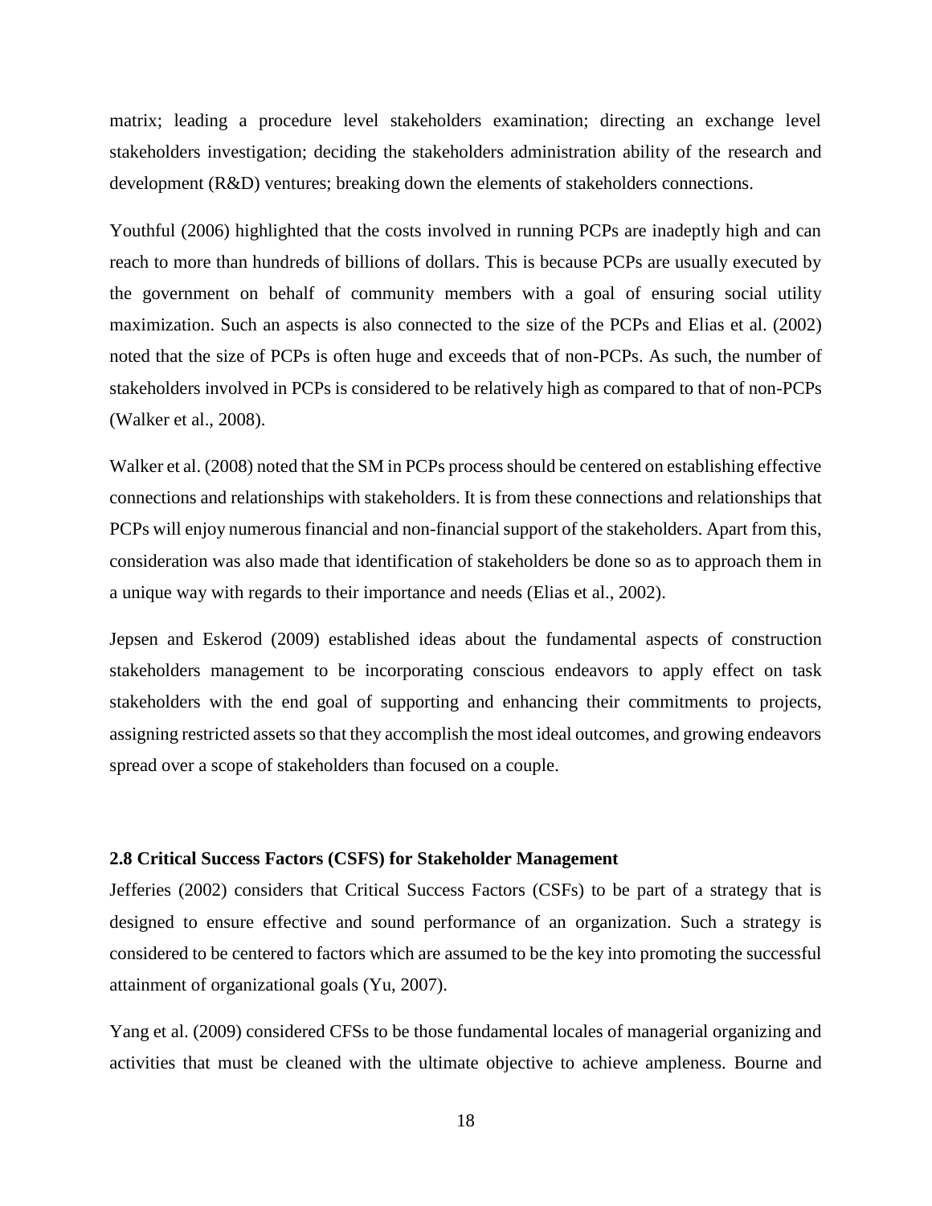matrix; leading a procedure level stakeholders examination; directing an exchange level stakeholders investigation; deciding the stakeholders administration ability of the research and development (R&D) ventures; breaking down the elements of stakeholders connections.

Youthful (2006) highlighted that the costs involved in running PCPs are inadeptly high and can reach to more than hundreds of billions of dollars. This is because PCPs are usually executed by the government on behalf of community members with a goal of ensuring social utility maximization. Such an aspects is also connected to the size of the PCPs and Elias et al. (2002) noted that the size of PCPs is often huge and exceeds that of non-PCPs. As such, the number of stakeholders involved in PCPs is considered to be relatively high as compared to that of non-PCPs (Walker et al., 2008).

Walker et al. (2008) noted that the SM in PCPs process should be centered on establishing effective connections and relationships with stakeholders. It is from these connections and relationships that PCPs will enjoy numerous financial and non-financial support of the stakeholders. Apart from this, consideration was also made that identification of stakeholders be done so as to approach them in a unique way with regards to their importance and needs (Elias et al., 2002).

Jepsen and Eskerod (2009) established ideas about the fundamental aspects of construction stakeholders management to be incorporating conscious endeavors to apply effect on task stakeholders with the end goal of supporting and enhancing their commitments to projects, assigning restricted assets so that they accomplish the most ideal outcomes, and growing endeavors spread over a scope of stakeholders than focused on a couple.

### 2.8 Critical Success Factors (CSFS) for Stakeholder Management

Jefferies (2002) considers that Critical Success Factors (CSFs) to be part of a strategy that is designed to ensure effective and sound performance of an organization. Such a strategy is considered to be centered to factors which are assumed to be the key into promoting the successful attainment of organizational goals (Yu, 2007).

Yang et al. (2009) considered CFSs to be those fundamental locales of managerial organizing and activities that must be cleaned with the ultimate objective to achieve ampleness. Bourne and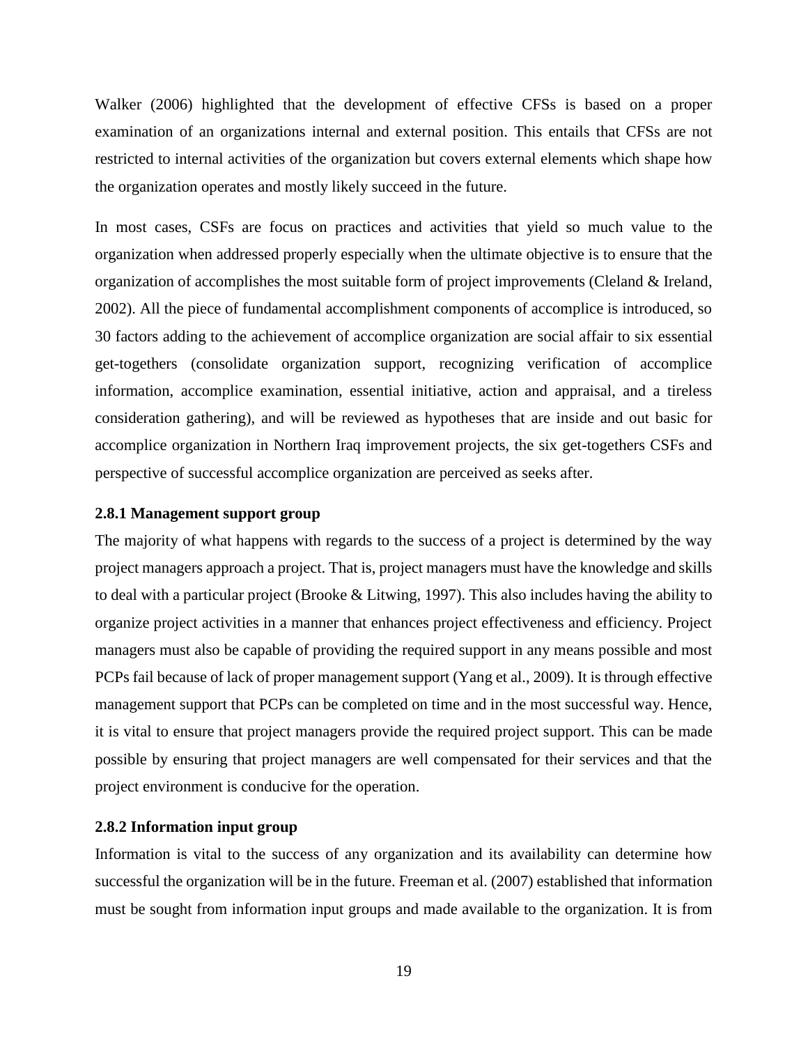Walker (2006) highlighted that the development of effective CFSs is based on a proper examination of an organizations internal and external position. This entails that CFSs are not restricted to internal activities of the organization but covers external elements which shape how the organization operates and mostly likely succeed in the future.

In most cases, CSFs are focus on practices and activities that yield so much value to the organization when addressed properly especially when the ultimate objective is to ensure that the organization of accomplishes the most suitable form of project improvements (Cleland & Ireland, 2002). All the piece of fundamental accomplishment components of accomplice is introduced, so 30 factors adding to the achievement of accomplice organization are social affair to six essential get-togethers (consolidate organization support, recognizing verification of accomplice information, accomplice examination, essential initiative, action and appraisal, and a tireless consideration gathering), and will be reviewed as hypotheses that are inside and out basic for accomplice organization in Northern Iraq improvement projects, the six get-togethers CSFs and perspective of successful accomplice organization are perceived as seeks after.

### 2.8.1 Management support group

The majority of what happens with regards to the success of a project is determined by the way project managers approach a project. That is, project managers must have the knowledge and skills to deal with a particular project (Brooke & Litwing, 1997). This also includes having the ability to organize project activities in a manner that enhances project effectiveness and efficiency. Project managers must also be capable of providing the required support in any means possible and most PCPs fail because of lack of proper management support (Yang et al., 2009). It is through effective management support that PCPs can be completed on time and in the most successful way. Hence, it is vital to ensure that project managers provide the required project support. This can be made possible by ensuring that project managers are well compensated for their services and that the project environment is conducive for the operation.

### 2.8.2 Information input group

Information is vital to the success of any organization and its availability can determine how successful the organization will be in the future. Freeman et al. (2007) established that information must be sought from information input groups and made available to the organization. It is from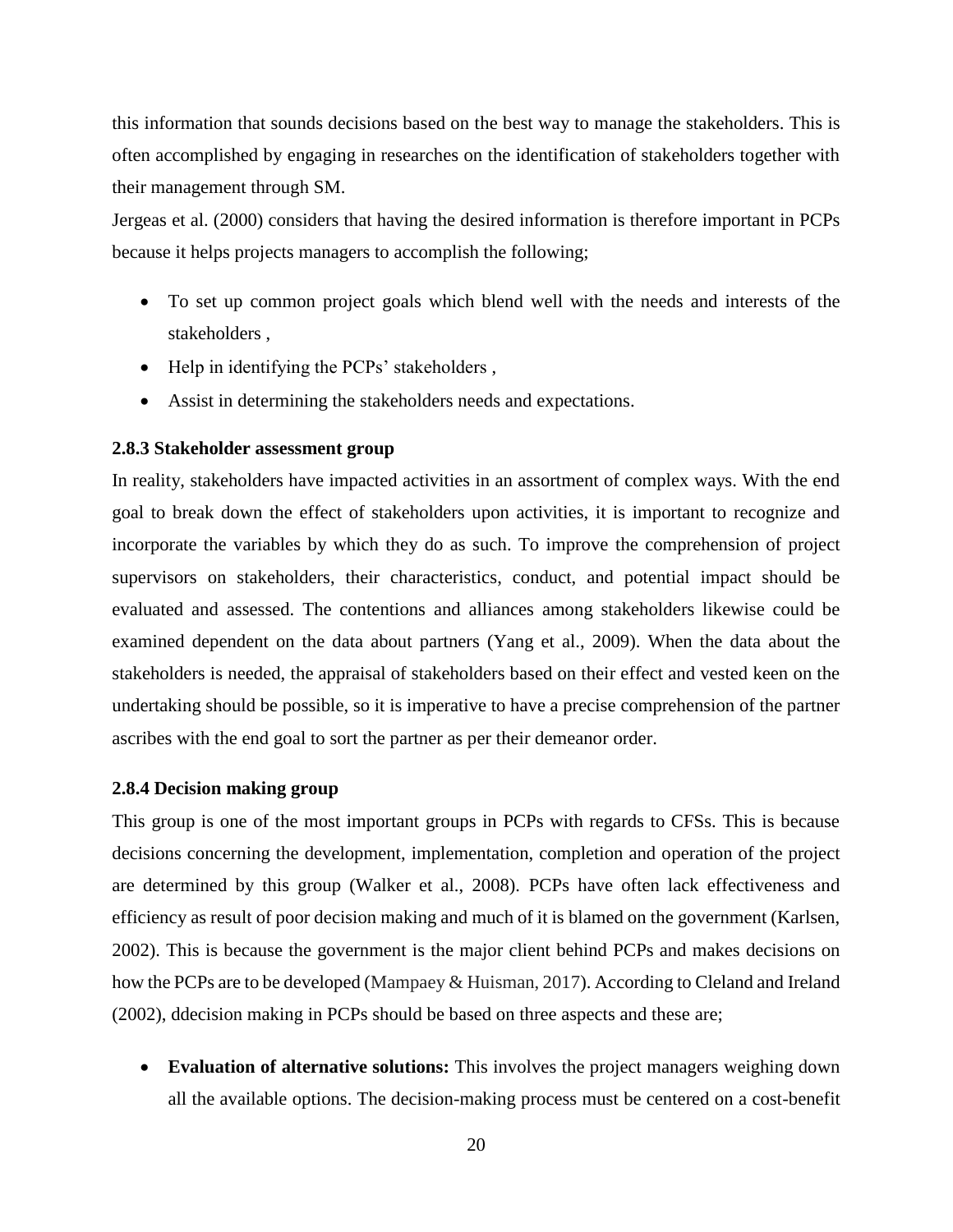this information that sounds decisions based on the best way to manage the stakeholders. This is often accomplished by engaging in researches on the identification of stakeholders together with their management through SM.

Jergeas et al. (2000) considers that having the desired information is therefore important in PCPs because it helps projects managers to accomplish the following;

- To set up common project goals which blend well with the needs and interests of the stakeholders ,
- Help in identifying the PCPs' stakeholders ,
- Assist in determining the stakeholders needs and expectations.

### 2.8.3 Stakeholder assessment group

In reality, stakeholders have impacted activities in an assortment of complex ways. With the end goal to break down the effect of stakeholders upon activities, it is important to recognize and incorporate the variables by which they do as such. To improve the comprehension of project supervisors on stakeholders, their characteristics, conduct, and potential impact should be evaluated and assessed. The contentions and alliances among stakeholders likewise could be examined dependent on the data about partners (Yang et al., 2009). When the data about the stakeholders is needed, the appraisal of stakeholders based on their effect and vested keen on the undertaking should be possible, so it is imperative to have a precise comprehension of the partner ascribes with the end goal to sort the partner as per their demeanor order.

### 2.8.4 Decision making group

This group is one of the most important groups in PCPs with regards to CFSs. This is because decisions concerning the development, implementation, completion and operation of the project are determined by this group (Walker et al., 2008). PCPs have often lack effectiveness and efficiency as result of poor decision making and much of it is blamed on the government (Karlsen, 2002). This is because the government is the major client behind PCPs and makes decisions on how the PCPs are to be developed (Mampaey & Huisman, 2017). According to Cleland and Ireland (2002), ddecision making in PCPs should be based on three aspects and these are;

- **Evaluation of alternative solutions:** This involves the project managers weighing down all the available options. The decision-making process must be centered on a cost-benefit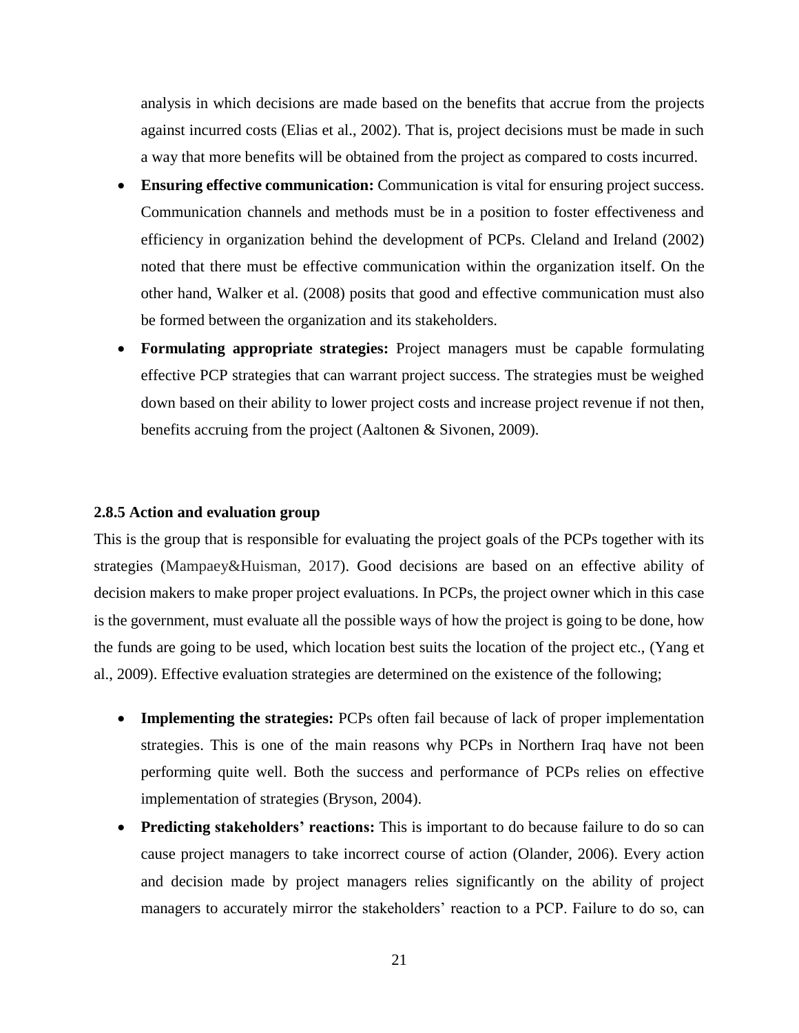analysis in which decisions are made based on the benefits that accrue from the projects against incurred costs (Elias et al., 2002). That is, project decisions must be made in such a way that more benefits will be obtained from the project as compared to costs incurred.

- **Ensuring effective communication:** Communication is vital for ensuring project success. Communication channels and methods must be in a position to foster effectiveness and efficiency in organization behind the development of PCPs. Cleland and Ireland (2002) noted that there must be effective communication within the organization itself. On the other hand, Walker et al. (2008) posits that good and effective communication must also be formed between the organization and its stakeholders.
- **Formulating appropriate strategies:** Project managers must be capable formulating effective PCP strategies that can warrant project success. The strategies must be weighed down based on their ability to lower project costs and increase project revenue if not then, benefits accruing from the project (Aaltonen & Sivonen, 2009).

### 2.8.5 Action and evaluation group

This is the group that is responsible for evaluating the project goals of the PCPs together with its strategies (Mampaey&Huisman, 2017). Good decisions are based on an effective ability of decision makers to make proper project evaluations. In PCPs, the project owner which in this case is the government, must evaluate all the possible ways of how the project is going to be done, how the funds are going to be used, which location best suits the location of the project etc., (Yang et al., 2009). Effective evaluation strategies are determined on the existence of the following;

- **Implementing the strategies:** PCPs often fail because of lack of proper implementation strategies. This is one of the main reasons why PCPs in Northern Iraq have not been performing quite well. Both the success and performance of PCPs relies on effective implementation of strategies (Bryson, 2004).
- **Predicting stakeholders' reactions:** This is important to do because failure to do so can cause project managers to take incorrect course of action (Olander, 2006). Every action and decision made by project managers relies significantly on the ability of project managers to accurately mirror the stakeholders' reaction to a PCP. Failure to do so, can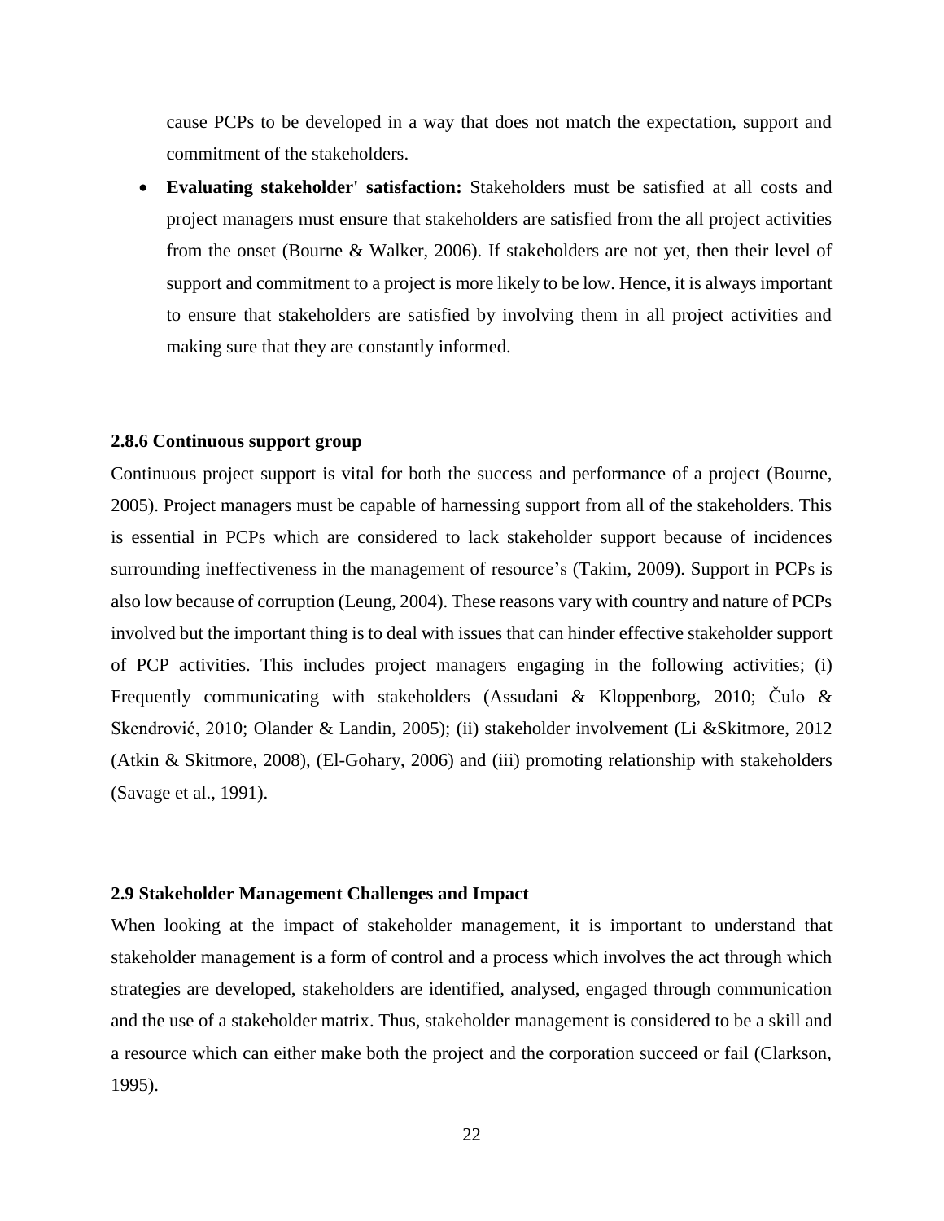cause PCPs to be developed in a way that does not match the expectation, support and commitment of the stakeholders.

- **Evaluating stakeholder' satisfaction:** Stakeholders must be satisfied at all costs and project managers must ensure that stakeholders are satisfied from the all project activities from the onset (Bourne & Walker, 2006). If stakeholders are not yet, then their level of support and commitment to a project is more likely to be low. Hence, it is always important to ensure that stakeholders are satisfied by involving them in all project activities and making sure that they are constantly informed.

### 2.8.6 Continuous support group

Continuous project support is vital for both the success and performance of a project (Bourne, 2005). Project managers must be capable of harnessing support from all of the stakeholders. This is essential in PCPs which are considered to lack stakeholder support because of incidences surrounding ineffectiveness in the management of resource's (Takim, 2009). Support in PCPs is also low because of corruption (Leung, 2004). These reasons vary with country and nature of PCPs involved but the important thing is to deal with issues that can hinder effective stakeholder support of PCP activities. This includes project managers engaging in the following activities; (i) Frequently communicating with stakeholders (Assudani & Kloppenborg, 2010; Čulo & Skendrović, 2010; Olander & Landin, 2005); (ii) stakeholder involvement (Li &Skitmore, 2012 (Atkin & Skitmore, 2008), (El-Gohary, 2006) and (iii) promoting relationship with stakeholders (Savage et al., 1991).

## 2.9 Stakeholder Management Challenges and Impact

When looking at the impact of stakeholder management, it is important to understand that stakeholder management is a form of control and a process which involves the act through which strategies are developed, stakeholders are identified, analysed, engaged through communication and the use of a stakeholder matrix. Thus, stakeholder management is considered to be a skill and a resource which can either make both the project and the corporation succeed or fail (Clarkson, 1995).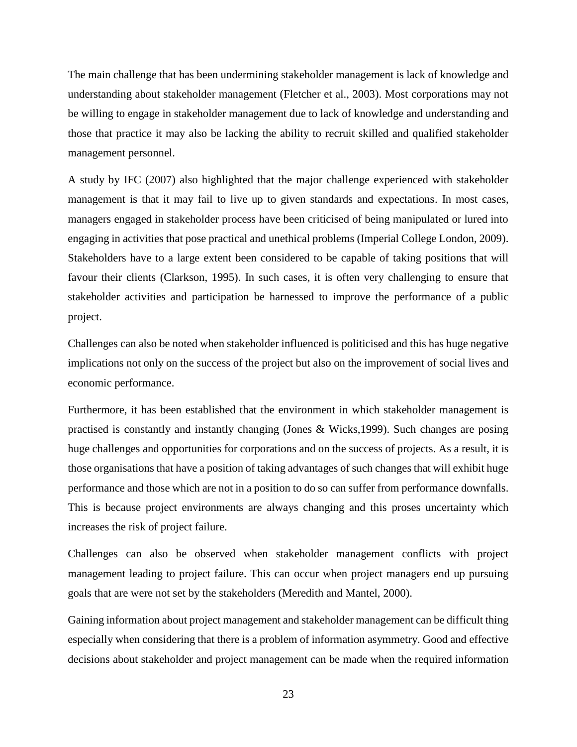The main challenge that has been undermining stakeholder management is lack of knowledge and understanding about stakeholder management (Fletcher et al., 2003). Most corporations may not be willing to engage in stakeholder management due to lack of knowledge and understanding and those that practice it may also be lacking the ability to recruit skilled and qualified stakeholder management personnel.

A study by IFC (2007) also highlighted that the major challenge experienced with stakeholder management is that it may fail to live up to given standards and expectations. In most cases, managers engaged in stakeholder process have been criticised of being manipulated or lured into engaging in activities that pose practical and unethical problems (Imperial College London, 2009). Stakeholders have to a large extent been considered to be capable of taking positions that will favour their clients (Clarkson, 1995). In such cases, it is often very challenging to ensure that stakeholder activities and participation be harnessed to improve the performance of a public project.

Challenges can also be noted when stakeholder influenced is politicised and this has huge negative implications not only on the success of the project but also on the improvement of social lives and economic performance.

Furthermore, it has been established that the environment in which stakeholder management is practised is constantly and instantly changing (Jones & Wicks,1999). Such changes are posing huge challenges and opportunities for corporations and on the success of projects. As a result, it is those organisations that have a position of taking advantages of such changes that will exhibit huge performance and those which are not in a position to do so can suffer from performance downfalls. This is because project environments are always changing and this proses uncertainty which increases the risk of project failure.

Challenges can also be observed when stakeholder management conflicts with project management leading to project failure. This can occur when project managers end up pursuing goals that are were not set by the stakeholders (Meredith and Mantel, 2000).

Gaining information about project management and stakeholder management can be difficult thing especially when considering that there is a problem of information asymmetry. Good and effective decisions about stakeholder and project management can be made when the required information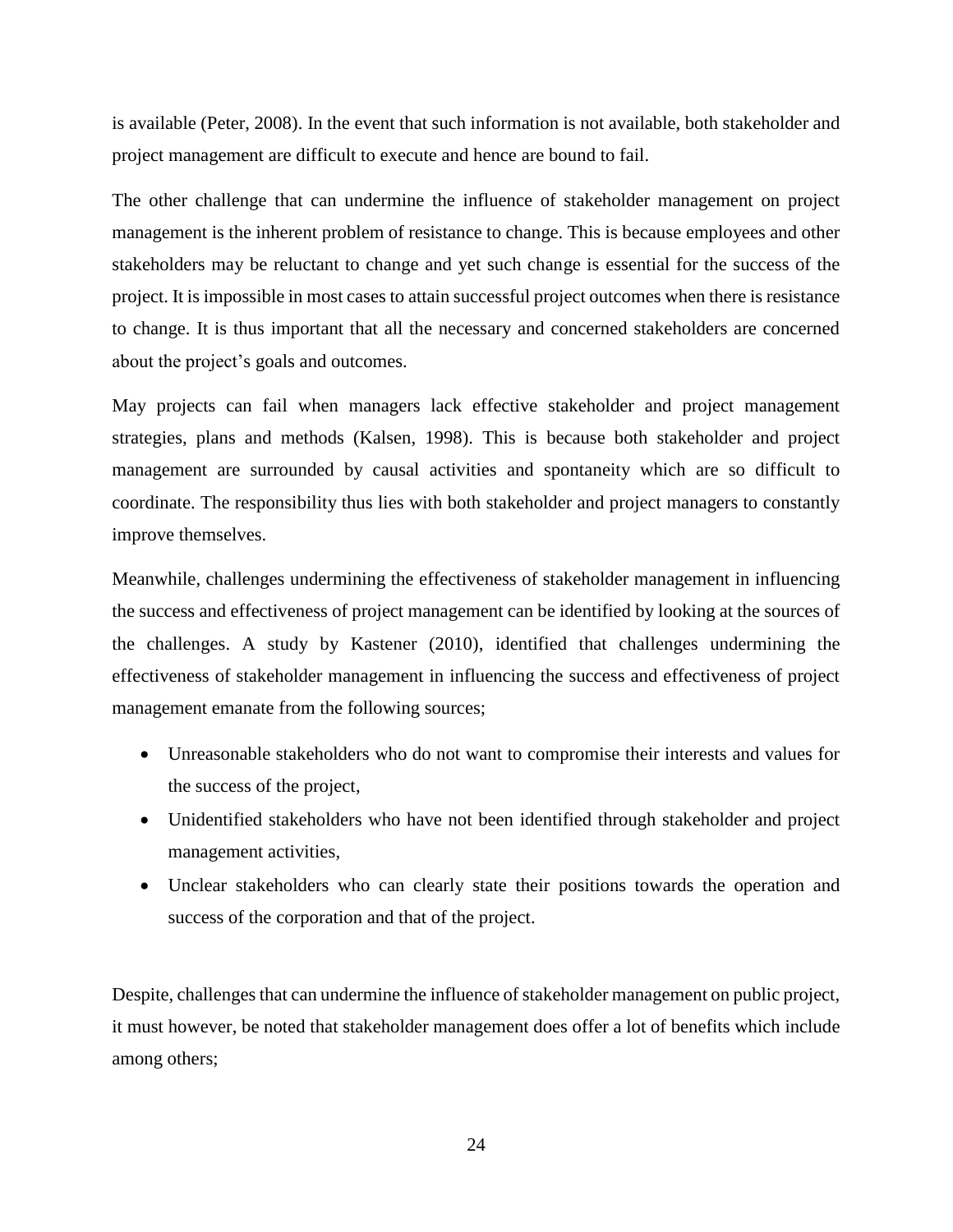is available (Peter, 2008). In the event that such information is not available, both stakeholder and project management are difficult to execute and hence are bound to fail.

The other challenge that can undermine the influence of stakeholder management on project management is the inherent problem of resistance to change. This is because employees and other stakeholders may be reluctant to change and yet such change is essential for the success of the project. It is impossible in most cases to attain successful project outcomes when there is resistance to change. It is thus important that all the necessary and concerned stakeholders are concerned about the project's goals and outcomes.

May projects can fail when managers lack effective stakeholder and project management strategies, plans and methods (Kalsen, 1998). This is because both stakeholder and project management are surrounded by causal activities and spontaneity which are so difficult to coordinate. The responsibility thus lies with both stakeholder and project managers to constantly improve themselves.

Meanwhile, challenges undermining the effectiveness of stakeholder management in influencing the success and effectiveness of project management can be identified by looking at the sources of the challenges. A study by Kastener (2010), identified that challenges undermining the effectiveness of stakeholder management in influencing the success and effectiveness of project management emanate from the following sources;

- Unreasonable stakeholders who do not want to compromise their interests and values for the success of the project,
- Unidentified stakeholders who have not been identified through stakeholder and project management activities,
- Unclear stakeholders who can clearly state their positions towards the operation and success of the corporation and that of the project.

Despite, challenges that can undermine the influence of stakeholder management on public project, it must however, be noted that stakeholder management does offer a lot of benefits which include among others;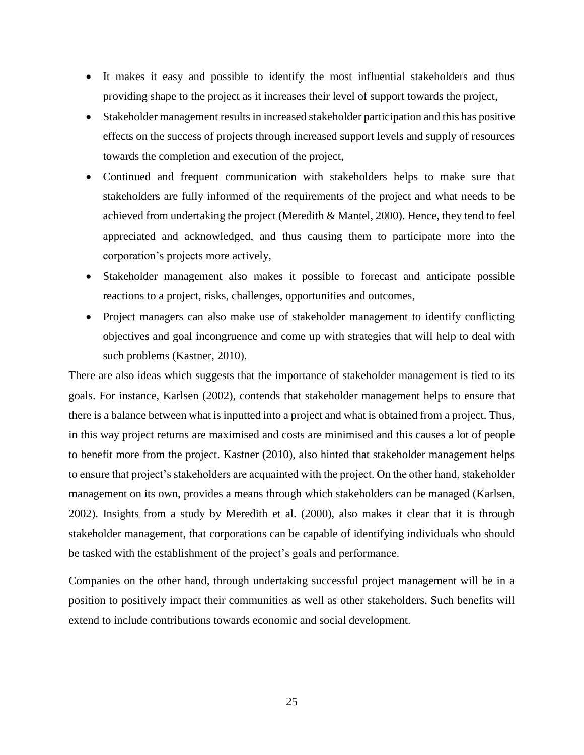- It makes it easy and possible to identify the most influential stakeholders and thus providing shape to the project as it increases their level of support towards the project,
- Stakeholder management results in increased stakeholder participation and this has positive effects on the success of projects through increased support levels and supply of resources towards the completion and execution of the project,
- Continued and frequent communication with stakeholders helps to make sure that stakeholders are fully informed of the requirements of the project and what needs to be achieved from undertaking the project (Meredith & Mantel, 2000). Hence, they tend to feel appreciated and acknowledged, and thus causing them to participate more into the corporation's projects more actively,
- Stakeholder management also makes it possible to forecast and anticipate possible reactions to a project, risks, challenges, opportunities and outcomes,
- Project managers can also make use of stakeholder management to identify conflicting objectives and goal incongruence and come up with strategies that will help to deal with such problems (Kastner, 2010).

There are also ideas which suggests that the importance of stakeholder management is tied to its goals. For instance, Karlsen (2002), contends that stakeholder management helps to ensure that there is a balance between what is inputted into a project and what is obtained from a project. Thus, in this way project returns are maximised and costs are minimised and this causes a lot of people to benefit more from the project. Kastner (2010), also hinted that stakeholder management helps to ensure that project's stakeholders are acquainted with the project. On the other hand, stakeholder management on its own, provides a means through which stakeholders can be managed (Karlsen, 2002). Insights from a study by Meredith et al. (2000), also makes it clear that it is through stakeholder management, that corporations can be capable of identifying individuals who should be tasked with the establishment of the project's goals and performance.

Companies on the other hand, through undertaking successful project management will be in a position to positively impact their communities as well as other stakeholders. Such benefits will extend to include contributions towards economic and social development.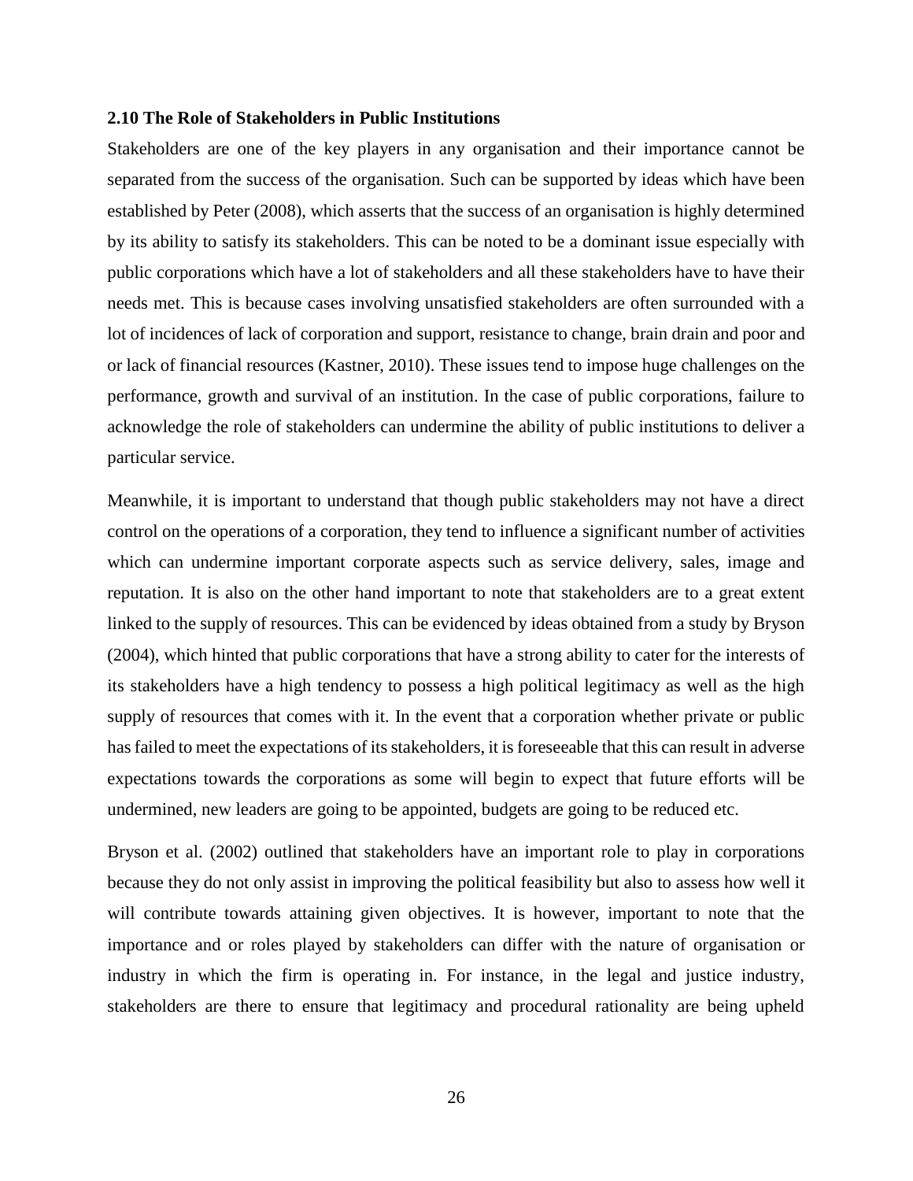### 2.10 The Role of Stakeholders in Public Institutions

Stakeholders are one of the key players in any organisation and their importance cannot be separated from the success of the organisation. Such can be supported by ideas which have been established by Peter (2008), which asserts that the success of an organisation is highly determined by its ability to satisfy its stakeholders. This can be noted to be a dominant issue especially with public corporations which have a lot of stakeholders and all these stakeholders have to have their needs met. This is because cases involving unsatisfied stakeholders are often surrounded with a lot of incidences of lack of corporation and support, resistance to change, brain drain and poor and or lack of financial resources (Kastner, 2010). These issues tend to impose huge challenges on the performance, growth and survival of an institution. In the case of public corporations, failure to acknowledge the role of stakeholders can undermine the ability of public institutions to deliver a particular service.

Meanwhile, it is important to understand that though public stakeholders may not have a direct control on the operations of a corporation, they tend to influence a significant number of activities which can undermine important corporate aspects such as service delivery, sales, image and reputation. It is also on the other hand important to note that stakeholders are to a great extent linked to the supply of resources. This can be evidenced by ideas obtained from a study by Bryson (2004), which hinted that public corporations that have a strong ability to cater for the interests of its stakeholders have a high tendency to possess a high political legitimacy as well as the high supply of resources that comes with it. In the event that a corporation whether private or public has failed to meet the expectations of its stakeholders, it is foreseeable that this can result in adverse expectations towards the corporations as some will begin to expect that future efforts will be undermined, new leaders are going to be appointed, budgets are going to be reduced etc.

Bryson et al. (2002) outlined that stakeholders have an important role to play in corporations because they do not only assist in improving the political feasibility but also to assess how well it will contribute towards attaining given objectives. It is however, important to note that the importance and or roles played by stakeholders can differ with the nature of organisation or industry in which the firm is operating in. For instance, in the legal and justice industry, stakeholders are there to ensure that legitimacy and procedural rationality are being upheld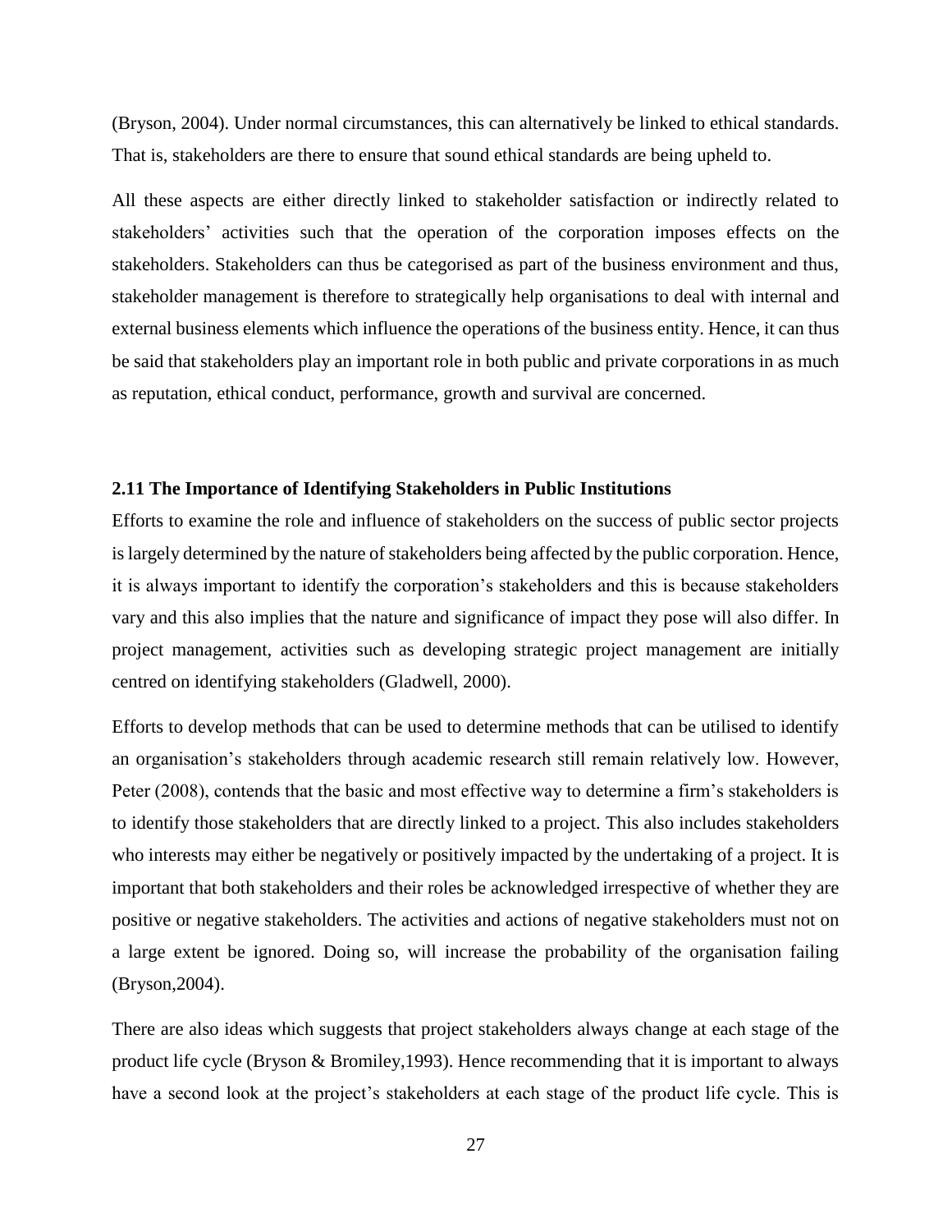(Bryson, 2004). Under normal circumstances, this can alternatively be linked to ethical standards. That is, stakeholders are there to ensure that sound ethical standards are being upheld to.

All these aspects are either directly linked to stakeholder satisfaction or indirectly related to stakeholders' activities such that the operation of the corporation imposes effects on the stakeholders. Stakeholders can thus be categorised as part of the business environment and thus, stakeholder management is therefore to strategically help organisations to deal with internal and external business elements which influence the operations of the business entity. Hence, it can thus be said that stakeholders play an important role in both public and private corporations in as much as reputation, ethical conduct, performance, growth and survival are concerned.

## 2.11 The Importance of Identifying Stakeholders in Public Institutions

Efforts to examine the role and influence of stakeholders on the success of public sector projects is largely determined by the nature of stakeholders being affected by the public corporation. Hence, it is always important to identify the corporation's stakeholders and this is because stakeholders vary and this also implies that the nature and significance of impact they pose will also differ. In project management, activities such as developing strategic project management are initially centred on identifying stakeholders (Gladwell, 2000).

Efforts to develop methods that can be used to determine methods that can be utilised to identify an organisation's stakeholders through academic research still remain relatively low. However, Peter (2008), contends that the basic and most effective way to determine a firm's stakeholders is to identify those stakeholders that are directly linked to a project. This also includes stakeholders who interests may either be negatively or positively impacted by the undertaking of a project. It is important that both stakeholders and their roles be acknowledged irrespective of whether they are positive or negative stakeholders. The activities and actions of negative stakeholders must not on a large extent be ignored. Doing so, will increase the probability of the organisation failing (Bryson,2004).

There are also ideas which suggests that project stakeholders always change at each stage of the product life cycle (Bryson & Bromiley,1993). Hence recommending that it is important to always have a second look at the project's stakeholders at each stage of the product life cycle. This is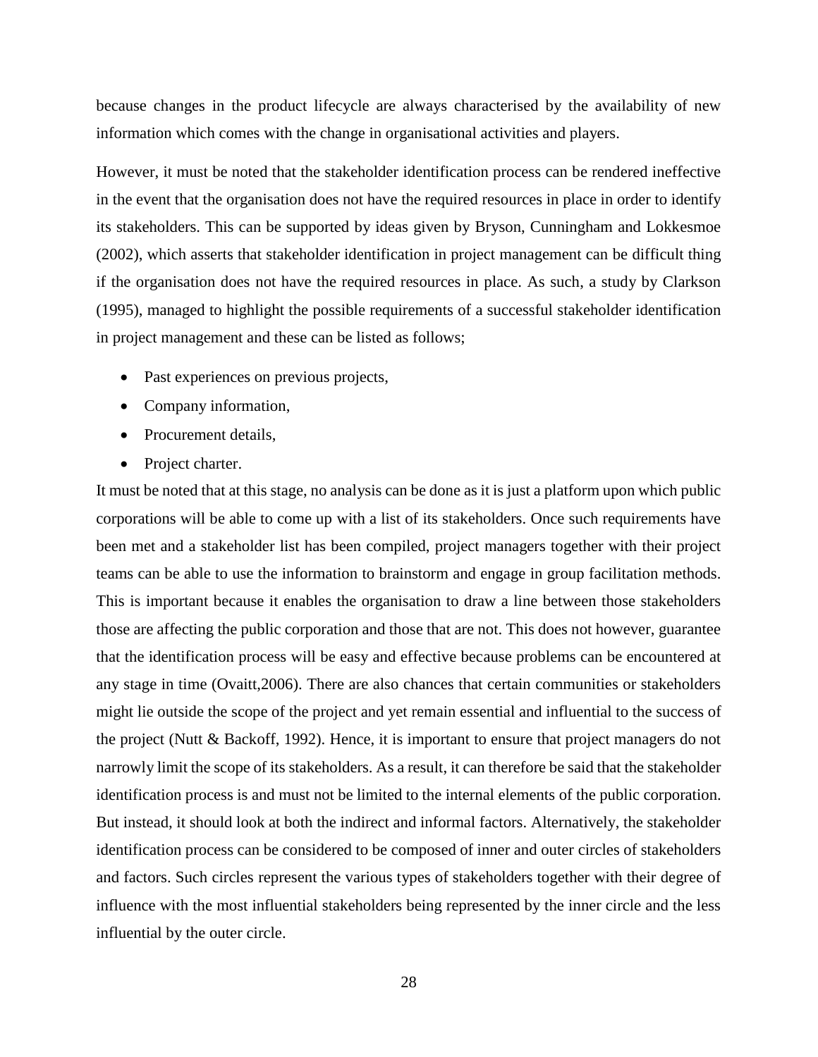because changes in the product lifecycle are always characterised by the availability of new information which comes with the change in organisational activities and players.

However, it must be noted that the stakeholder identification process can be rendered ineffective in the event that the organisation does not have the required resources in place in order to identify its stakeholders. This can be supported by ideas given by Bryson, Cunningham and Lokkesmoe (2002), which asserts that stakeholder identification in project management can be difficult thing if the organisation does not have the required resources in place. As such, a study by Clarkson (1995), managed to highlight the possible requirements of a successful stakeholder identification in project management and these can be listed as follows;

- Past experiences on previous projects,
- Company information,
- Procurement details,
- Project charter.

It must be noted that at this stage, no analysis can be done as it is just a platform upon which public corporations will be able to come up with a list of its stakeholders. Once such requirements have been met and a stakeholder list has been compiled, project managers together with their project teams can be able to use the information to brainstorm and engage in group facilitation methods. This is important because it enables the organisation to draw a line between those stakeholders those are affecting the public corporation and those that are not. This does not however, guarantee that the identification process will be easy and effective because problems can be encountered at any stage in time (Ovaitt,2006). There are also chances that certain communities or stakeholders might lie outside the scope of the project and yet remain essential and influential to the success of the project (Nutt & Backoff, 1992). Hence, it is important to ensure that project managers do not narrowly limit the scope of its stakeholders. As a result, it can therefore be said that the stakeholder identification process is and must not be limited to the internal elements of the public corporation. But instead, it should look at both the indirect and informal factors. Alternatively, the stakeholder identification process can be considered to be composed of inner and outer circles of stakeholders and factors. Such circles represent the various types of stakeholders together with their degree of influence with the most influential stakeholders being represented by the inner circle and the less influential by the outer circle.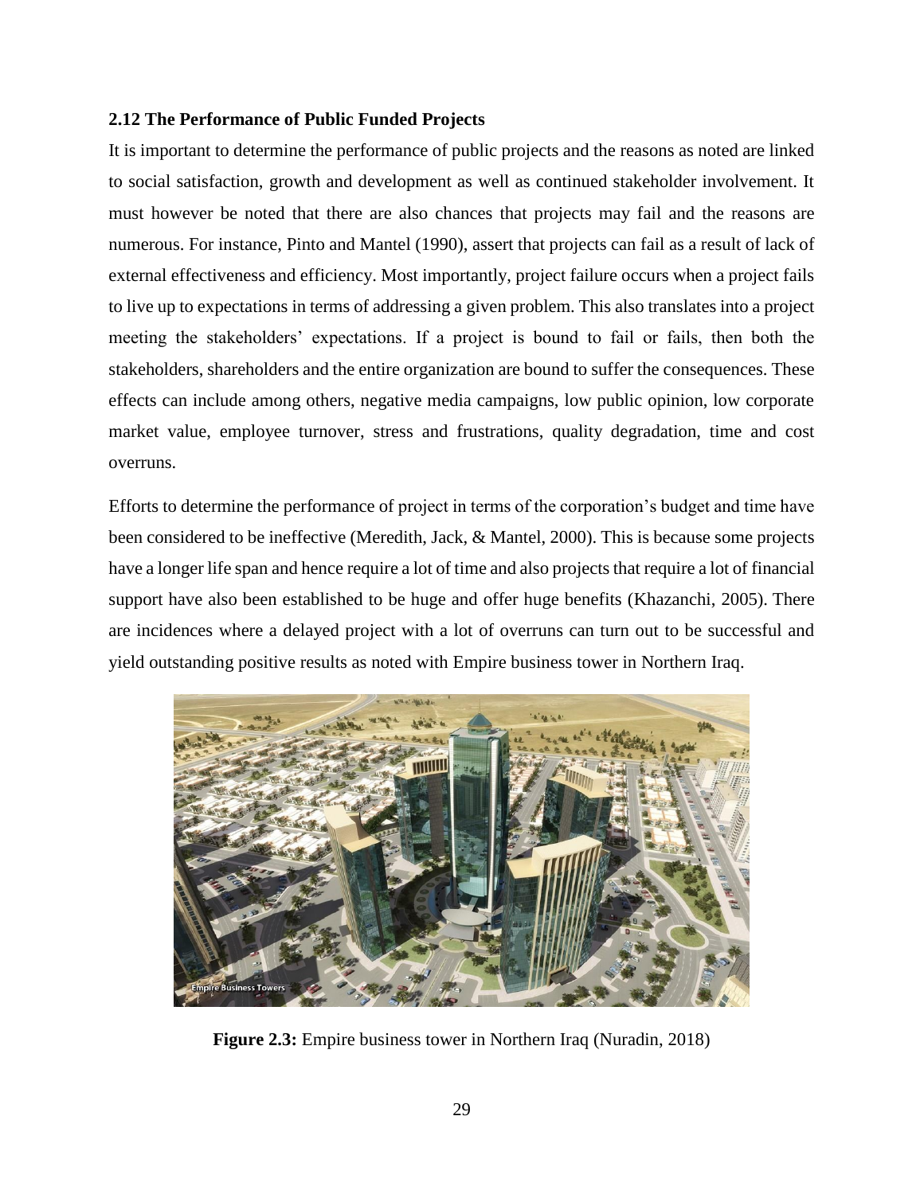### 2.12 The Performance of Public Funded Projects

It is important to determine the performance of public projects and the reasons as noted are linked to social satisfaction, growth and development as well as continued stakeholder involvement. It must however be noted that there are also chances that projects may fail and the reasons are numerous. For instance, Pinto and Mantel (1990), assert that projects can fail as a result of lack of external effectiveness and efficiency. Most importantly, project failure occurs when a project fails to live up to expectations in terms of addressing a given problem. This also translates into a project meeting the stakeholders' expectations. If a project is bound to fail or fails, then both the stakeholders, shareholders and the entire organization are bound to suffer the consequences. These effects can include among others, negative media campaigns, low public opinion, low corporate market value, employee turnover, stress and frustrations, quality degradation, time and cost overruns.

Efforts to determine the performance of project in terms of the corporation's budget and time have been considered to be ineffective (Meredith, Jack, & Mantel, 2000). This is because some projects have a longer life span and hence require a lot of time and also projects that require a lot of financial support have also been established to be huge and offer huge benefits (Khazanchi, 2005). There are incidences where a delayed project with a lot of overruns can turn out to be successful and yield outstanding positive results as noted with Empire business tower in Northern Iraq.

**Figure 2.3:** Empire business tower in Northern Iraq (Nuradin, 2018)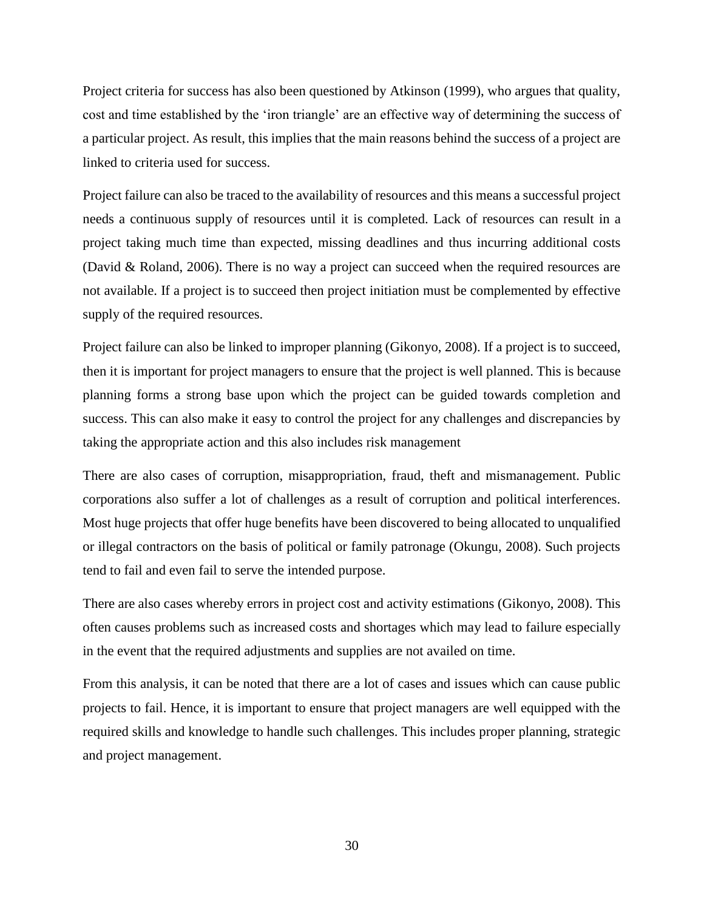Project criteria for success has also been questioned by Atkinson (1999), who argues that quality, cost and time established by the 'iron triangle' are an effective way of determining the success of a particular project. As result, this implies that the main reasons behind the success of a project are linked to criteria used for success.

Project failure can also be traced to the availability of resources and this means a successful project needs a continuous supply of resources until it is completed. Lack of resources can result in a project taking much time than expected, missing deadlines and thus incurring additional costs (David & Roland, 2006). There is no way a project can succeed when the required resources are not available. If a project is to succeed then project initiation must be complemented by effective supply of the required resources.

Project failure can also be linked to improper planning (Gikonyo, 2008). If a project is to succeed, then it is important for project managers to ensure that the project is well planned. This is because planning forms a strong base upon which the project can be guided towards completion and success. This can also make it easy to control the project for any challenges and discrepancies by taking the appropriate action and this also includes risk management

There are also cases of corruption, misappropriation, fraud, theft and mismanagement. Public corporations also suffer a lot of challenges as a result of corruption and political interferences. Most huge projects that offer huge benefits have been discovered to being allocated to unqualified or illegal contractors on the basis of political or family patronage (Okungu, 2008). Such projects tend to fail and even fail to serve the intended purpose.

There are also cases whereby errors in project cost and activity estimations (Gikonyo, 2008). This often causes problems such as increased costs and shortages which may lead to failure especially in the event that the required adjustments and supplies are not availed on time.

From this analysis, it can be noted that there are a lot of cases and issues which can cause public projects to fail. Hence, it is important to ensure that project managers are well equipped with the required skills and knowledge to handle such challenges. This includes proper planning, strategic and project management.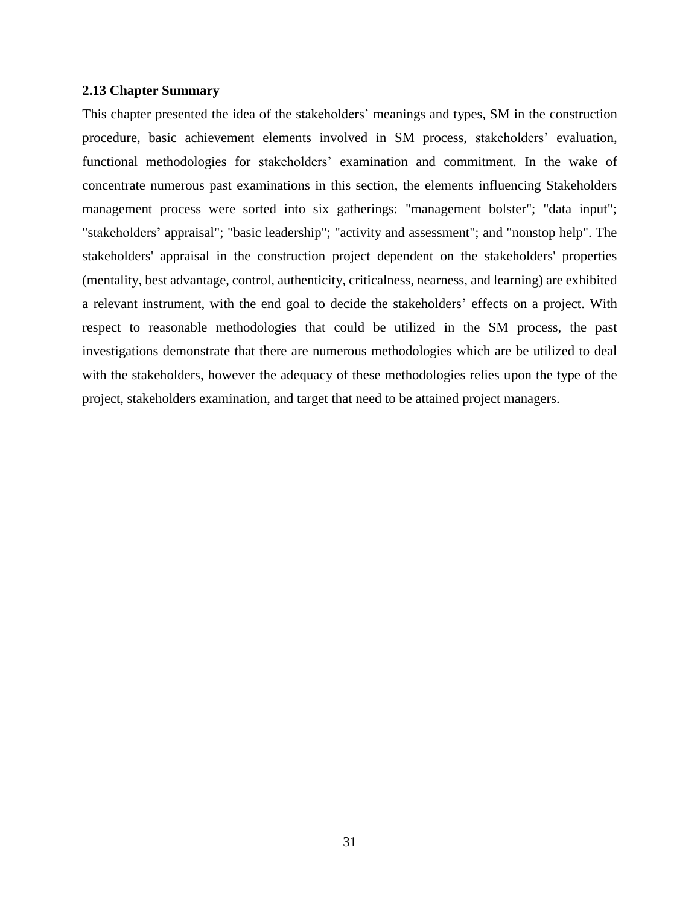### 2.13 Chapter Summary

This chapter presented the idea of the stakeholders' meanings and types, SM in the construction procedure, basic achievement elements involved in SM process, stakeholders' evaluation, functional methodologies for stakeholders' examination and commitment. In the wake of concentrate numerous past examinations in this section, the elements influencing Stakeholders management process were sorted into six gatherings: "management bolster"; "data input"; "stakeholders' appraisal"; "basic leadership"; "activity and assessment"; and "nonstop help". The stakeholders' appraisal in the construction project dependent on the stakeholders' properties (mentality, best advantage, control, authenticity, criticalness, nearness, and learning) are exhibited a relevant instrument, with the end goal to decide the stakeholders' effects on a project. With respect to reasonable methodologies that could be utilized in the SM process, the past investigations demonstrate that there are numerous methodologies which are be utilized to deal with the stakeholders, however the adequacy of these methodologies relies upon the type of the project, stakeholders examination, and target that need to be attained project managers.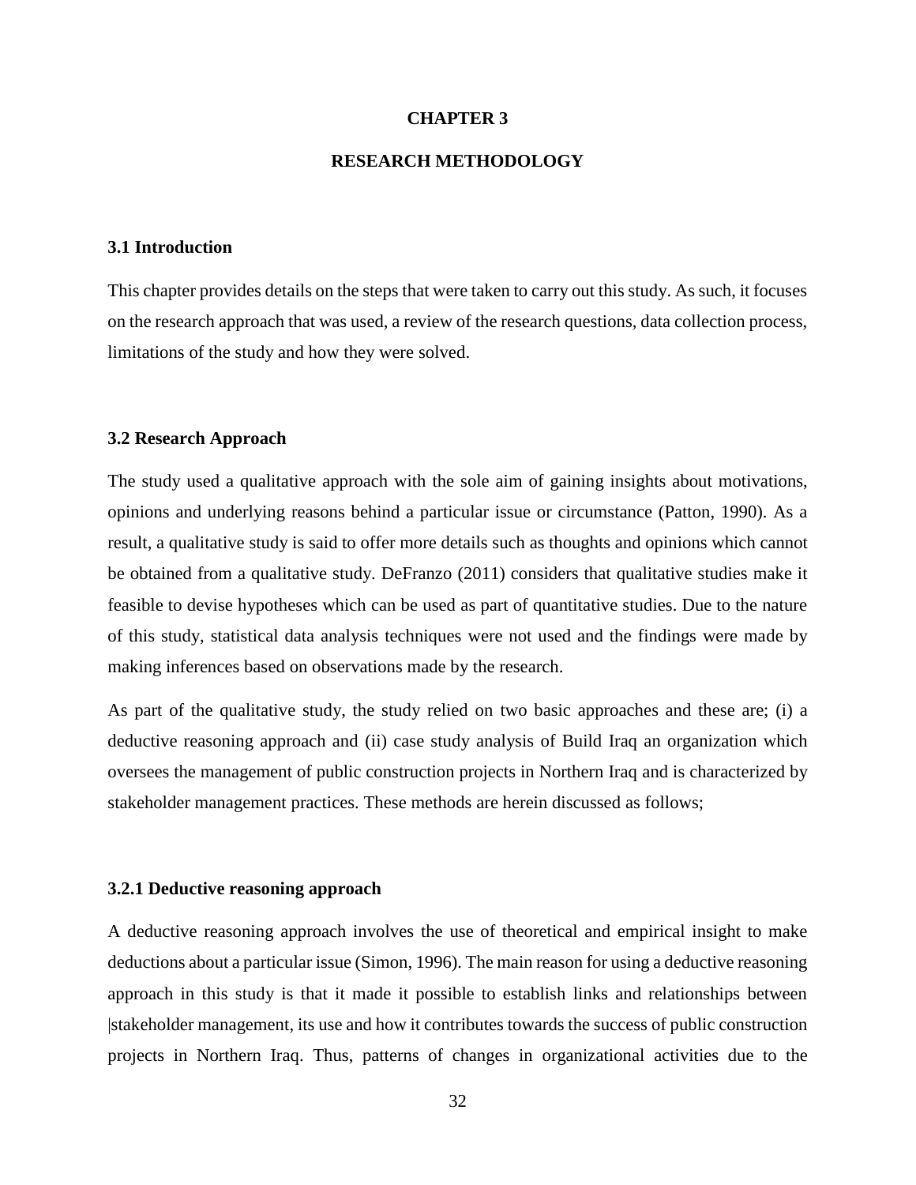# CHAPTER 3

# RESEARCH METHODOLOGY

## 3.1 Introduction

This chapter provides details on the steps that were taken to carry out this study. As such, it focuses on the research approach that was used, a review of the research questions, data collection process, limitations of the study and how they were solved.

## 3.2 Research Approach

The study used a qualitative approach with the sole aim of gaining insights about motivations, opinions and underlying reasons behind a particular issue or circumstance (Patton, 1990). As a result, a qualitative study is said to offer more details such as thoughts and opinions which cannot be obtained from a qualitative study. DeFranzo (2011) considers that qualitative studies make it feasible to devise hypotheses which can be used as part of quantitative studies. Due to the nature of this study, statistical data analysis techniques were not used and the findings were made by making inferences based on observations made by the research.

As part of the qualitative study, the study relied on two basic approaches and these are; (i) a deductive reasoning approach and (ii) case study analysis of Build Iraq an organization which oversees the management of public construction projects in Northern Iraq and is characterized by stakeholder management practices. These methods are herein discussed as follows;

### 3.2.1 Deductive reasoning approach

A deductive reasoning approach involves the use of theoretical and empirical insight to make deductions about a particular issue (Simon, 1996). The main reason for using a deductive reasoning approach in this study is that it made it possible to establish links and relationships between |stakeholder management, its use and how it contributes towards the success of public construction projects in Northern Iraq. Thus, patterns of changes in organizational activities due to the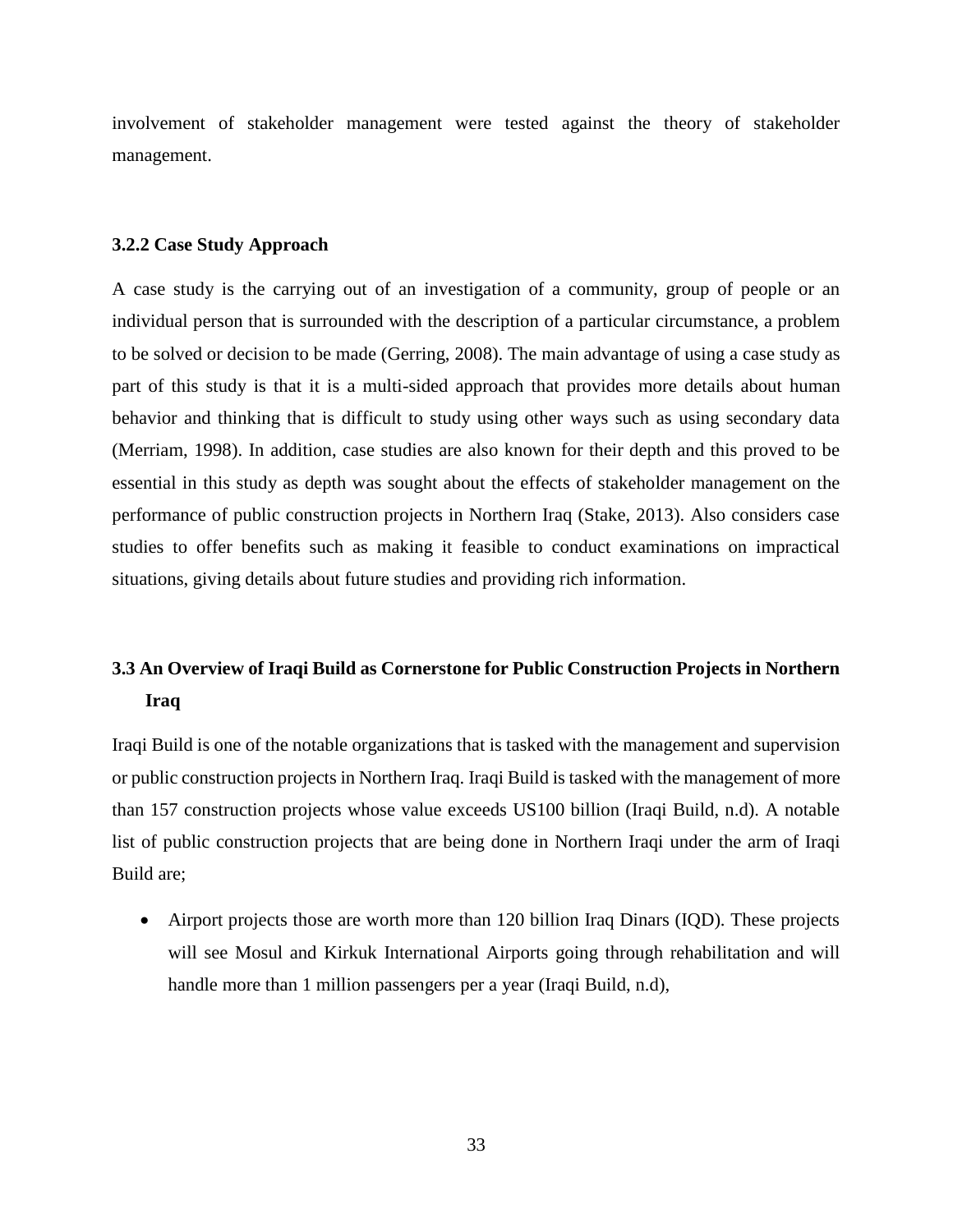involvement of stakeholder management were tested against the theory of stakeholder management.

### 3.2.2 Case Study Approach

A case study is the carrying out of an investigation of a community, group of people or an individual person that is surrounded with the description of a particular circumstance, a problem to be solved or decision to be made (Gerring, 2008). The main advantage of using a case study as part of this study is that it is a multi-sided approach that provides more details about human behavior and thinking that is difficult to study using other ways such as using secondary data (Merriam, 1998). In addition, case studies are also known for their depth and this proved to be essential in this study as depth was sought about the effects of stakeholder management on the performance of public construction projects in Northern Iraq (Stake, 2013). Also considers case studies to offer benefits such as making it feasible to conduct examinations on impractical situations, giving details about future studies and providing rich information.

## 3.3 An Overview of Iraqi Build as Cornerstone for Public Construction Projects in Northern Iraq

Iraqi Build is one of the notable organizations that is tasked with the management and supervision or public construction projects in Northern Iraq. Iraqi Build is tasked with the management of more than 157 construction projects whose value exceeds US100 billion (Iraqi Build, n.d). A notable list of public construction projects that are being done in Northern Iraqi under the arm of Iraqi Build are;

- Airport projects those are worth more than 120 billion Iraq Dinars (IQD). These projects will see Mosul and Kirkuk International Airports going through rehabilitation and will handle more than 1 million passengers per a year (Iraqi Build, n.d),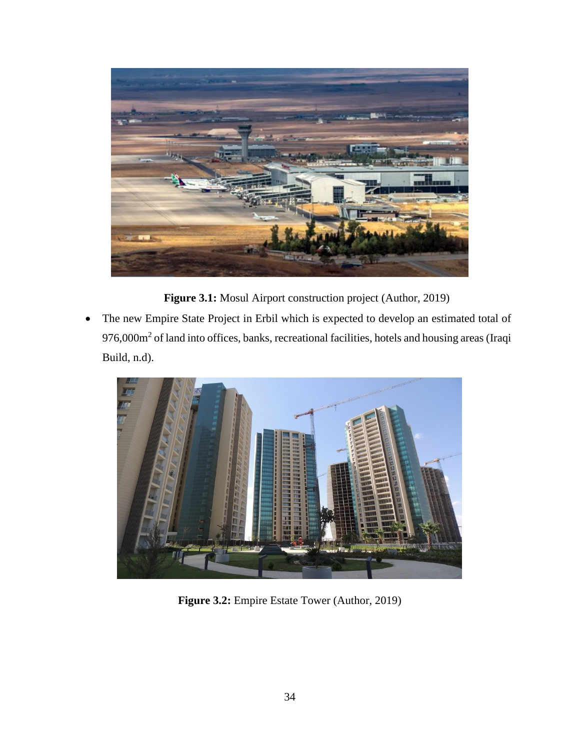**Figure 3.1:** Mosul Airport construction project (Author, 2019)

- The new Empire State Project in Erbil which is expected to develop an estimated total of 976,000m$^2$ of land into offices, banks, recreational facilities, hotels and housing areas (Iraqi Build, n.d).

**Figure 3.2:** Empire Estate Tower (Author, 2019)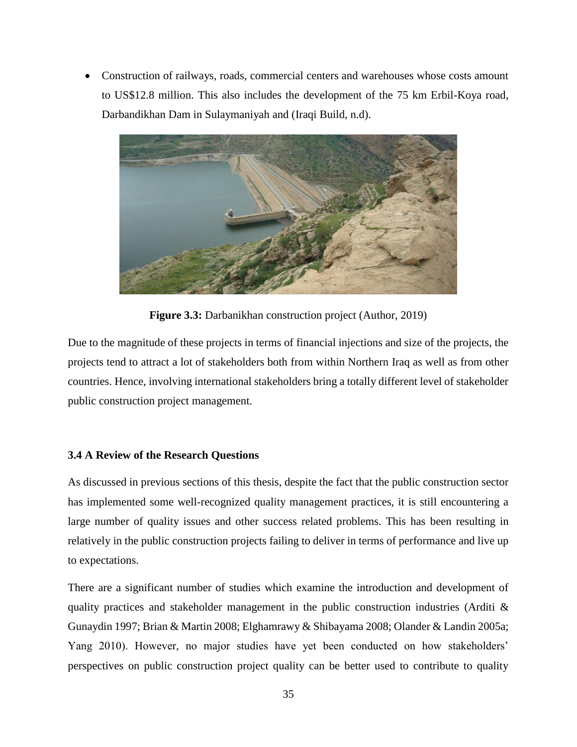- Construction of railways, roads, commercial centers and warehouses whose costs amount to US$12.8 million. This also includes the development of the 75 km Erbil-Koya road, Darbandikhan Dam in Sulaymaniyah and (Iraqi Build, n.d).

**Figure 3.3:** Darbanikhan construction project (Author, 2019)

Due to the magnitude of these projects in terms of financial injections and size of the projects, the projects tend to attract a lot of stakeholders both from within Northern Iraq as well as from other countries. Hence, involving international stakeholders bring a totally different level of stakeholder public construction project management.

### 3.4 A Review of the Research Questions

As discussed in previous sections of this thesis, despite the fact that the public construction sector has implemented some well-recognized quality management practices, it is still encountering a large number of quality issues and other success related problems. This has been resulting in relatively in the public construction projects failing to deliver in terms of performance and live up to expectations.

There are a significant number of studies which examine the introduction and development of quality practices and stakeholder management in the public construction industries (Arditi & Gunaydin 1997; Brian & Martin 2008; Elghamrawy & Shibayama 2008; Olander & Landin 2005a; Yang 2010). However, no major studies have yet been conducted on how stakeholders' perspectives on public construction project quality can be better used to contribute to quality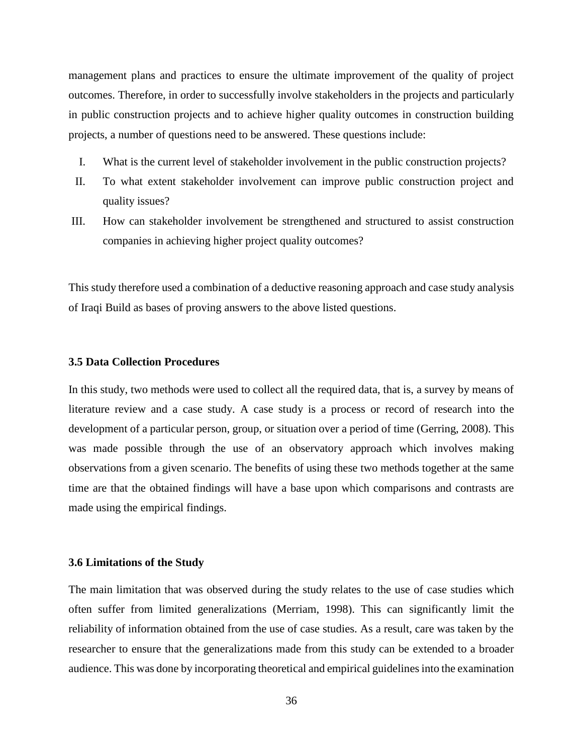management plans and practices to ensure the ultimate improvement of the quality of project outcomes. Therefore, in order to successfully involve stakeholders in the projects and particularly in public construction projects and to achieve higher quality outcomes in construction building projects, a number of questions need to be answered. These questions include:

I. What is the current level of stakeholder involvement in the public construction projects?
II. To what extent stakeholder involvement can improve public construction project and quality issues?
III. How can stakeholder involvement be strengthened and structured to assist construction companies in achieving higher project quality outcomes?

This study therefore used a combination of a deductive reasoning approach and case study analysis of Iraqi Build as bases of proving answers to the above listed questions.

### 3.5 Data Collection Procedures

In this study, two methods were used to collect all the required data, that is, a survey by means of literature review and a case study. A case study is a process or record of research into the development of a particular person, group, or situation over a period of time (Gerring, 2008). This was made possible through the use of an observatory approach which involves making observations from a given scenario. The benefits of using these two methods together at the same time are that the obtained findings will have a base upon which comparisons and contrasts are made using the empirical findings.

### 3.6 Limitations of the Study

The main limitation that was observed during the study relates to the use of case studies which often suffer from limited generalizations (Merriam, 1998). This can significantly limit the reliability of information obtained from the use of case studies. As a result, care was taken by the researcher to ensure that the generalizations made from this study can be extended to a broader audience. This was done by incorporating theoretical and empirical guidelines into the examination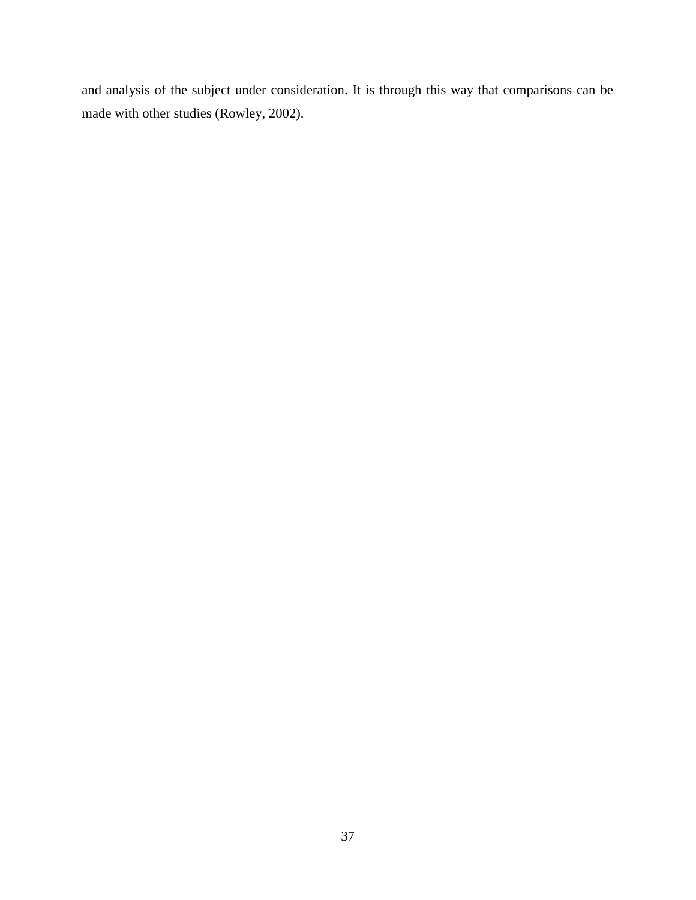and analysis of the subject under consideration. It is through this way that comparisons can be made with other studies (Rowley, 2002).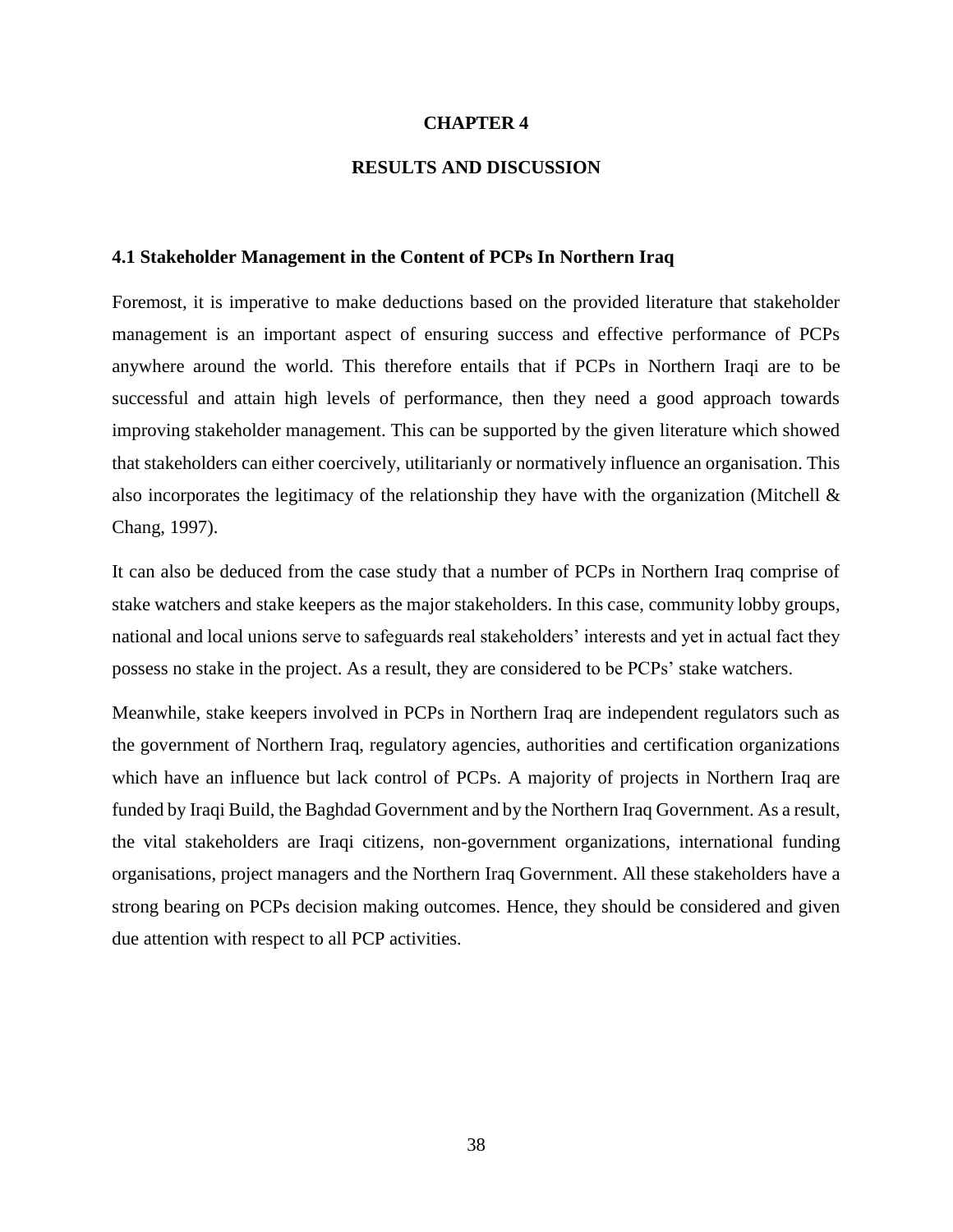# CHAPTER 4

# RESULTS AND DISCUSSION

## 4.1 Stakeholder Management in the Content of PCPs In Northern Iraq

Foremost, it is imperative to make deductions based on the provided literature that stakeholder management is an important aspect of ensuring success and effective performance of PCPs anywhere around the world. This therefore entails that if PCPs in Northern Iraqi are to be successful and attain high levels of performance, then they need a good approach towards improving stakeholder management. This can be supported by the given literature which showed that stakeholders can either coercively, utilitarianly or normatively influence an organisation. This also incorporates the legitimacy of the relationship they have with the organization (Mitchell & Chang, 1997).

It can also be deduced from the case study that a number of PCPs in Northern Iraq comprise of stake watchers and stake keepers as the major stakeholders. In this case, community lobby groups, national and local unions serve to safeguards real stakeholders' interests and yet in actual fact they possess no stake in the project. As a result, they are considered to be PCPs' stake watchers.

Meanwhile, stake keepers involved in PCPs in Northern Iraq are independent regulators such as the government of Northern Iraq, regulatory agencies, authorities and certification organizations which have an influence but lack control of PCPs. A majority of projects in Northern Iraq are funded by Iraqi Build, the Baghdad Government and by the Northern Iraq Government. As a result, the vital stakeholders are Iraqi citizens, non-government organizations, international funding organisations, project managers and the Northern Iraq Government. All these stakeholders have a strong bearing on PCPs decision making outcomes. Hence, they should be considered and given due attention with respect to all PCP activities.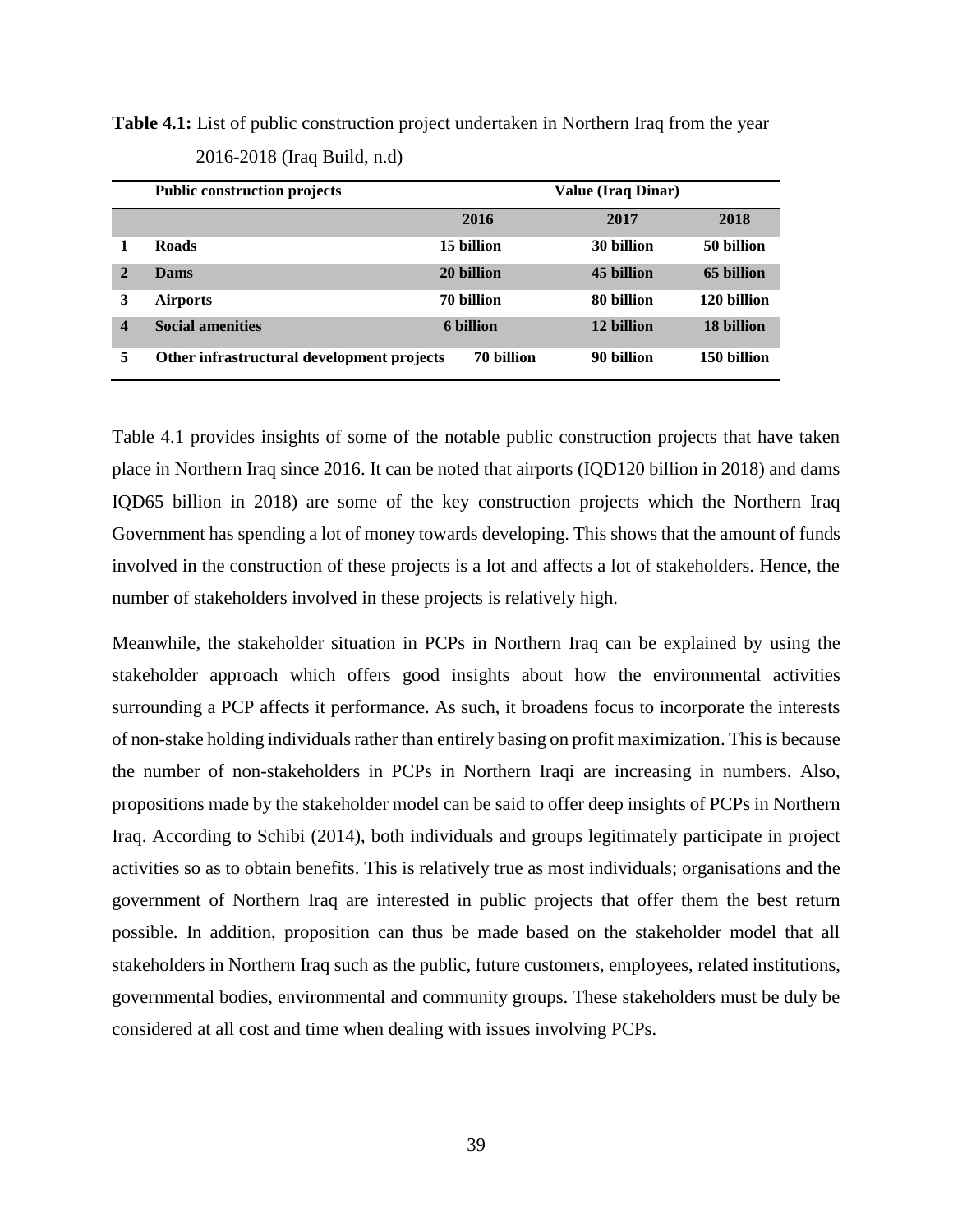**Table 4.1:** List of public construction project undertaken in Northern Iraq from the year 2016-2018 (Iraq Build, n.d)

| | **Public construction projects** | **Value (Iraq Dinar)** | | |
|---|---|---|---|---|
| | | **2016** | **2017** | **2018** |
| **1** | **Roads** | **15 billion** | **30 billion** | **50 billion** |
| **2** | **Dams** | **20 billion** | **45 billion** | **65 billion** |
| **3** | **Airports** | **70 billion** | **80 billion** | **120 billion** |
| **4** | **Social amenities** | **6 billion** | **12 billion** | **18 billion** |
| **5** | **Other infrastructural development projects** | **70 billion** | **90 billion** | **150 billion** |

Table 4.1 provides insights of some of the notable public construction projects that have taken place in Northern Iraq since 2016. It can be noted that airports (IQD120 billion in 2018) and dams IQD65 billion in 2018) are some of the key construction projects which the Northern Iraq Government has spending a lot of money towards developing. This shows that the amount of funds involved in the construction of these projects is a lot and affects a lot of stakeholders. Hence, the number of stakeholders involved in these projects is relatively high.

Meanwhile, the stakeholder situation in PCPs in Northern Iraq can be explained by using the stakeholder approach which offers good insights about how the environmental activities surrounding a PCP affects it performance. As such, it broadens focus to incorporate the interests of non-stake holding individuals rather than entirely basing on profit maximization. This is because the number of non-stakeholders in PCPs in Northern Iraqi are increasing in numbers. Also, propositions made by the stakeholder model can be said to offer deep insights of PCPs in Northern Iraq. According to Schibi (2014), both individuals and groups legitimately participate in project activities so as to obtain benefits. This is relatively true as most individuals; organisations and the government of Northern Iraq are interested in public projects that offer them the best return possible. In addition, proposition can thus be made based on the stakeholder model that all stakeholders in Northern Iraq such as the public, future customers, employees, related institutions, governmental bodies, environmental and community groups. These stakeholders must be duly be considered at all cost and time when dealing with issues involving PCPs.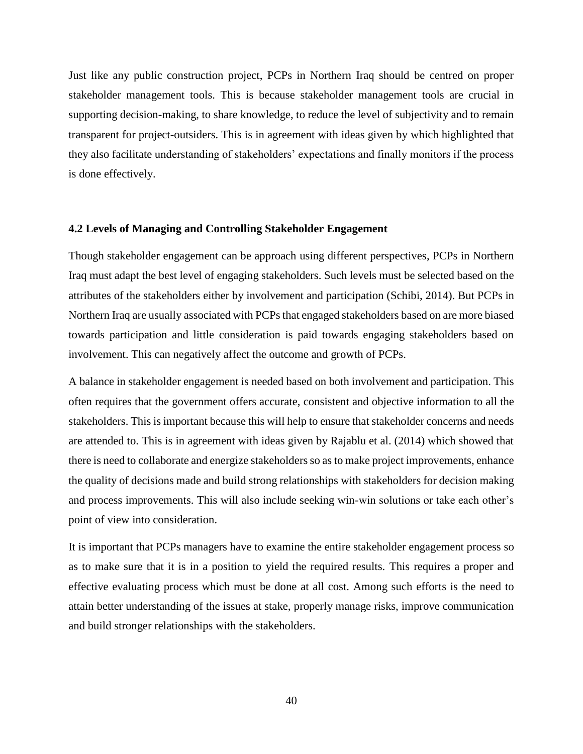Just like any public construction project, PCPs in Northern Iraq should be centred on proper stakeholder management tools. This is because stakeholder management tools are crucial in supporting decision-making, to share knowledge, to reduce the level of subjectivity and to remain transparent for project-outsiders. This is in agreement with ideas given by which highlighted that they also facilitate understanding of stakeholders' expectations and finally monitors if the process is done effectively.

### 4.2 Levels of Managing and Controlling Stakeholder Engagement

Though stakeholder engagement can be approach using different perspectives, PCPs in Northern Iraq must adapt the best level of engaging stakeholders. Such levels must be selected based on the attributes of the stakeholders either by involvement and participation (Schibi, 2014). But PCPs in Northern Iraq are usually associated with PCPs that engaged stakeholders based on are more biased towards participation and little consideration is paid towards engaging stakeholders based on involvement. This can negatively affect the outcome and growth of PCPs.

A balance in stakeholder engagement is needed based on both involvement and participation. This often requires that the government offers accurate, consistent and objective information to all the stakeholders. This is important because this will help to ensure that stakeholder concerns and needs are attended to. This is in agreement with ideas given by Rajablu et al. (2014) which showed that there is need to collaborate and energize stakeholders so as to make project improvements, enhance the quality of decisions made and build strong relationships with stakeholders for decision making and process improvements. This will also include seeking win-win solutions or take each other's point of view into consideration.

It is important that PCPs managers have to examine the entire stakeholder engagement process so as to make sure that it is in a position to yield the required results. This requires a proper and effective evaluating process which must be done at all cost. Among such efforts is the need to attain better understanding of the issues at stake, properly manage risks, improve communication and build stronger relationships with the stakeholders.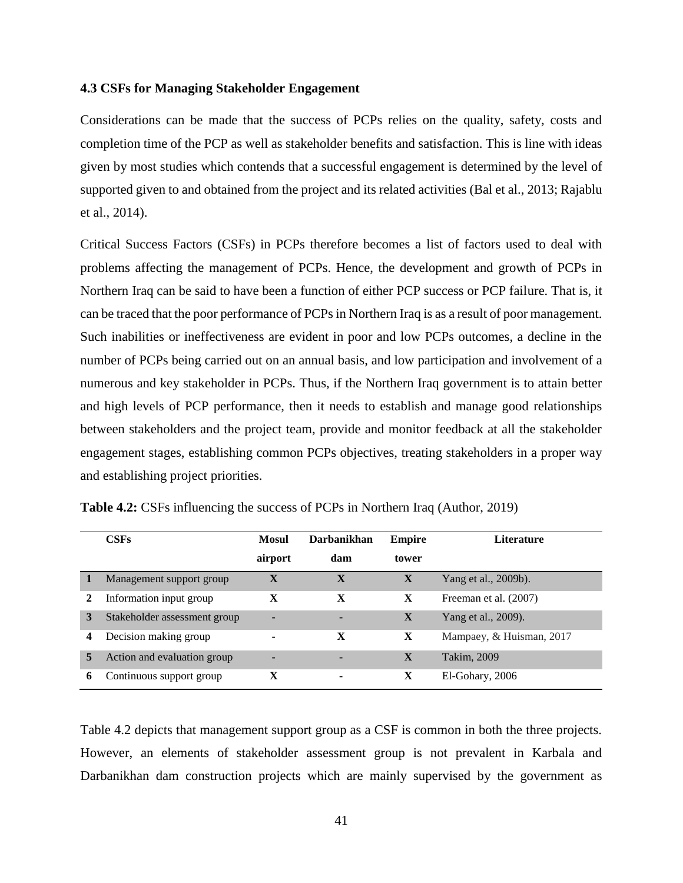### 4.3 CSFs for Managing Stakeholder Engagement

Considerations can be made that the success of PCPs relies on the quality, safety, costs and completion time of the PCP as well as stakeholder benefits and satisfaction. This is line with ideas given by most studies which contends that a successful engagement is determined by the level of supported given to and obtained from the project and its related activities (Bal et al., 2013; Rajablu et al., 2014).

Critical Success Factors (CSFs) in PCPs therefore becomes a list of factors used to deal with problems affecting the management of PCPs. Hence, the development and growth of PCPs in Northern Iraq can be said to have been a function of either PCP success or PCP failure. That is, it can be traced that the poor performance of PCPs in Northern Iraq is as a result of poor management. Such inabilities or ineffectiveness are evident in poor and low PCPs outcomes, a decline in the number of PCPs being carried out on an annual basis, and low participation and involvement of a numerous and key stakeholder in PCPs. Thus, if the Northern Iraq government is to attain better and high levels of PCP performance, then it needs to establish and manage good relationships between stakeholders and the project team, provide and monitor feedback at all the stakeholder engagement stages, establishing common PCPs objectives, treating stakeholders in a proper way and establishing project priorities.

**Table 4.2:** CSFs influencing the success of PCPs in Northern Iraq (Author, 2019)

| | CSFs | Mosul airport | Darbanikhan dam | Empire tower | Literature |
|---|---|---|---|---|---|
| 1 | Management support group | X | X | X | Yang et al., 2009b). |
| 2 | Information input group | X | X | X | Freeman et al. (2007) |
| 3 | Stakeholder assessment group | - | - | X | Yang et al., 2009). |
| 4 | Decision making group | - | X | X | Mampaey, & Huisman, 2017 |
| 5 | Action and evaluation group | - | - | X | Takim, 2009 |
| 6 | Continuous support group | X | - | X | El-Gohary, 2006 |

Table 4.2 depicts that management support group as a CSF is common in both the three projects. However, an elements of stakeholder assessment group is not prevalent in Karbala and Darbanikhan dam construction projects which are mainly supervised by the government as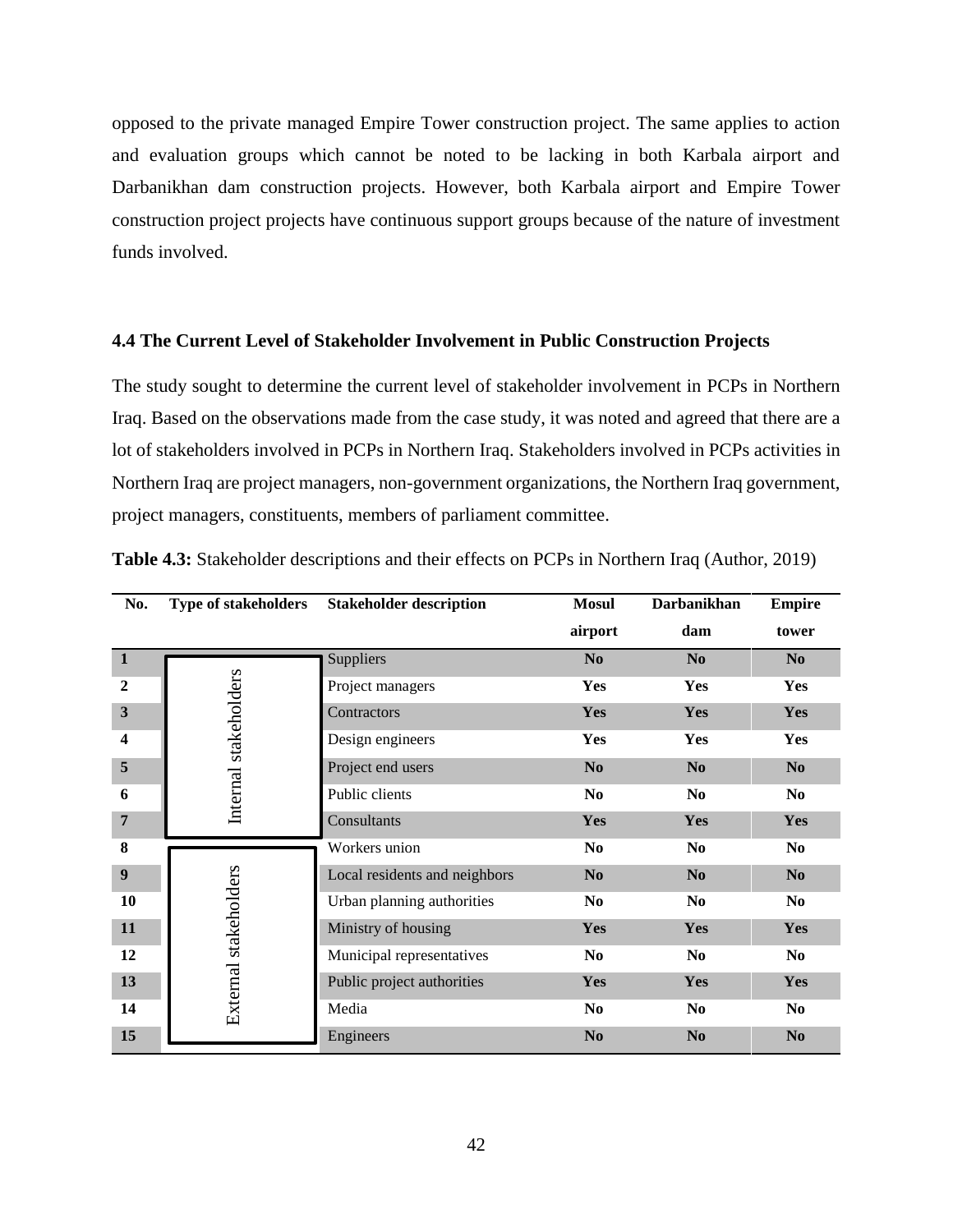opposed to the private managed Empire Tower construction project. The same applies to action and evaluation groups which cannot be noted to be lacking in both Karbala airport and Darbanikhan dam construction projects. However, both Karbala airport and Empire Tower construction project projects have continuous support groups because of the nature of investment funds involved.

### 4.4 The Current Level of Stakeholder Involvement in Public Construction Projects

The study sought to determine the current level of stakeholder involvement in PCPs in Northern Iraq. Based on the observations made from the case study, it was noted and agreed that there are a lot of stakeholders involved in PCPs in Northern Iraq. Stakeholders involved in PCPs activities in Northern Iraq are project managers, non-government organizations, the Northern Iraq government, project managers, constituents, members of parliament committee.

**Table 4.3:** Stakeholder descriptions and their effects on PCPs in Northern Iraq (Author, 2019)

| No. | Type of stakeholders | Stakeholder description | Mosul airport | Darbanikhan dam | Empire tower |
|---|---|---|---|---|---|
| 1 | Internal stakeholders | Suppliers | No | No | No |
| 2 | | Project managers | Yes | Yes | Yes |
| 3 | | Contractors | Yes | Yes | Yes |
| 4 | | Design engineers | Yes | Yes | Yes |
| 5 | | Project end users | No | No | No |
| 6 | | Public clients | No | No | No |
| 7 | | Consultants | Yes | Yes | Yes |
| 8 | External stakeholders | Workers union | No | No | No |
| 9 | | Local residents and neighbors | No | No | No |
| 10 | | Urban planning authorities | No | No | No |
| 11 | | Ministry of housing | Yes | Yes | Yes |
| 12 | | Municipal representatives | No | No | No |
| 13 | | Public project authorities | Yes | Yes | Yes |
| 14 | | Media | No | No | No |
| 15 | | Engineers | No | No | No |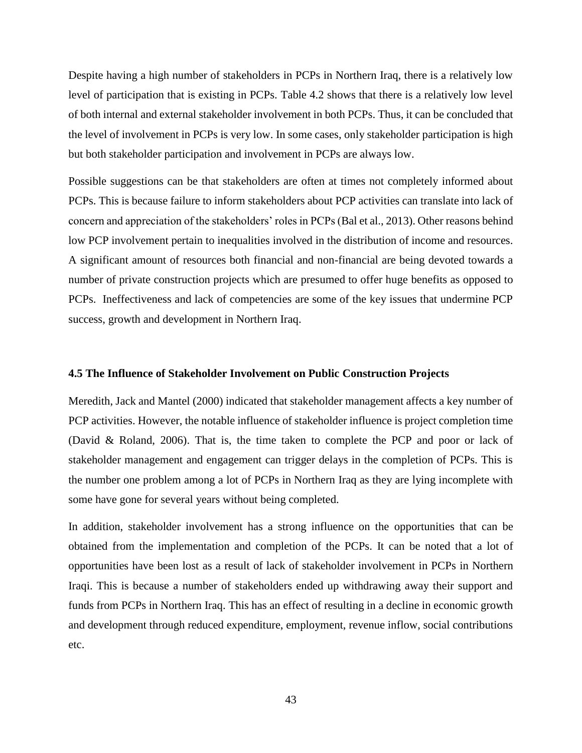Despite having a high number of stakeholders in PCPs in Northern Iraq, there is a relatively low level of participation that is existing in PCPs. Table 4.2 shows that there is a relatively low level of both internal and external stakeholder involvement in both PCPs. Thus, it can be concluded that the level of involvement in PCPs is very low. In some cases, only stakeholder participation is high but both stakeholder participation and involvement in PCPs are always low.

Possible suggestions can be that stakeholders are often at times not completely informed about PCPs. This is because failure to inform stakeholders about PCP activities can translate into lack of concern and appreciation of the stakeholders' roles in PCPs (Bal et al., 2013). Other reasons behind low PCP involvement pertain to inequalities involved in the distribution of income and resources. A significant amount of resources both financial and non-financial are being devoted towards a number of private construction projects which are presumed to offer huge benefits as opposed to PCPs. Ineffectiveness and lack of competencies are some of the key issues that undermine PCP success, growth and development in Northern Iraq.

### 4.5 The Influence of Stakeholder Involvement on Public Construction Projects

Meredith, Jack and Mantel (2000) indicated that stakeholder management affects a key number of PCP activities. However, the notable influence of stakeholder influence is project completion time (David & Roland, 2006). That is, the time taken to complete the PCP and poor or lack of stakeholder management and engagement can trigger delays in the completion of PCPs. This is the number one problem among a lot of PCPs in Northern Iraq as they are lying incomplete with some have gone for several years without being completed.

In addition, stakeholder involvement has a strong influence on the opportunities that can be obtained from the implementation and completion of the PCPs. It can be noted that a lot of opportunities have been lost as a result of lack of stakeholder involvement in PCPs in Northern Iraqi. This is because a number of stakeholders ended up withdrawing away their support and funds from PCPs in Northern Iraq. This has an effect of resulting in a decline in economic growth and development through reduced expenditure, employment, revenue inflow, social contributions etc.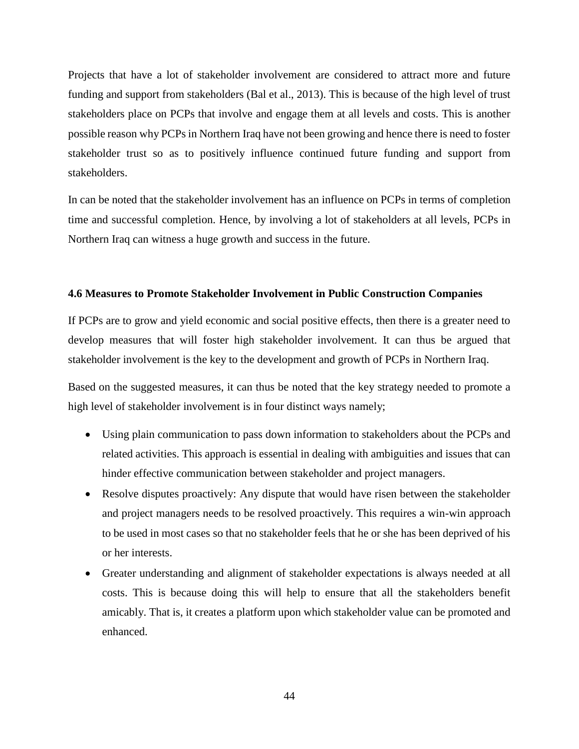Projects that have a lot of stakeholder involvement are considered to attract more and future funding and support from stakeholders (Bal et al., 2013). This is because of the high level of trust stakeholders place on PCPs that involve and engage them at all levels and costs. This is another possible reason why PCPs in Northern Iraq have not been growing and hence there is need to foster stakeholder trust so as to positively influence continued future funding and support from stakeholders.

In can be noted that the stakeholder involvement has an influence on PCPs in terms of completion time and successful completion. Hence, by involving a lot of stakeholders at all levels, PCPs in Northern Iraq can witness a huge growth and success in the future.

### 4.6 Measures to Promote Stakeholder Involvement in Public Construction Companies

If PCPs are to grow and yield economic and social positive effects, then there is a greater need to develop measures that will foster high stakeholder involvement. It can thus be argued that stakeholder involvement is the key to the development and growth of PCPs in Northern Iraq.

Based on the suggested measures, it can thus be noted that the key strategy needed to promote a high level of stakeholder involvement is in four distinct ways namely;

- Using plain communication to pass down information to stakeholders about the PCPs and related activities. This approach is essential in dealing with ambiguities and issues that can hinder effective communication between stakeholder and project managers.
- Resolve disputes proactively: Any dispute that would have risen between the stakeholder and project managers needs to be resolved proactively. This requires a win-win approach to be used in most cases so that no stakeholder feels that he or she has been deprived of his or her interests.
- Greater understanding and alignment of stakeholder expectations is always needed at all costs. This is because doing this will help to ensure that all the stakeholders benefit amicably. That is, it creates a platform upon which stakeholder value can be promoted and enhanced.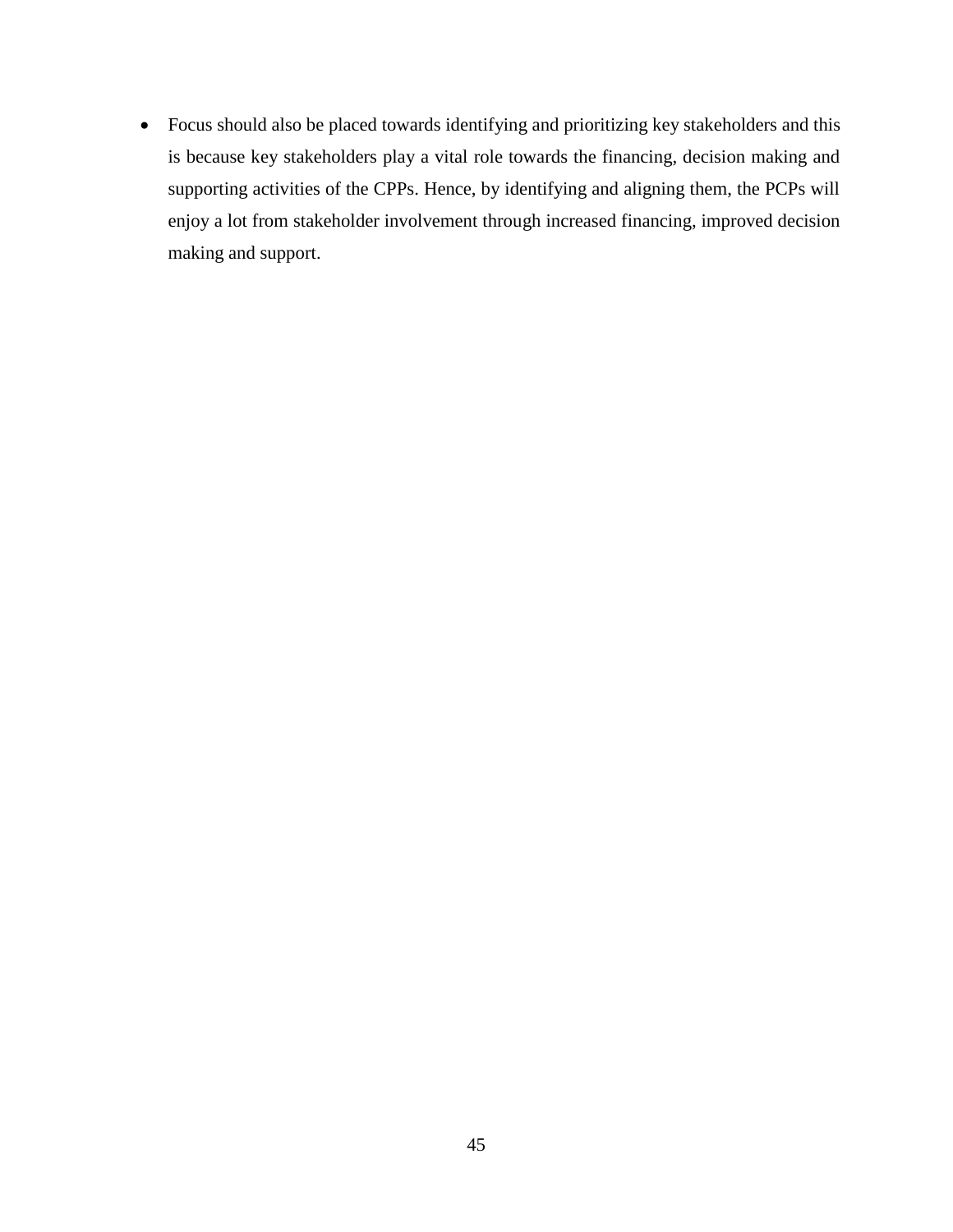- Focus should also be placed towards identifying and prioritizing key stakeholders and this is because key stakeholders play a vital role towards the financing, decision making and supporting activities of the CPPs. Hence, by identifying and aligning them, the PCPs will enjoy a lot from stakeholder involvement through increased financing, improved decision making and support.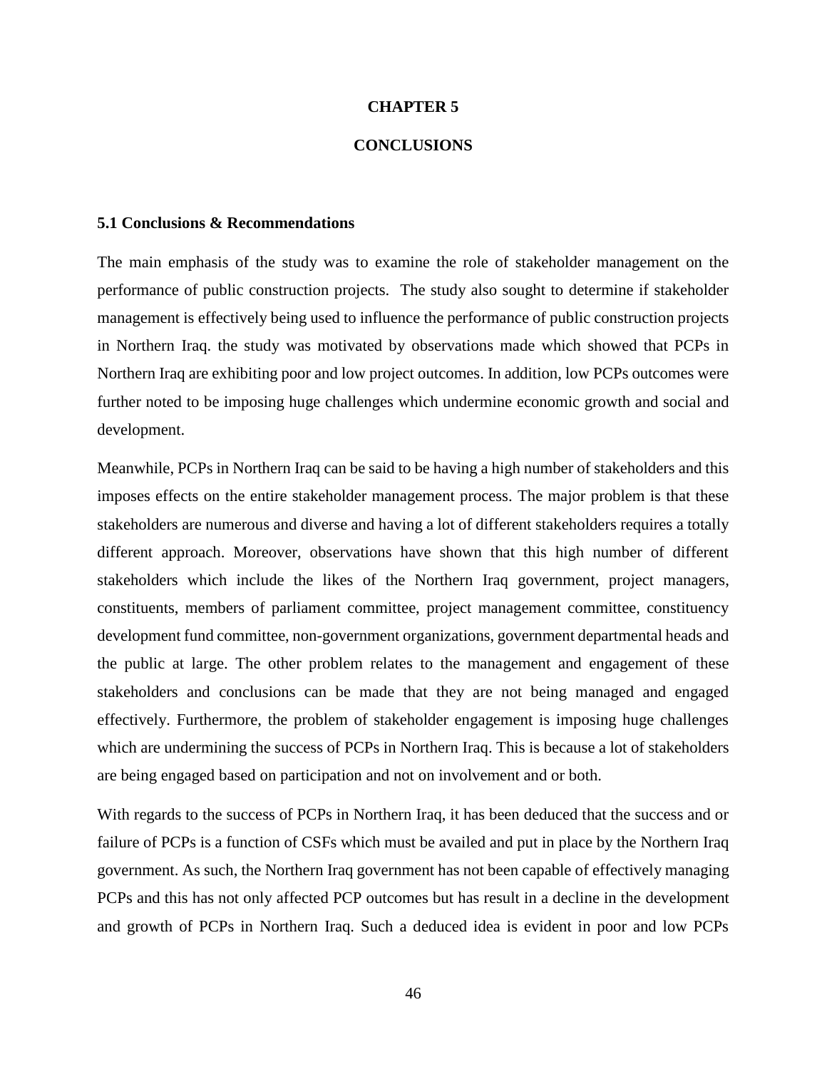# CHAPTER 5

# CONCLUSIONS

### 5.1 Conclusions & Recommendations

The main emphasis of the study was to examine the role of stakeholder management on the performance of public construction projects. The study also sought to determine if stakeholder management is effectively being used to influence the performance of public construction projects in Northern Iraq. the study was motivated by observations made which showed that PCPs in Northern Iraq are exhibiting poor and low project outcomes. In addition, low PCPs outcomes were further noted to be imposing huge challenges which undermine economic growth and social and development.

Meanwhile, PCPs in Northern Iraq can be said to be having a high number of stakeholders and this imposes effects on the entire stakeholder management process. The major problem is that these stakeholders are numerous and diverse and having a lot of different stakeholders requires a totally different approach. Moreover, observations have shown that this high number of different stakeholders which include the likes of the Northern Iraq government, project managers, constituents, members of parliament committee, project management committee, constituency development fund committee, non-government organizations, government departmental heads and the public at large. The other problem relates to the management and engagement of these stakeholders and conclusions can be made that they are not being managed and engaged effectively. Furthermore, the problem of stakeholder engagement is imposing huge challenges which are undermining the success of PCPs in Northern Iraq. This is because a lot of stakeholders are being engaged based on participation and not on involvement and or both.

With regards to the success of PCPs in Northern Iraq, it has been deduced that the success and or failure of PCPs is a function of CSFs which must be availed and put in place by the Northern Iraq government. As such, the Northern Iraq government has not been capable of effectively managing PCPs and this has not only affected PCP outcomes but has result in a decline in the development and growth of PCPs in Northern Iraq. Such a deduced idea is evident in poor and low PCPs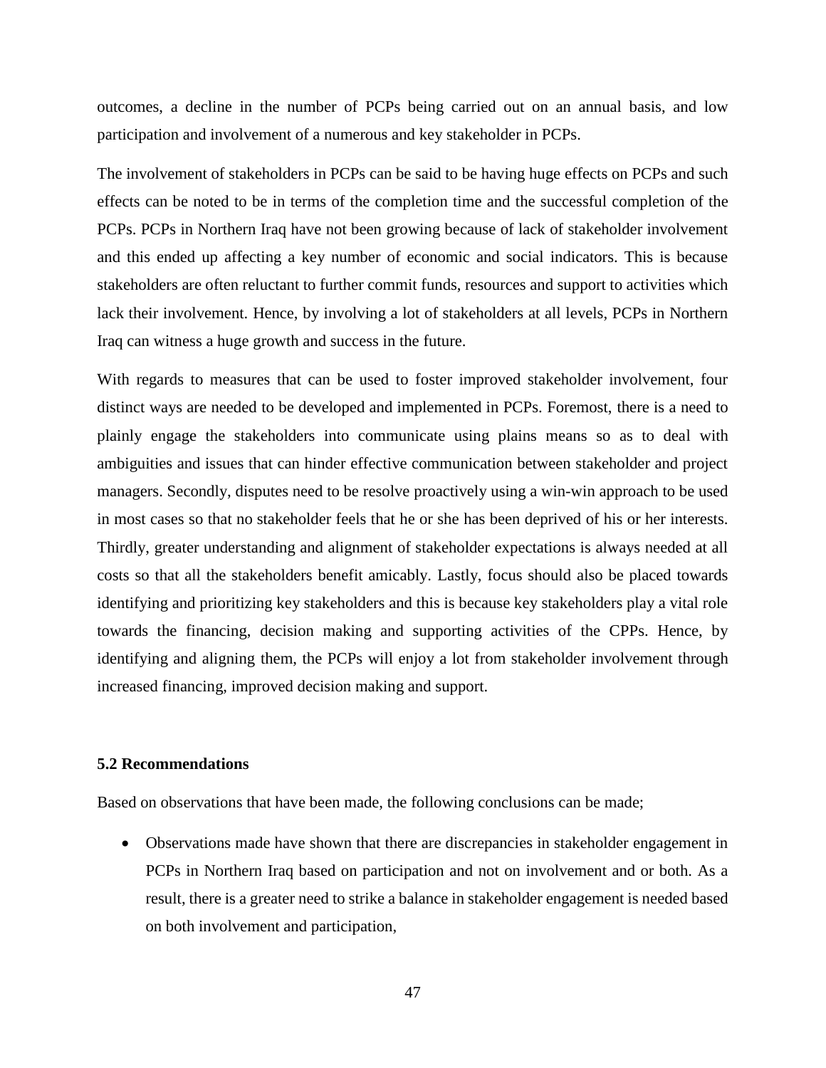outcomes, a decline in the number of PCPs being carried out on an annual basis, and low participation and involvement of a numerous and key stakeholder in PCPs.

The involvement of stakeholders in PCPs can be said to be having huge effects on PCPs and such effects can be noted to be in terms of the completion time and the successful completion of the PCPs. PCPs in Northern Iraq have not been growing because of lack of stakeholder involvement and this ended up affecting a key number of economic and social indicators. This is because stakeholders are often reluctant to further commit funds, resources and support to activities which lack their involvement. Hence, by involving a lot of stakeholders at all levels, PCPs in Northern Iraq can witness a huge growth and success in the future.

With regards to measures that can be used to foster improved stakeholder involvement, four distinct ways are needed to be developed and implemented in PCPs. Foremost, there is a need to plainly engage the stakeholders into communicate using plains means so as to deal with ambiguities and issues that can hinder effective communication between stakeholder and project managers. Secondly, disputes need to be resolve proactively using a win-win approach to be used in most cases so that no stakeholder feels that he or she has been deprived of his or her interests. Thirdly, greater understanding and alignment of stakeholder expectations is always needed at all costs so that all the stakeholders benefit amicably. Lastly, focus should also be placed towards identifying and prioritizing key stakeholders and this is because key stakeholders play a vital role towards the financing, decision making and supporting activities of the CPPs. Hence, by identifying and aligning them, the PCPs will enjoy a lot from stakeholder involvement through increased financing, improved decision making and support.

### 5.2 Recommendations

Based on observations that have been made, the following conclusions can be made;

- Observations made have shown that there are discrepancies in stakeholder engagement in PCPs in Northern Iraq based on participation and not on involvement and or both. As a result, there is a greater need to strike a balance in stakeholder engagement is needed based on both involvement and participation,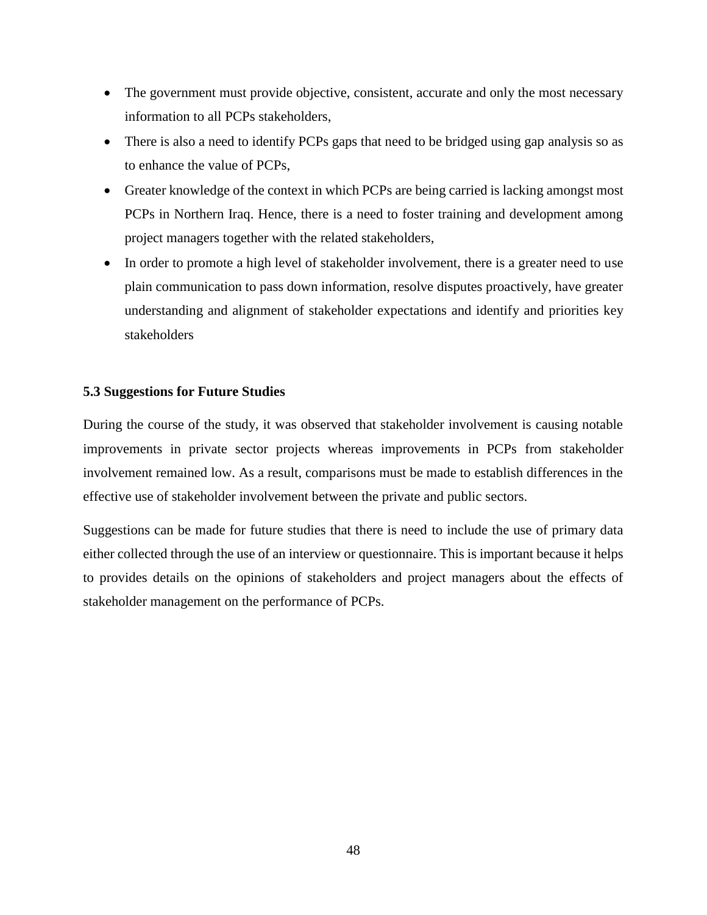- The government must provide objective, consistent, accurate and only the most necessary information to all PCPs stakeholders,
- There is also a need to identify PCPs gaps that need to be bridged using gap analysis so as to enhance the value of PCPs,
- Greater knowledge of the context in which PCPs are being carried is lacking amongst most PCPs in Northern Iraq. Hence, there is a need to foster training and development among project managers together with the related stakeholders,
- In order to promote a high level of stakeholder involvement, there is a greater need to use plain communication to pass down information, resolve disputes proactively, have greater understanding and alignment of stakeholder expectations and identify and priorities key stakeholders

### 5.3 Suggestions for Future Studies

During the course of the study, it was observed that stakeholder involvement is causing notable improvements in private sector projects whereas improvements in PCPs from stakeholder involvement remained low. As a result, comparisons must be made to establish differences in the effective use of stakeholder involvement between the private and public sectors.

Suggestions can be made for future studies that there is need to include the use of primary data either collected through the use of an interview or questionnaire. This is important because it helps to provides details on the opinions of stakeholders and project managers about the effects of stakeholder management on the performance of PCPs.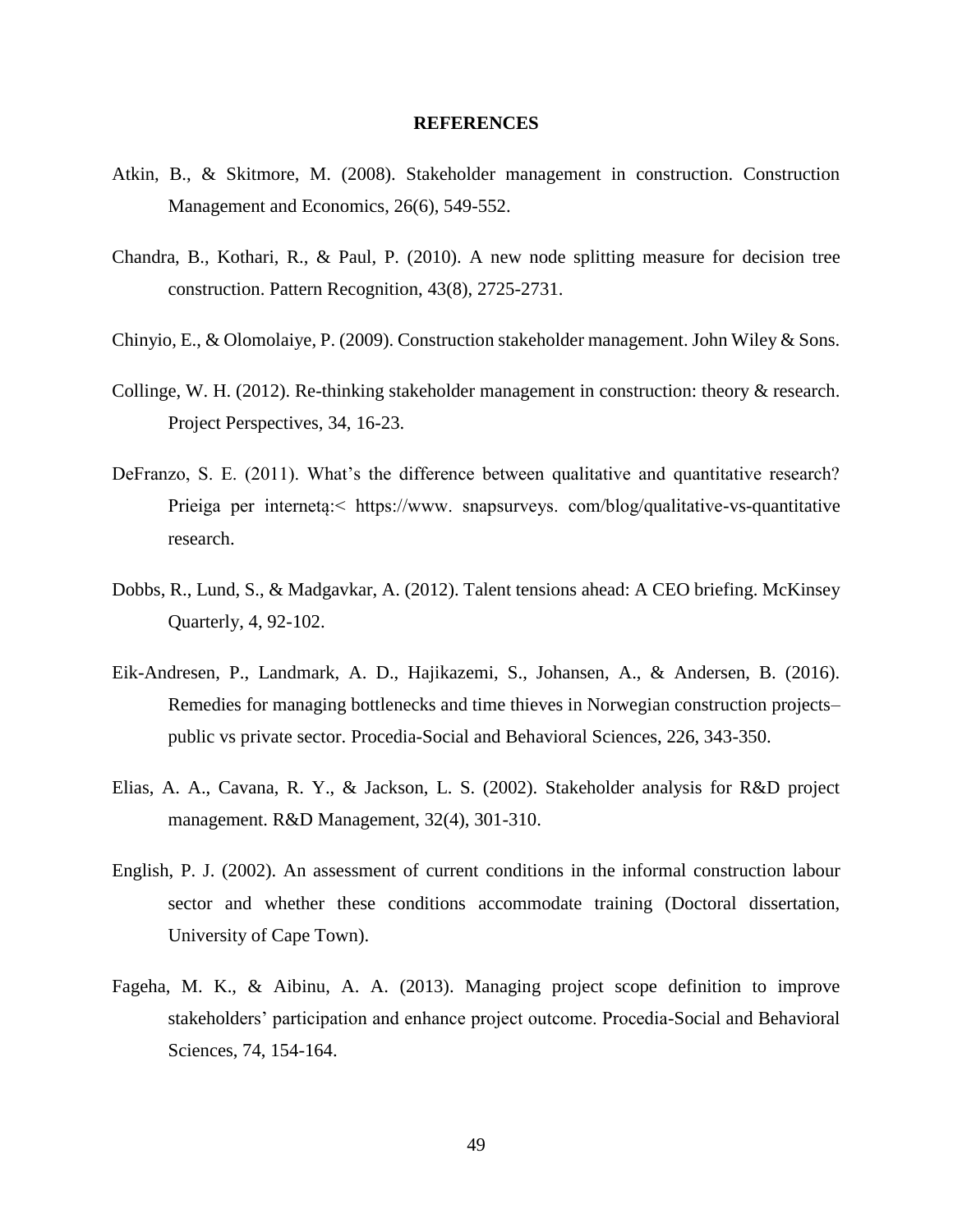# REFERENCES

Atkin, B., & Skitmore, M. (2008). Stakeholder management in construction. Construction Management and Economics, 26(6), 549-552.

Chandra, B., Kothari, R., & Paul, P. (2010). A new node splitting measure for decision tree construction. Pattern Recognition, 43(8), 2725-2731.

Chinyio, E., & Olomolaiye, P. (2009). Construction stakeholder management. John Wiley & Sons.

Collinge, W. H. (2012). Re-thinking stakeholder management in construction: theory & research. Project Perspectives, 34, 16-23.

DeFranzo, S. E. (2011). What's the difference between qualitative and quantitative research? Prieiga per internetą:< https://www. snapsurveys. com/blog/qualitative-vs-quantitative research.

Dobbs, R., Lund, S., & Madgavkar, A. (2012). Talent tensions ahead: A CEO briefing. McKinsey Quarterly, 4, 92-102.

Eik-Andresen, P., Landmark, A. D., Hajikazemi, S., Johansen, A., & Andersen, B. (2016). Remedies for managing bottlenecks and time thieves in Norwegian construction projects– public vs private sector. Procedia-Social and Behavioral Sciences, 226, 343-350.

Elias, A. A., Cavana, R. Y., & Jackson, L. S. (2002). Stakeholder analysis for R&D project management. R&D Management, 32(4), 301-310.

English, P. J. (2002). An assessment of current conditions in the informal construction labour sector and whether these conditions accommodate training (Doctoral dissertation, University of Cape Town).

Fageha, M. K., & Aibinu, A. A. (2013). Managing project scope definition to improve stakeholders' participation and enhance project outcome. Procedia-Social and Behavioral Sciences, 74, 154-164.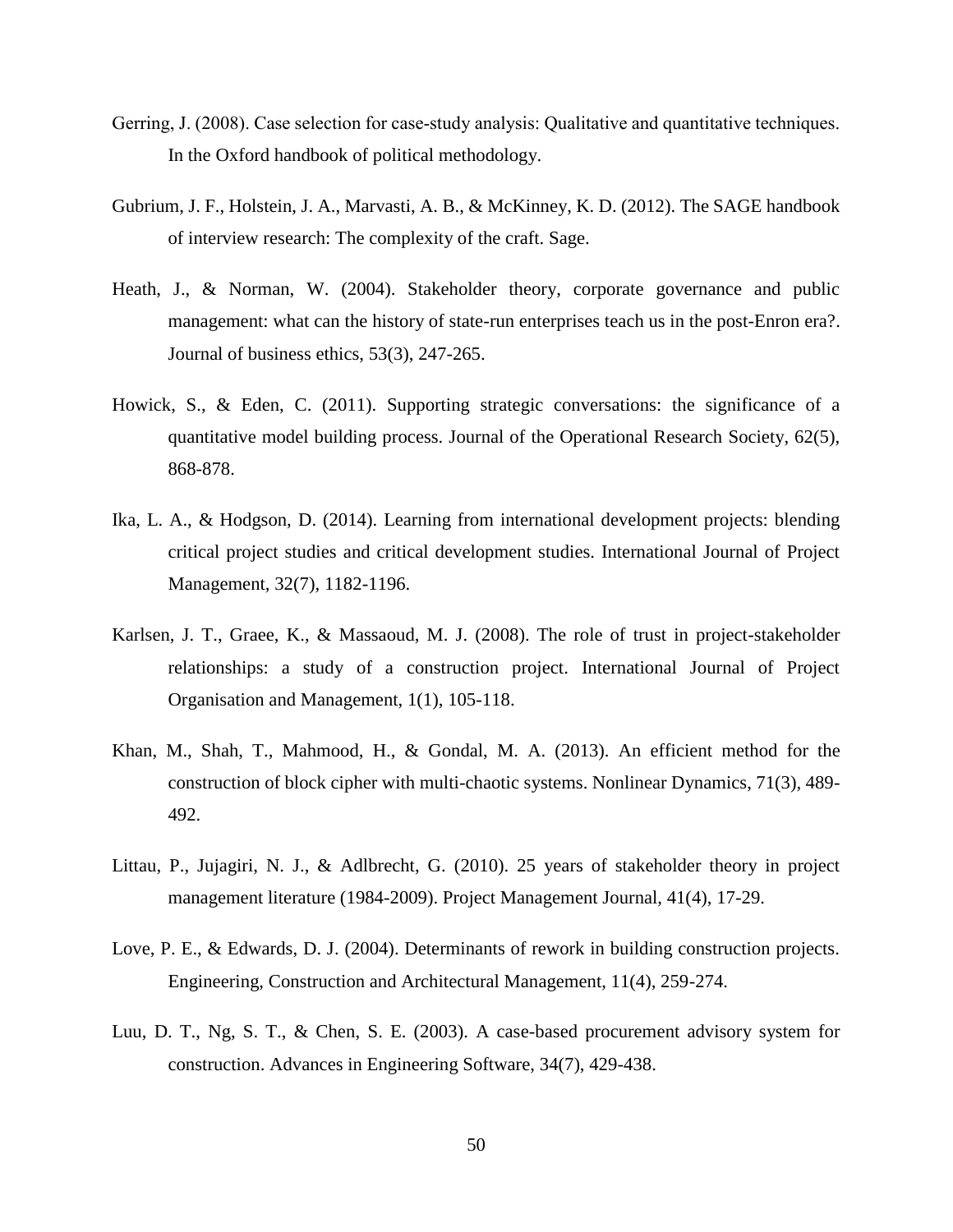Gerring, J. (2008). Case selection for case-study analysis: Qualitative and quantitative techniques. In the Oxford handbook of political methodology.

Gubrium, J. F., Holstein, J. A., Marvasti, A. B., & McKinney, K. D. (2012). The SAGE handbook of interview research: The complexity of the craft. Sage.

Heath, J., & Norman, W. (2004). Stakeholder theory, corporate governance and public management: what can the history of state-run enterprises teach us in the post-Enron era?. Journal of business ethics, 53(3), 247-265.

Howick, S., & Eden, C. (2011). Supporting strategic conversations: the significance of a quantitative model building process. Journal of the Operational Research Society, 62(5), 868-878.

Ika, L. A., & Hodgson, D. (2014). Learning from international development projects: blending critical project studies and critical development studies. International Journal of Project Management, 32(7), 1182-1196.

Karlsen, J. T., Graee, K., & Massaoud, M. J. (2008). The role of trust in project-stakeholder relationships: a study of a construction project. International Journal of Project Organisation and Management, 1(1), 105-118.

Khan, M., Shah, T., Mahmood, H., & Gondal, M. A. (2013). An efficient method for the construction of block cipher with multi-chaotic systems. Nonlinear Dynamics, 71(3), 489-492.

Littau, P., Jujagiri, N. J., & Adlbrecht, G. (2010). 25 years of stakeholder theory in project management literature (1984-2009). Project Management Journal, 41(4), 17-29.

Love, P. E., & Edwards, D. J. (2004). Determinants of rework in building construction projects. Engineering, Construction and Architectural Management, 11(4), 259-274.

Luu, D. T., Ng, S. T., & Chen, S. E. (2003). A case-based procurement advisory system for construction. Advances in Engineering Software, 34(7), 429-438.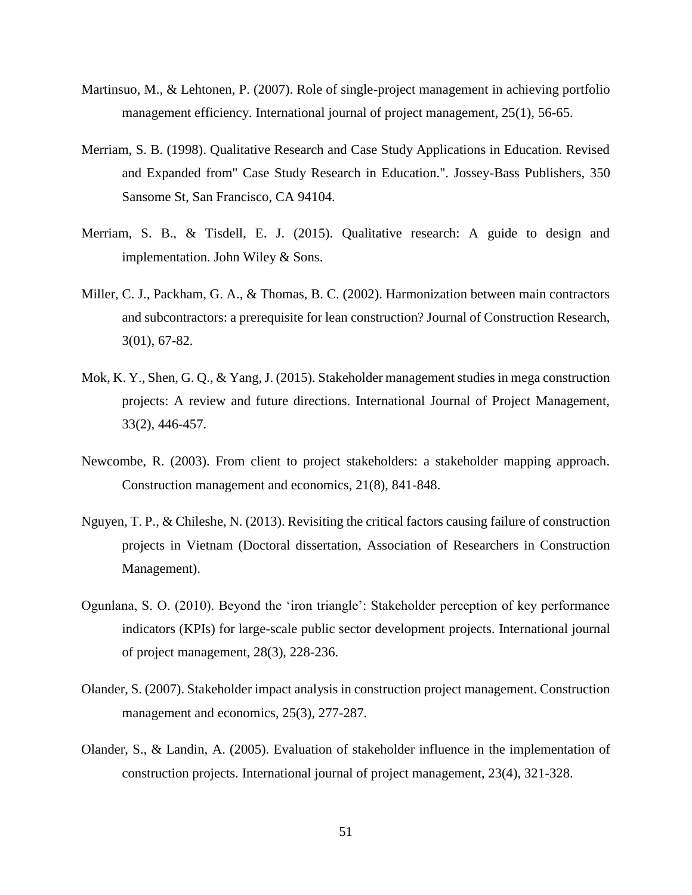Martinsuo, M., & Lehtonen, P. (2007). Role of single-project management in achieving portfolio management efficiency. International journal of project management, 25(1), 56-65.

Merriam, S. B. (1998). Qualitative Research and Case Study Applications in Education. Revised and Expanded from" Case Study Research in Education.". Jossey-Bass Publishers, 350 Sansome St, San Francisco, CA 94104.

Merriam, S. B., & Tisdell, E. J. (2015). Qualitative research: A guide to design and implementation. John Wiley & Sons.

Miller, C. J., Packham, G. A., & Thomas, B. C. (2002). Harmonization between main contractors and subcontractors: a prerequisite for lean construction? Journal of Construction Research, 3(01), 67-82.

Mok, K. Y., Shen, G. Q., & Yang, J. (2015). Stakeholder management studies in mega construction projects: A review and future directions. International Journal of Project Management, 33(2), 446-457.

Newcombe, R. (2003). From client to project stakeholders: a stakeholder mapping approach. Construction management and economics, 21(8), 841-848.

Nguyen, T. P., & Chileshe, N. (2013). Revisiting the critical factors causing failure of construction projects in Vietnam (Doctoral dissertation, Association of Researchers in Construction Management).

Ogunlana, S. O. (2010). Beyond the 'iron triangle': Stakeholder perception of key performance indicators (KPIs) for large-scale public sector development projects. International journal of project management, 28(3), 228-236.

Olander, S. (2007). Stakeholder impact analysis in construction project management. Construction management and economics, 25(3), 277-287.

Olander, S., & Landin, A. (2005). Evaluation of stakeholder influence in the implementation of construction projects. International journal of project management, 23(4), 321-328.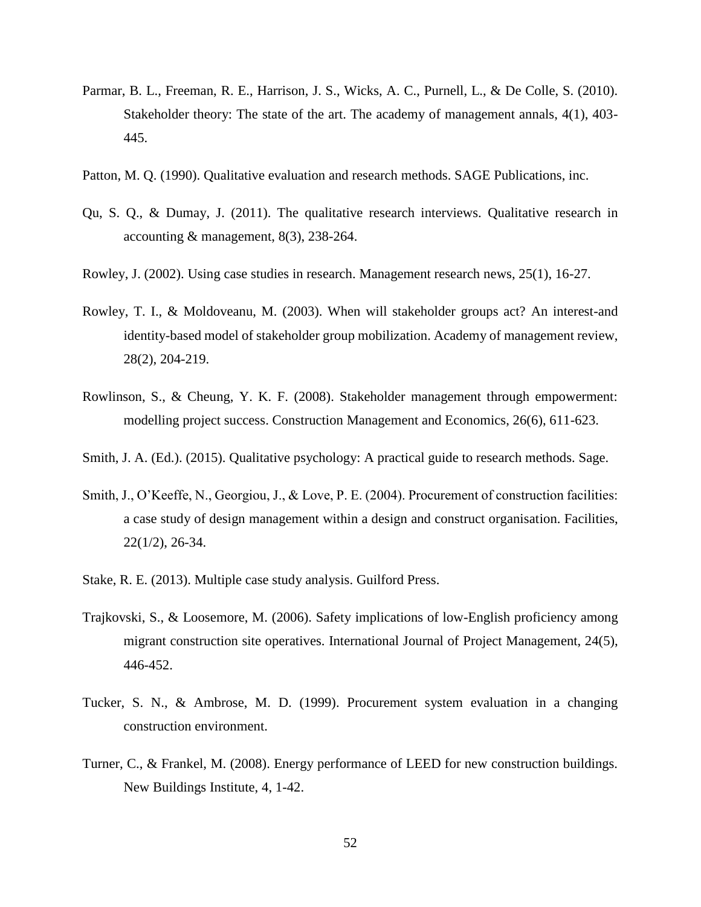Parmar, B. L., Freeman, R. E., Harrison, J. S., Wicks, A. C., Purnell, L., & De Colle, S. (2010). Stakeholder theory: The state of the art. The academy of management annals, 4(1), 403-445.

Patton, M. Q. (1990). Qualitative evaluation and research methods. SAGE Publications, inc.

Qu, S. Q., & Dumay, J. (2011). The qualitative research interviews. Qualitative research in accounting & management, 8(3), 238-264.

Rowley, J. (2002). Using case studies in research. Management research news, 25(1), 16-27.

Rowley, T. I., & Moldoveanu, M. (2003). When will stakeholder groups act? An interest-and identity-based model of stakeholder group mobilization. Academy of management review, 28(2), 204-219.

Rowlinson, S., & Cheung, Y. K. F. (2008). Stakeholder management through empowerment: modelling project success. Construction Management and Economics, 26(6), 611-623.

Smith, J. A. (Ed.). (2015). Qualitative psychology: A practical guide to research methods. Sage.

Smith, J., O'Keeffe, N., Georgiou, J., & Love, P. E. (2004). Procurement of construction facilities: a case study of design management within a design and construct organisation. Facilities, 22(1/2), 26-34.

Stake, R. E. (2013). Multiple case study analysis. Guilford Press.

Trajkovski, S., & Loosemore, M. (2006). Safety implications of low-English proficiency among migrant construction site operatives. International Journal of Project Management, 24(5), 446-452.

Tucker, S. N., & Ambrose, M. D. (1999). Procurement system evaluation in a changing construction environment.

Turner, C., & Frankel, M. (2008). Energy performance of LEED for new construction buildings. New Buildings Institute, 4, 1-42.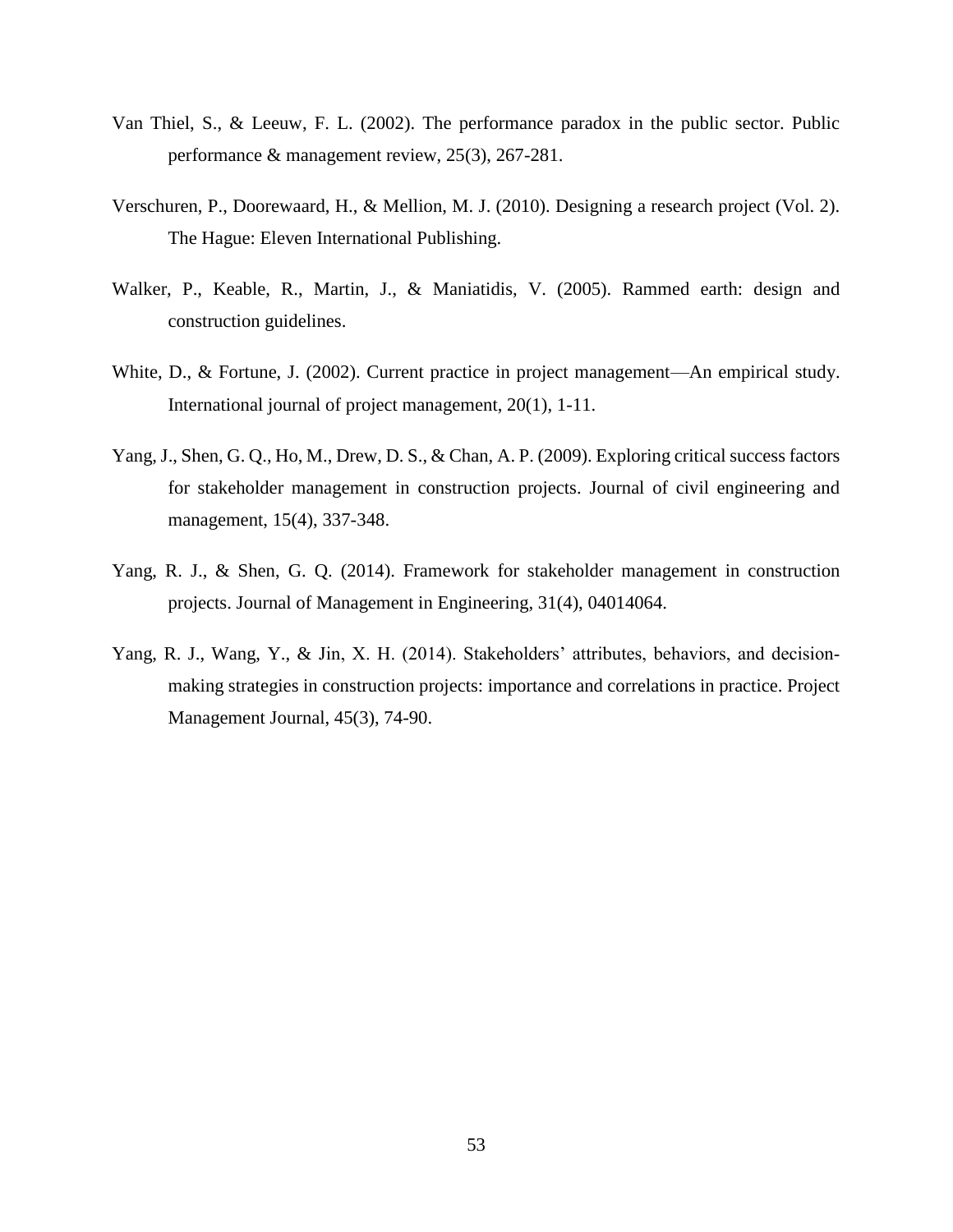Van Thiel, S., & Leeuw, F. L. (2002). The performance paradox in the public sector. Public performance & management review, 25(3), 267-281.

Verschuren, P., Doorewaard, H., & Mellion, M. J. (2010). Designing a research project (Vol. 2). The Hague: Eleven International Publishing.

Walker, P., Keable, R., Martin, J., & Maniatidis, V. (2005). Rammed earth: design and construction guidelines.

White, D., & Fortune, J. (2002). Current practice in project management—An empirical study. International journal of project management, 20(1), 1-11.

Yang, J., Shen, G. Q., Ho, M., Drew, D. S., & Chan, A. P. (2009). Exploring critical success factors for stakeholder management in construction projects. Journal of civil engineering and management, 15(4), 337-348.

Yang, R. J., & Shen, G. Q. (2014). Framework for stakeholder management in construction projects. Journal of Management in Engineering, 31(4), 04014064.

Yang, R. J., Wang, Y., & Jin, X. H. (2014). Stakeholders' attributes, behaviors, and decision-making strategies in construction projects: importance and correlations in practice. Project Management Journal, 45(3), 74-90.